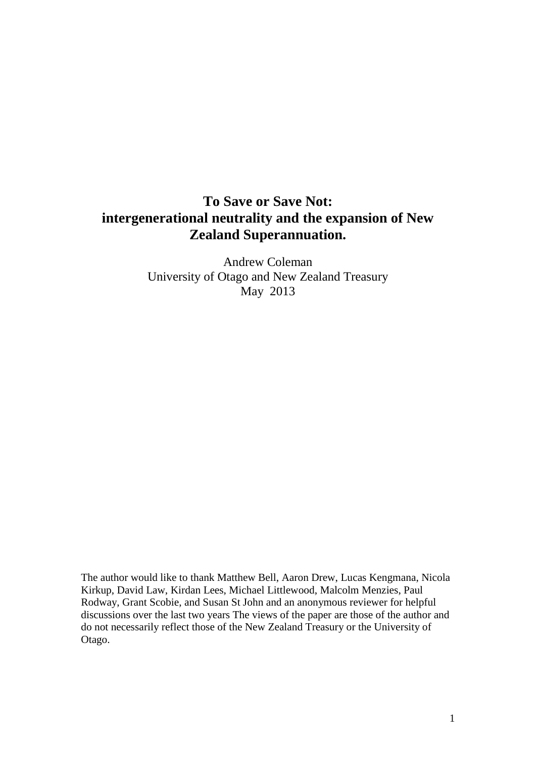# To Save or Save Not: intergenerational neutrality and the expansion of New Zealand Superannuation.

Andrew Coleman
University of Otago and New Zealand Treasury
May 2013

The author would like to thank Matthew Bell, Aaron Drew, Lucas Kengmana, Nicola Kirkup, David Law, Kirdan Lees, Michael Littlewood, Malcolm Menzies, Paul Rodway, Grant Scobie, and Susan St John and an anonymous reviewer for helpful discussions over the last two years The views of the paper are those of the author and do not necessarily reflect those of the New Zealand Treasury or the University of Otago.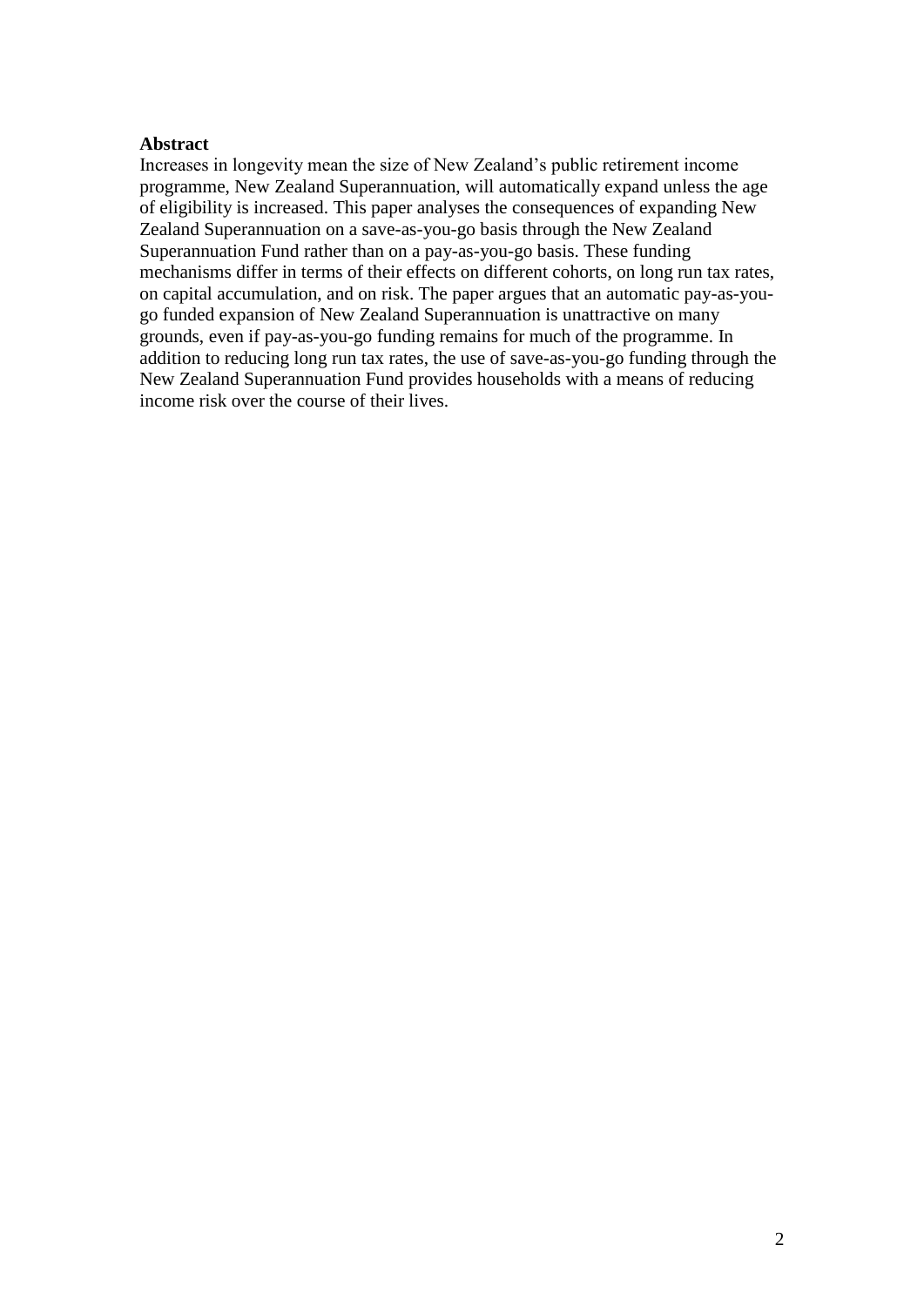**Abstract**

Increases in longevity mean the size of New Zealand's public retirement income programme, New Zealand Superannuation, will automatically expand unless the age of eligibility is increased. This paper analyses the consequences of expanding New Zealand Superannuation on a save-as-you-go basis through the New Zealand Superannuation Fund rather than on a pay-as-you-go basis. These funding mechanisms differ in terms of their effects on different cohorts, on long run tax rates, on capital accumulation, and on risk. The paper argues that an automatic pay-as-you-go funded expansion of New Zealand Superannuation is unattractive on many grounds, even if pay-as-you-go funding remains for much of the programme. In addition to reducing long run tax rates, the use of save-as-you-go funding through the New Zealand Superannuation Fund provides households with a means of reducing income risk over the course of their lives.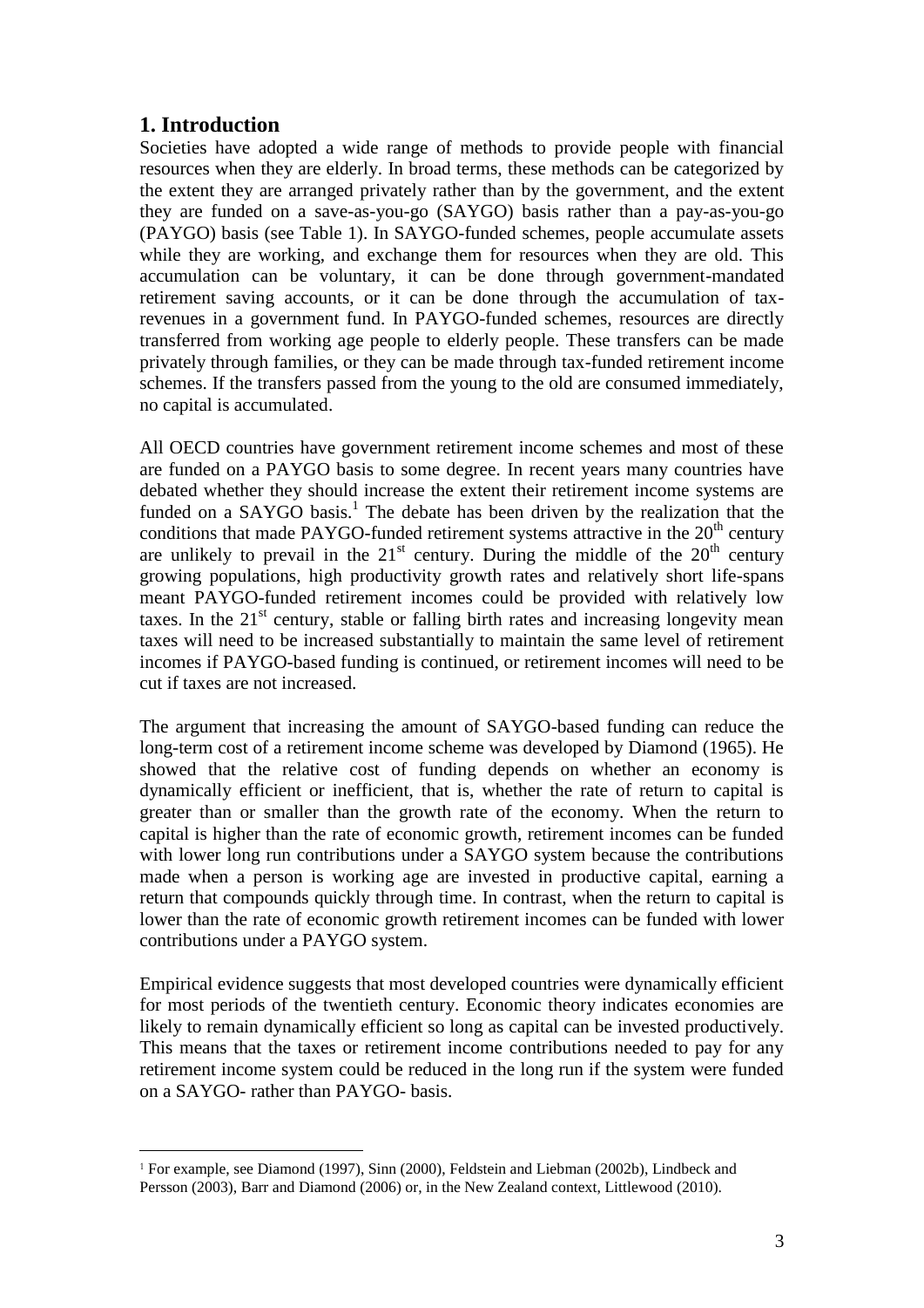## 1. Introduction

Societies have adopted a wide range of methods to provide people with financial resources when they are elderly. In broad terms, these methods can be categorized by the extent they are arranged privately rather than by the government, and the extent they are funded on a save-as-you-go (SAYGO) basis rather than a pay-as-you-go (PAYGO) basis (see Table 1). In SAYGO-funded schemes, people accumulate assets while they are working, and exchange them for resources when they are old. This accumulation can be voluntary, it can be done through government-mandated retirement saving accounts, or it can be done through the accumulation of tax-revenues in a government fund. In PAYGO-funded schemes, resources are directly transferred from working age people to elderly people. These transfers can be made privately through families, or they can be made through tax-funded retirement income schemes. If the transfers passed from the young to the old are consumed immediately, no capital is accumulated.

All OECD countries have government retirement income schemes and most of these are funded on a PAYGO basis to some degree. In recent years many countries have debated whether they should increase the extent their retirement income systems are funded on a SAYGO basis.[1] The debate has been driven by the realization that the conditions that made PAYGO-funded retirement systems attractive in the 20th century are unlikely to prevail in the 21st century. During the middle of the 20th century growing populations, high productivity growth rates and relatively short life-spans meant PAYGO-funded retirement incomes could be provided with relatively low taxes. In the 21st century, stable or falling birth rates and increasing longevity mean taxes will need to be increased substantially to maintain the same level of retirement incomes if PAYGO-based funding is continued, or retirement incomes will need to be cut if taxes are not increased.

The argument that increasing the amount of SAYGO-based funding can reduce the long-term cost of a retirement income scheme was developed by Diamond (1965). He showed that the relative cost of funding depends on whether an economy is dynamically efficient or inefficient, that is, whether the rate of return to capital is greater than or smaller than the growth rate of the economy. When the return to capital is higher than the rate of economic growth, retirement incomes can be funded with lower long run contributions under a SAYGO system because the contributions made when a person is working age are invested in productive capital, earning a return that compounds quickly through time. In contrast, when the return to capital is lower than the rate of economic growth retirement incomes can be funded with lower contributions under a PAYGO system.

Empirical evidence suggests that most developed countries were dynamically efficient for most periods of the twentieth century. Economic theory indicates economies are likely to remain dynamically efficient so long as capital can be invested productively. This means that the taxes or retirement income contributions needed to pay for any retirement income system could be reduced in the long run if the system were funded on a SAYGO- rather than PAYGO- basis.

---

[1] For example, see Diamond (1997), Sinn (2000), Feldstein and Liebman (2002b), Lindbeck and Persson (2003), Barr and Diamond (2006) or, in the New Zealand context, Littlewood (2010).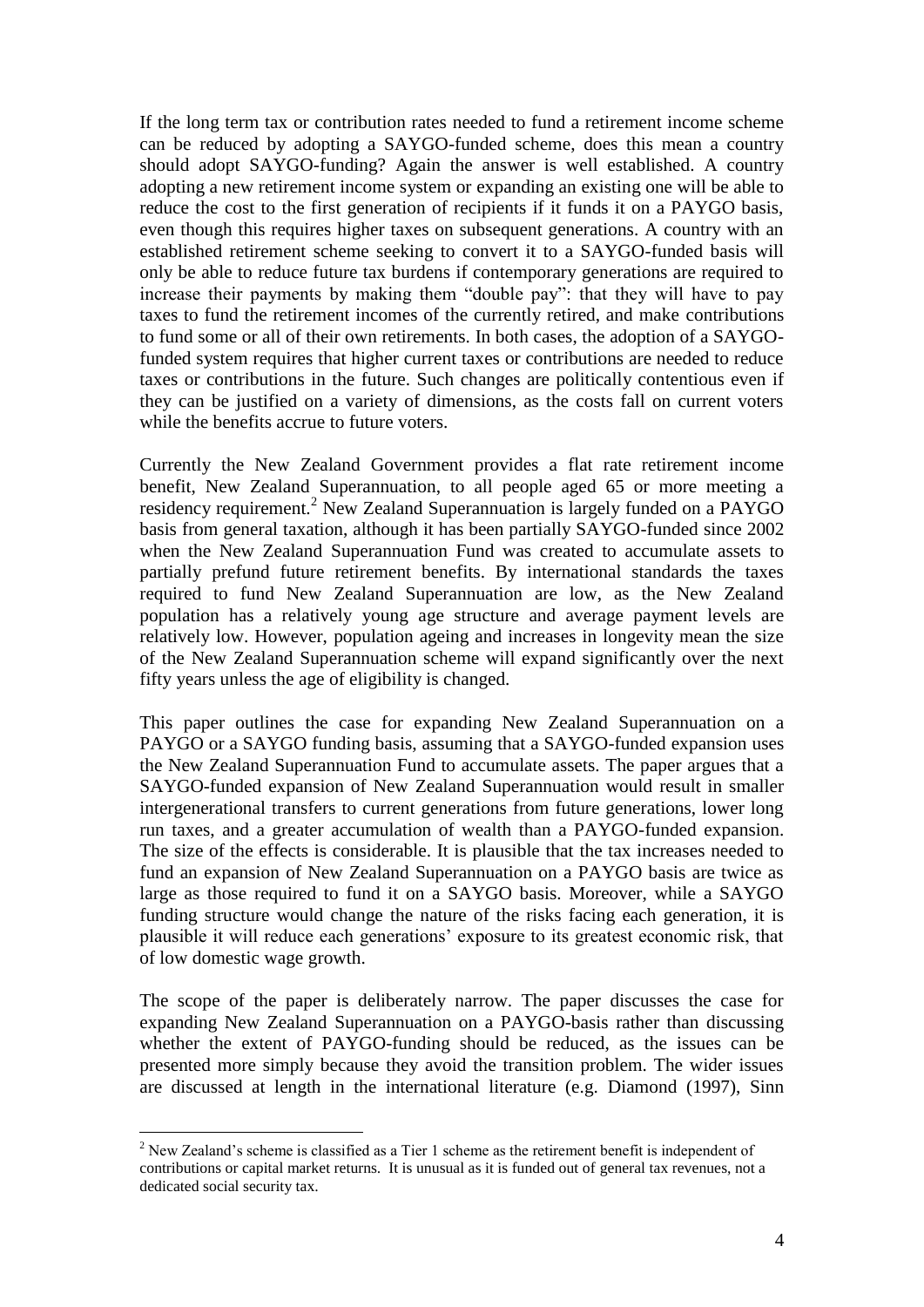If the long term tax or contribution rates needed to fund a retirement income scheme can be reduced by adopting a SAYGO-funded scheme, does this mean a country should adopt SAYGO-funding? Again the answer is well established. A country adopting a new retirement income system or expanding an existing one will be able to reduce the cost to the first generation of recipients if it funds it on a PAYGO basis, even though this requires higher taxes on subsequent generations. A country with an established retirement scheme seeking to convert it to a SAYGO-funded basis will only be able to reduce future tax burdens if contemporary generations are required to increase their payments by making them "double pay": that they will have to pay taxes to fund the retirement incomes of the currently retired, and make contributions to fund some or all of their own retirements. In both cases, the adoption of a SAYGO-funded system requires that higher current taxes or contributions are needed to reduce taxes or contributions in the future. Such changes are politically contentious even if they can be justified on a variety of dimensions, as the costs fall on current voters while the benefits accrue to future voters.

Currently the New Zealand Government provides a flat rate retirement income benefit, New Zealand Superannuation, to all people aged 65 or more meeting a residency requirement.[2] New Zealand Superannuation is largely funded on a PAYGO basis from general taxation, although it has been partially SAYGO-funded since 2002 when the New Zealand Superannuation Fund was created to accumulate assets to partially prefund future retirement benefits. By international standards the taxes required to fund New Zealand Superannuation are low, as the New Zealand population has a relatively young age structure and average payment levels are relatively low. However, population ageing and increases in longevity mean the size of the New Zealand Superannuation scheme will expand significantly over the next fifty years unless the age of eligibility is changed.

This paper outlines the case for expanding New Zealand Superannuation on a PAYGO or a SAYGO funding basis, assuming that a SAYGO-funded expansion uses the New Zealand Superannuation Fund to accumulate assets. The paper argues that a SAYGO-funded expansion of New Zealand Superannuation would result in smaller intergenerational transfers to current generations from future generations, lower long run taxes, and a greater accumulation of wealth than a PAYGO-funded expansion. The size of the effects is considerable. It is plausible that the tax increases needed to fund an expansion of New Zealand Superannuation on a PAYGO basis are twice as large as those required to fund it on a SAYGO basis. Moreover, while a SAYGO funding structure would change the nature of the risks facing each generation, it is plausible it will reduce each generations' exposure to its greatest economic risk, that of low domestic wage growth.

The scope of the paper is deliberately narrow. The paper discusses the case for expanding New Zealand Superannuation on a PAYGO-basis rather than discussing whether the extent of PAYGO-funding should be reduced, as the issues can be presented more simply because they avoid the transition problem. The wider issues are discussed at length in the international literature (e.g. Diamond (1997), Sinn

---

[2] New Zealand's scheme is classified as a Tier 1 scheme as the retirement benefit is independent of contributions or capital market returns. It is unusual as it is funded out of general tax revenues, not a dedicated social security tax.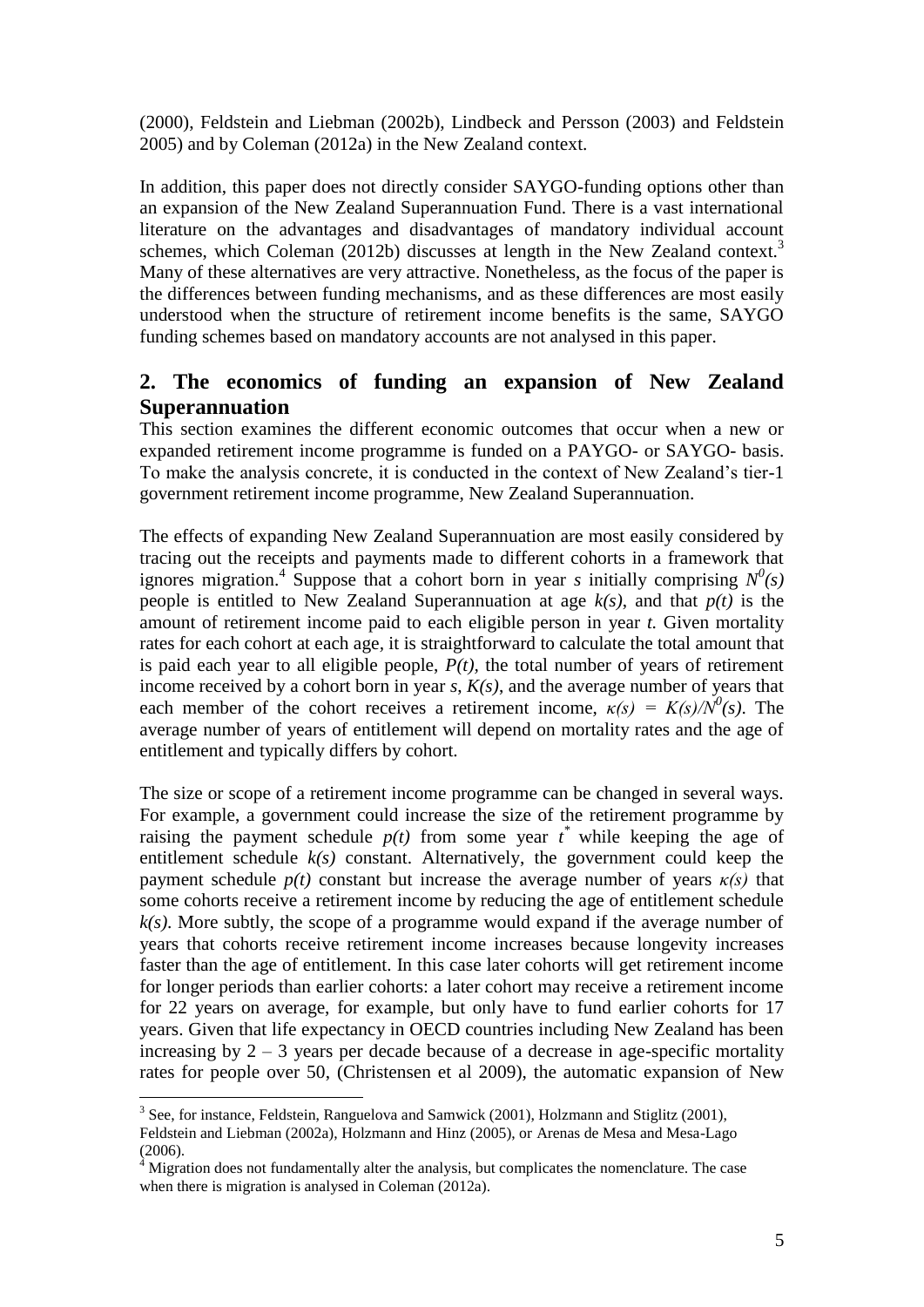(2000), Feldstein and Liebman (2002b), Lindbeck and Persson (2003) and Feldstein 2005) and by Coleman (2012a) in the New Zealand context.

In addition, this paper does not directly consider SAYGO-funding options other than an expansion of the New Zealand Superannuation Fund. There is a vast international literature on the advantages and disadvantages of mandatory individual account schemes, which Coleman (2012b) discusses at length in the New Zealand context.[3] Many of these alternatives are very attractive. Nonetheless, as the focus of the paper is the differences between funding mechanisms, and as these differences are most easily understood when the structure of retirement income benefits is the same, SAYGO funding schemes based on mandatory accounts are not analysed in this paper.

## 2. The economics of funding an expansion of New Zealand Superannuation

This section examines the different economic outcomes that occur when a new or expanded retirement income programme is funded on a PAYGO- or SAYGO- basis. To make the analysis concrete, it is conducted in the context of New Zealand's tier-1 government retirement income programme, New Zealand Superannuation.

The effects of expanding New Zealand Superannuation are most easily considered by tracing out the receipts and payments made to different cohorts in a framework that ignores migration.[4] Suppose that a cohort born in year $s$ initially comprising $N^0(s)$ people is entitled to New Zealand Superannuation at age $k(s)$, and that $p(t)$ is the amount of retirement income paid to each eligible person in year $t$. Given mortality rates for each cohort at each age, it is straightforward to calculate the total amount that is paid each year to all eligible people, $P(t)$, the total number of years of retirement income received by a cohort born in year $s$, $K(s)$, and the average number of years that each member of the cohort receives a retirement income, $\kappa(s) = K(s)/N^0(s)$. The average number of years of entitlement will depend on mortality rates and the age of entitlement and typically differs by cohort.

The size or scope of a retirement income programme can be changed in several ways. For example, a government could increase the size of the retirement programme by raising the payment schedule $p(t)$ from some year $t^*$ while keeping the age of entitlement schedule $k(s)$ constant. Alternatively, the government could keep the payment schedule $p(t)$ constant but increase the average number of years $\kappa(s)$ that some cohorts receive a retirement income by reducing the age of entitlement schedule $k(s)$. More subtly, the scope of a programme would expand if the average number of years that cohorts receive retirement income increases because longevity increases faster than the age of entitlement. In this case later cohorts will get retirement income for longer periods than earlier cohorts: a later cohort may receive a retirement income for 22 years on average, for example, but only have to fund earlier cohorts for 17 years. Given that life expectancy in OECD countries including New Zealand has been increasing by 2 – 3 years per decade because of a decrease in age-specific mortality rates for people over 50, (Christensen et al 2009), the automatic expansion of New

[3] See, for instance, Feldstein, Ranguelova and Samwick (2001), Holzmann and Stiglitz (2001), Feldstein and Liebman (2002a), Holzmann and Hinz (2005), or Arenas de Mesa and Mesa-Lago (2006).

[4] Migration does not fundamentally alter the analysis, but complicates the nomenclature. The case when there is migration is analysed in Coleman (2012a).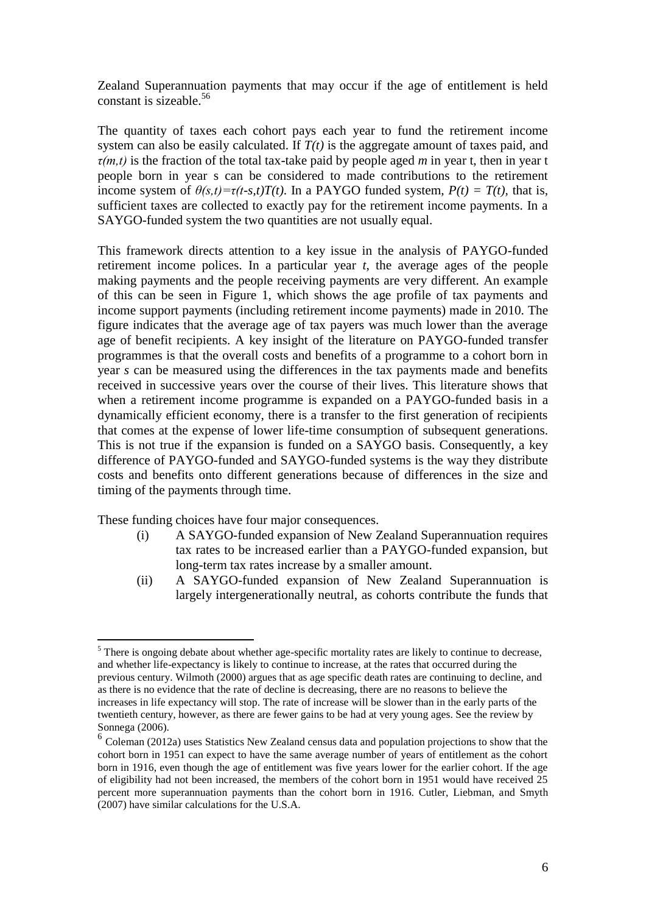Zealand Superannuation payments that may occur if the age of entitlement is held constant is sizeable.[5][6]

The quantity of taxes each cohort pays each year to fund the retirement income system can also be easily calculated. If $T(t)$ is the aggregate amount of taxes paid, and $\tau(m,t)$ is the fraction of the total tax-take paid by people aged $m$ in year t, then in year t people born in year s can be considered to made contributions to the retirement income system of $\theta(s,t)=\tau(t\text{-}s,t)T(t)$. In a PAYGO funded system, $P(t) = T(t)$, that is, sufficient taxes are collected to exactly pay for the retirement income payments. In a SAYGO-funded system the two quantities are not usually equal.

This framework directs attention to a key issue in the analysis of PAYGO-funded retirement income polices. In a particular year $t$, the average ages of the people making payments and the people receiving payments are very different. An example of this can be seen in Figure 1, which shows the age profile of tax payments and income support payments (including retirement income payments) made in 2010. The figure indicates that the average age of tax payers was much lower than the average age of benefit recipients. A key insight of the literature on PAYGO-funded transfer programmes is that the overall costs and benefits of a programme to a cohort born in year $s$ can be measured using the differences in the tax payments made and benefits received in successive years over the course of their lives. This literature shows that when a retirement income programme is expanded on a PAYGO-funded basis in a dynamically efficient economy, there is a transfer to the first generation of recipients that comes at the expense of lower life-time consumption of subsequent generations. This is not true if the expansion is funded on a SAYGO basis. Consequently, a key difference of PAYGO-funded and SAYGO-funded systems is the way they distribute costs and benefits onto different generations because of differences in the size and timing of the payments through time.

These funding choices have four major consequences.

(i) A SAYGO-funded expansion of New Zealand Superannuation requires tax rates to be increased earlier than a PAYGO-funded expansion, but long-term tax rates increase by a smaller amount.

(ii) A SAYGO-funded expansion of New Zealand Superannuation is largely intergenerationally neutral, as cohorts contribute the funds that

---

[5] There is ongoing debate about whether age-specific mortality rates are likely to continue to decrease, and whether life-expectancy is likely to continue to increase, at the rates that occurred during the previous century. Wilmoth (2000) argues that as age specific death rates are continuing to decline, and as there is no evidence that the rate of decline is decreasing, there are no reasons to believe the increases in life expectancy will stop. The rate of increase will be slower than in the early parts of the twentieth century, however, as there are fewer gains to be had at very young ages. See the review by Sonnega (2006).

[6] Coleman (2012a) uses Statistics New Zealand census data and population projections to show that the cohort born in 1951 can expect to have the same average number of years of entitlement as the cohort born in 1916, even though the age of entitlement was five years lower for the earlier cohort. If the age of eligibility had not been increased, the members of the cohort born in 1951 would have received 25 percent more superannuation payments than the cohort born in 1916. Cutler, Liebman, and Smyth (2007) have similar calculations for the U.S.A.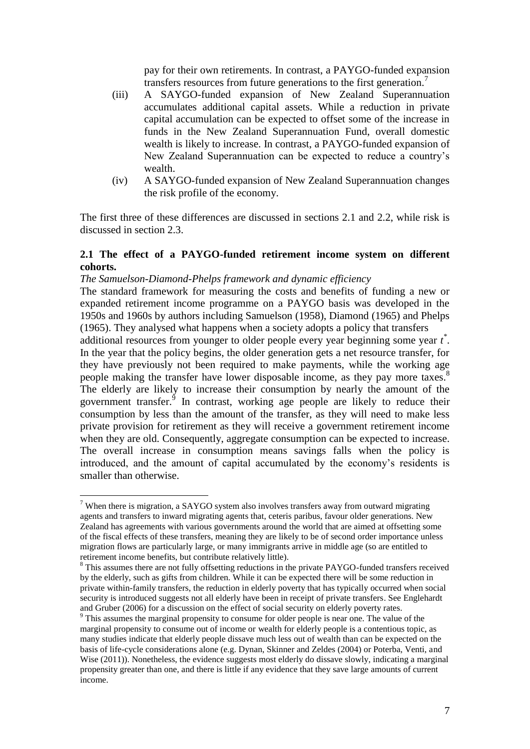pay for their own retirements. In contrast, a PAYGO-funded expansion transfers resources from future generations to the first generation.[7]

(iii) A SAYGO-funded expansion of New Zealand Superannuation accumulates additional capital assets. While a reduction in private capital accumulation can be expected to offset some of the increase in funds in the New Zealand Superannuation Fund, overall domestic wealth is likely to increase. In contrast, a PAYGO-funded expansion of New Zealand Superannuation can be expected to reduce a country's wealth.

(iv) A SAYGO-funded expansion of New Zealand Superannuation changes the risk profile of the economy.

The first three of these differences are discussed in sections 2.1 and 2.2, while risk is discussed in section 2.3.

### 2.1 The effect of a PAYGO-funded retirement income system on different cohorts.

*The Samuelson-Diamond-Phelps framework and dynamic efficiency*

The standard framework for measuring the costs and benefits of funding a new or expanded retirement income programme on a PAYGO basis was developed in the 1950s and 1960s by authors including Samuelson (1958), Diamond (1965) and Phelps (1965). They analysed what happens when a society adopts a policy that transfers additional resources from younger to older people every year beginning some year $t^*$. In the year that the policy begins, the older generation gets a net resource transfer, for they have previously not been required to make payments, while the working age people making the transfer have lower disposable income, as they pay more taxes.[8] The elderly are likely to increase their consumption by nearly the amount of the government transfer.[9] In contrast, working age people are likely to reduce their consumption by less than the amount of the transfer, as they will need to make less private provision for retirement as they will receive a government retirement income when they are old. Consequently, aggregate consumption can be expected to increase. The overall increase in consumption means savings falls when the policy is introduced, and the amount of capital accumulated by the economy's residents is smaller than otherwise.

---

[7] When there is migration, a SAYGO system also involves transfers away from outward migrating agents and transfers to inward migrating agents that, ceteris paribus, favour older generations. New Zealand has agreements with various governments around the world that are aimed at offsetting some of the fiscal effects of these transfers, meaning they are likely to be of second order importance unless migration flows are particularly large, or many immigrants arrive in middle age (so are entitled to retirement income benefits, but contribute relatively little).

[8] This assumes there are not fully offsetting reductions in the private PAYGO-funded transfers received by the elderly, such as gifts from children. While it can be expected there will be some reduction in private within-family transfers, the reduction in elderly poverty that has typically occurred when social security is introduced suggests not all elderly have been in receipt of private transfers. See Englehardt and Gruber (2006) for a discussion on the effect of social security on elderly poverty rates.

[9] This assumes the marginal propensity to consume for older people is near one. The value of the marginal propensity to consume out of income or wealth for elderly people is a contentious topic, as many studies indicate that elderly people dissave much less out of wealth than can be expected on the basis of life-cycle considerations alone (e.g. Dynan, Skinner and Zeldes (2004) or Poterba, Venti, and Wise (2011)). Nonetheless, the evidence suggests most elderly do dissave slowly, indicating a marginal propensity greater than one, and there is little if any evidence that they save large amounts of current income.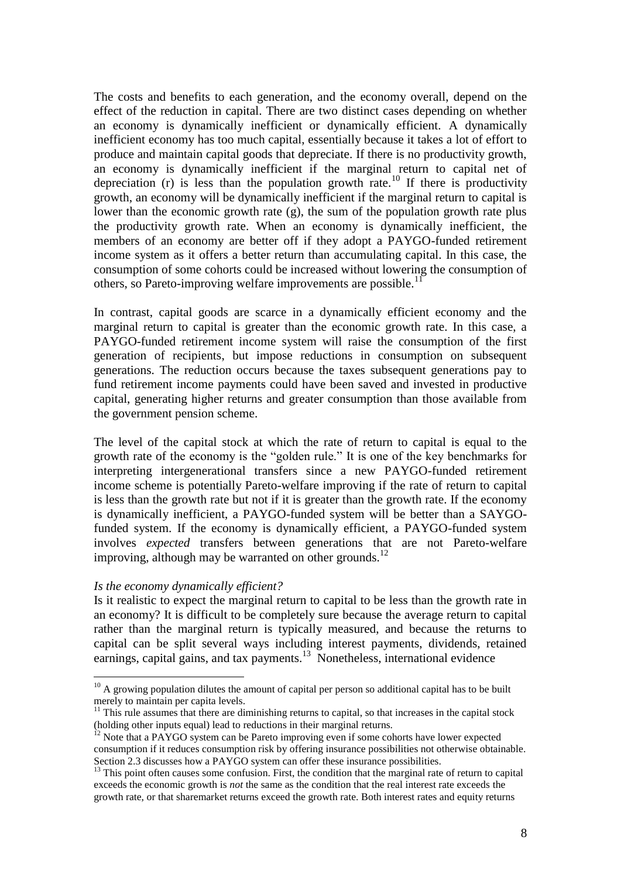The costs and benefits to each generation, and the economy overall, depend on the effect of the reduction in capital. There are two distinct cases depending on whether an economy is dynamically inefficient or dynamically efficient. A dynamically inefficient economy has too much capital, essentially because it takes a lot of effort to produce and maintain capital goods that depreciate. If there is no productivity growth, an economy is dynamically inefficient if the marginal return to capital net of depreciation (r) is less than the population growth rate.[10] If there is productivity growth, an economy will be dynamically inefficient if the marginal return to capital is lower than the economic growth rate (g), the sum of the population growth rate plus the productivity growth rate. When an economy is dynamically inefficient, the members of an economy are better off if they adopt a PAYGO-funded retirement income system as it offers a better return than accumulating capital. In this case, the consumption of some cohorts could be increased without lowering the consumption of others, so Pareto-improving welfare improvements are possible.[11]

In contrast, capital goods are scarce in a dynamically efficient economy and the marginal return to capital is greater than the economic growth rate. In this case, a PAYGO-funded retirement income system will raise the consumption of the first generation of recipients, but impose reductions in consumption on subsequent generations. The reduction occurs because the taxes subsequent generations pay to fund retirement income payments could have been saved and invested in productive capital, generating higher returns and greater consumption than those available from the government pension scheme.

The level of the capital stock at which the rate of return to capital is equal to the growth rate of the economy is the "golden rule." It is one of the key benchmarks for interpreting intergenerational transfers since a new PAYGO-funded retirement income scheme is potentially Pareto-welfare improving if the rate of return to capital is less than the growth rate but not if it is greater than the growth rate. If the economy is dynamically inefficient, a PAYGO-funded system will be better than a SAYGO-funded system. If the economy is dynamically efficient, a PAYGO-funded system involves *expected* transfers between generations that are not Pareto-welfare improving, although may be warranted on other grounds.[12]

*Is the economy dynamically efficient?*

Is it realistic to expect the marginal return to capital to be less than the growth rate in an economy? It is difficult to be completely sure because the average return to capital rather than the marginal return is typically measured, and because the returns to capital can be split several ways including interest payments, dividends, retained earnings, capital gains, and tax payments.[13] Nonetheless, international evidence

---

[10] A growing population dilutes the amount of capital per person so additional capital has to be built merely to maintain per capita levels.

[11] This rule assumes that there are diminishing returns to capital, so that increases in the capital stock (holding other inputs equal) lead to reductions in their marginal returns.

[12] Note that a PAYGO system can be Pareto improving even if some cohorts have lower expected consumption if it reduces consumption risk by offering insurance possibilities not otherwise obtainable. Section 2.3 discusses how a PAYGO system can offer these insurance possibilities.

[13] This point often causes some confusion. First, the condition that the marginal rate of return to capital exceeds the economic growth is *not* the same as the condition that the real interest rate exceeds the growth rate, or that sharemarket returns exceed the growth rate. Both interest rates and equity returns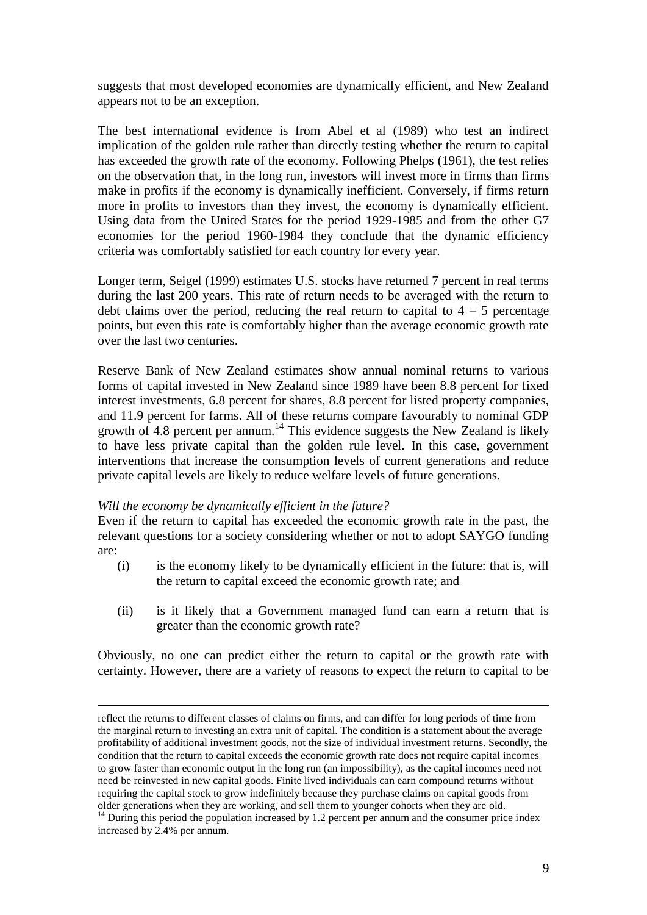suggests that most developed economies are dynamically efficient, and New Zealand appears not to be an exception.

The best international evidence is from Abel et al (1989) who test an indirect implication of the golden rule rather than directly testing whether the return to capital has exceeded the growth rate of the economy. Following Phelps (1961), the test relies on the observation that, in the long run, investors will invest more in firms than firms make in profits if the economy is dynamically inefficient. Conversely, if firms return more in profits to investors than they invest, the economy is dynamically efficient. Using data from the United States for the period 1929-1985 and from the other G7 economies for the period 1960-1984 they conclude that the dynamic efficiency criteria was comfortably satisfied for each country for every year.

Longer term, Seigel (1999) estimates U.S. stocks have returned 7 percent in real terms during the last 200 years. This rate of return needs to be averaged with the return to debt claims over the period, reducing the real return to capital to 4 – 5 percentage points, but even this rate is comfortably higher than the average economic growth rate over the last two centuries.

Reserve Bank of New Zealand estimates show annual nominal returns to various forms of capital invested in New Zealand since 1989 have been 8.8 percent for fixed interest investments, 6.8 percent for shares, 8.8 percent for listed property companies, and 11.9 percent for farms. All of these returns compare favourably to nominal GDP growth of 4.8 percent per annum.[14] This evidence suggests the New Zealand is likely to have less private capital than the golden rule level. In this case, government interventions that increase the consumption levels of current generations and reduce private capital levels are likely to reduce welfare levels of future generations.

*Will the economy be dynamically efficient in the future?*

Even if the return to capital has exceeded the economic growth rate in the past, the relevant questions for a society considering whether or not to adopt SAYGO funding are:

(i) is the economy likely to be dynamically efficient in the future: that is, will the return to capital exceed the economic growth rate; and

(ii) is it likely that a Government managed fund can earn a return that is greater than the economic growth rate?

Obviously, no one can predict either the return to capital or the growth rate with certainty. However, there are a variety of reasons to expect the return to capital to be

---

reflect the returns to different classes of claims on firms, and can differ for long periods of time from the marginal return to investing an extra unit of capital. The condition is a statement about the average profitability of additional investment goods, not the size of individual investment returns. Secondly, the condition that the return to capital exceeds the economic growth rate does not require capital incomes to grow faster than economic output in the long run (an impossibility), as the capital incomes need not need be reinvested in new capital goods. Finite lived individuals can earn compound returns without requiring the capital stock to grow indefinitely because they purchase claims on capital goods from older generations when they are working, and sell them to younger cohorts when they are old.

[14] During this period the population increased by 1.2 percent per annum and the consumer price index increased by 2.4% per annum.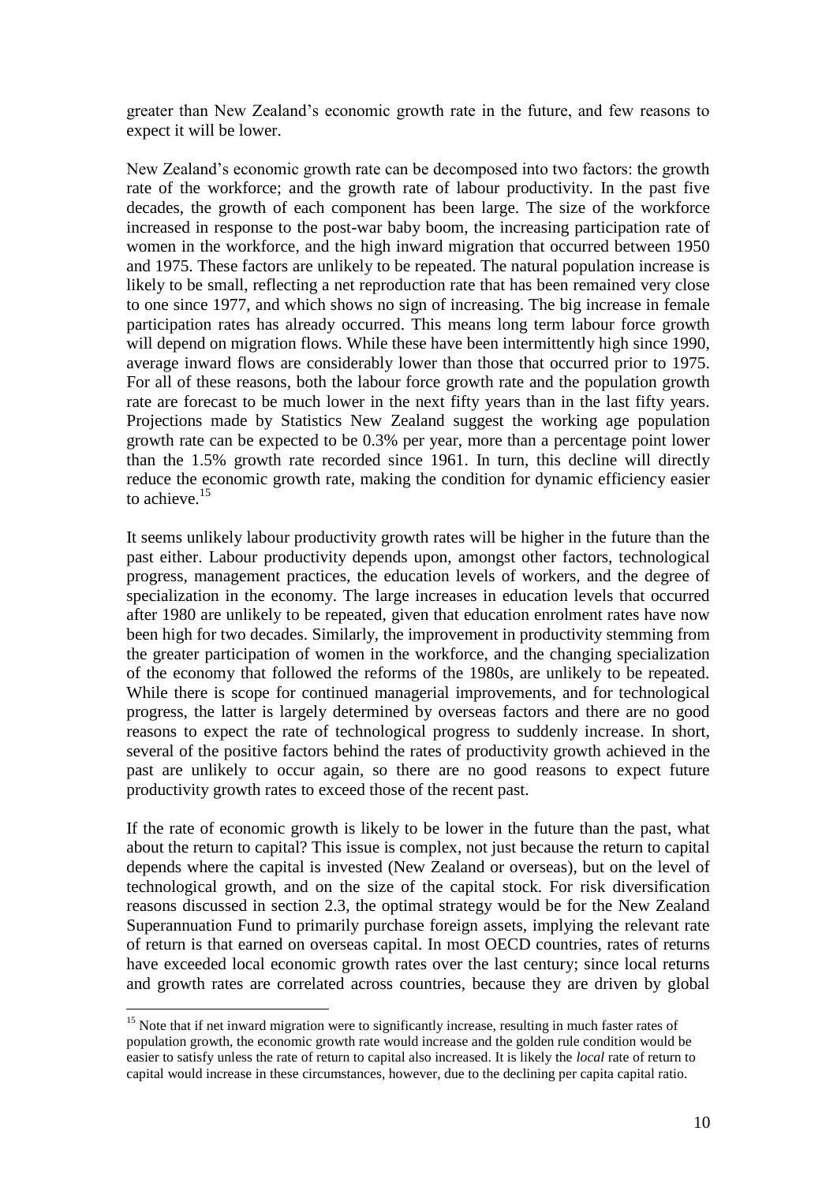greater than New Zealand's economic growth rate in the future, and few reasons to expect it will be lower.

New Zealand's economic growth rate can be decomposed into two factors: the growth rate of the workforce; and the growth rate of labour productivity. In the past five decades, the growth of each component has been large. The size of the workforce increased in response to the post-war baby boom, the increasing participation rate of women in the workforce, and the high inward migration that occurred between 1950 and 1975. These factors are unlikely to be repeated. The natural population increase is likely to be small, reflecting a net reproduction rate that has been remained very close to one since 1977, and which shows no sign of increasing. The big increase in female participation rates has already occurred. This means long term labour force growth will depend on migration flows. While these have been intermittently high since 1990, average inward flows are considerably lower than those that occurred prior to 1975. For all of these reasons, both the labour force growth rate and the population growth rate are forecast to be much lower in the next fifty years than in the last fifty years. Projections made by Statistics New Zealand suggest the working age population growth rate can be expected to be 0.3% per year, more than a percentage point lower than the 1.5% growth rate recorded since 1961. In turn, this decline will directly reduce the economic growth rate, making the condition for dynamic efficiency easier to achieve.[15]

It seems unlikely labour productivity growth rates will be higher in the future than the past either. Labour productivity depends upon, amongst other factors, technological progress, management practices, the education levels of workers, and the degree of specialization in the economy. The large increases in education levels that occurred after 1980 are unlikely to be repeated, given that education enrolment rates have now been high for two decades. Similarly, the improvement in productivity stemming from the greater participation of women in the workforce, and the changing specialization of the economy that followed the reforms of the 1980s, are unlikely to be repeated. While there is scope for continued managerial improvements, and for technological progress, the latter is largely determined by overseas factors and there are no good reasons to expect the rate of technological progress to suddenly increase. In short, several of the positive factors behind the rates of productivity growth achieved in the past are unlikely to occur again, so there are no good reasons to expect future productivity growth rates to exceed those of the recent past.

If the rate of economic growth is likely to be lower in the future than the past, what about the return to capital? This issue is complex, not just because the return to capital depends where the capital is invested (New Zealand or overseas), but on the level of technological growth, and on the size of the capital stock. For risk diversification reasons discussed in section 2.3, the optimal strategy would be for the New Zealand Superannuation Fund to primarily purchase foreign assets, implying the relevant rate of return is that earned on overseas capital. In most OECD countries, rates of returns have exceeded local economic growth rates over the last century; since local returns and growth rates are correlated across countries, because they are driven by global

[15] Note that if net inward migration were to significantly increase, resulting in much faster rates of population growth, the economic growth rate would increase and the golden rule condition would be easier to satisfy unless the rate of return to capital also increased. It is likely the *local* rate of return to capital would increase in these circumstances, however, due to the declining per capita capital ratio.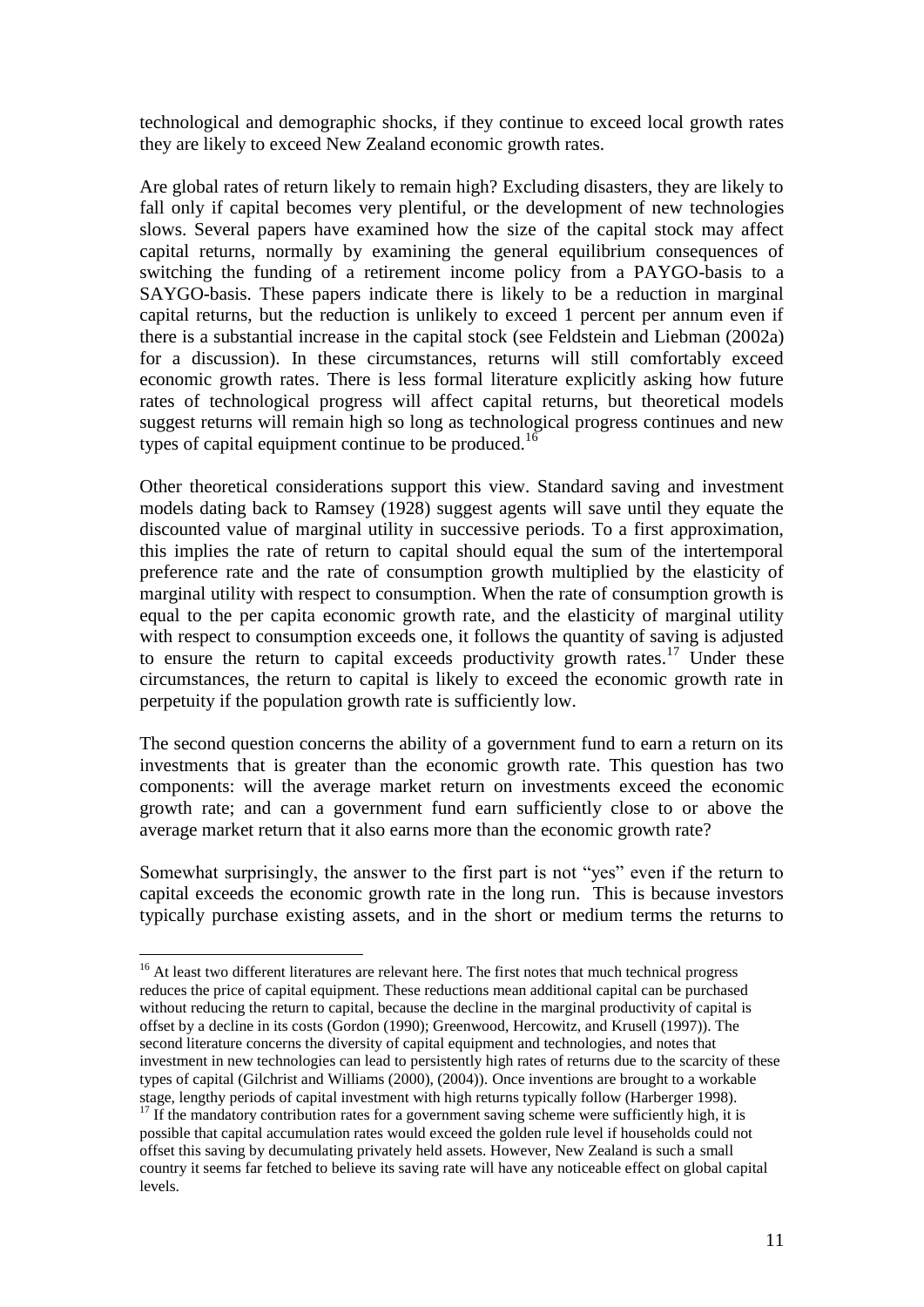technological and demographic shocks, if they continue to exceed local growth rates they are likely to exceed New Zealand economic growth rates.

Are global rates of return likely to remain high? Excluding disasters, they are likely to fall only if capital becomes very plentiful, or the development of new technologies slows. Several papers have examined how the size of the capital stock may affect capital returns, normally by examining the general equilibrium consequences of switching the funding of a retirement income policy from a PAYGO-basis to a SAYGO-basis. These papers indicate there is likely to be a reduction in marginal capital returns, but the reduction is unlikely to exceed 1 percent per annum even if there is a substantial increase in the capital stock (see Feldstein and Liebman (2002a) for a discussion). In these circumstances, returns will still comfortably exceed economic growth rates. There is less formal literature explicitly asking how future rates of technological progress will affect capital returns, but theoretical models suggest returns will remain high so long as technological progress continues and new types of capital equipment continue to be produced.[16]

Other theoretical considerations support this view. Standard saving and investment models dating back to Ramsey (1928) suggest agents will save until they equate the discounted value of marginal utility in successive periods. To a first approximation, this implies the rate of return to capital should equal the sum of the intertemporal preference rate and the rate of consumption growth multiplied by the elasticity of marginal utility with respect to consumption. When the rate of consumption growth is equal to the per capita economic growth rate, and the elasticity of marginal utility with respect to consumption exceeds one, it follows the quantity of saving is adjusted to ensure the return to capital exceeds productivity growth rates.[17] Under these circumstances, the return to capital is likely to exceed the economic growth rate in perpetuity if the population growth rate is sufficiently low.

The second question concerns the ability of a government fund to earn a return on its investments that is greater than the economic growth rate. This question has two components: will the average market return on investments exceed the economic growth rate; and can a government fund earn sufficiently close to or above the average market return that it also earns more than the economic growth rate?

Somewhat surprisingly, the answer to the first part is not "yes" even if the return to capital exceeds the economic growth rate in the long run. This is because investors typically purchase existing assets, and in the short or medium terms the returns to

---

[16] At least two different literatures are relevant here. The first notes that much technical progress reduces the price of capital equipment. These reductions mean additional capital can be purchased without reducing the return to capital, because the decline in the marginal productivity of capital is offset by a decline in its costs (Gordon (1990); Greenwood, Hercowitz, and Krusell (1997)). The second literature concerns the diversity of capital equipment and technologies, and notes that investment in new technologies can lead to persistently high rates of returns due to the scarcity of these types of capital (Gilchrist and Williams (2000), (2004)). Once inventions are brought to a workable stage, lengthy periods of capital investment with high returns typically follow (Harberger 1998).

[17] If the mandatory contribution rates for a government saving scheme were sufficiently high, it is possible that capital accumulation rates would exceed the golden rule level if households could not offset this saving by decumulating privately held assets. However, New Zealand is such a small country it seems far fetched to believe its saving rate will have any noticeable effect on global capital levels.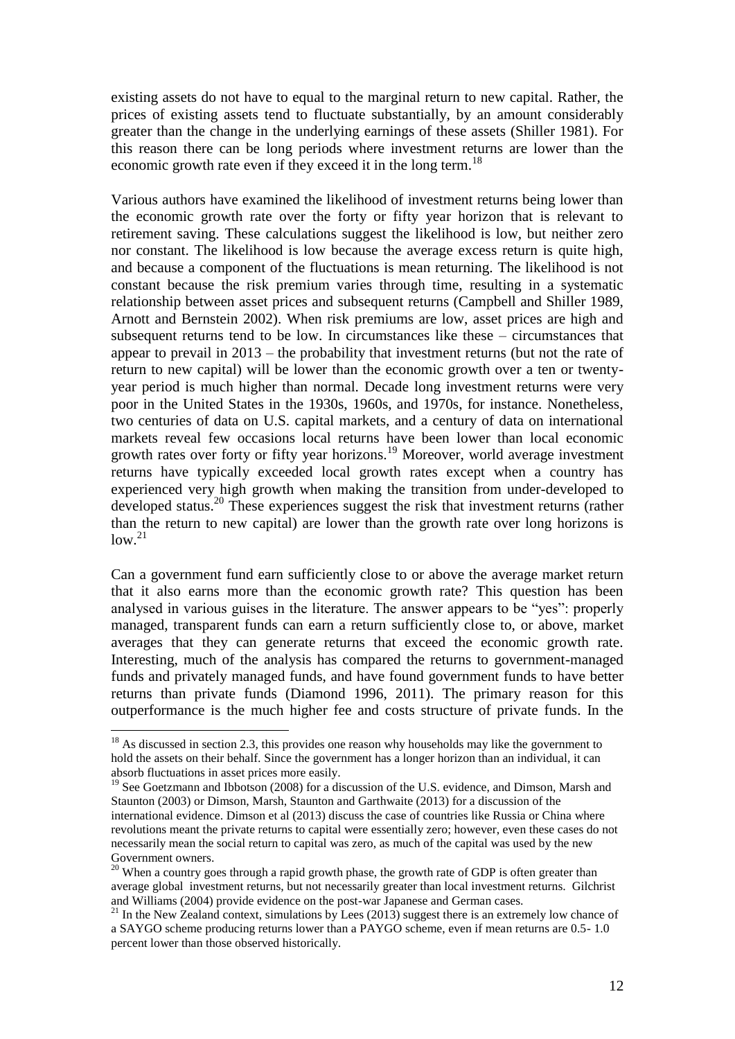existing assets do not have to equal to the marginal return to new capital. Rather, the prices of existing assets tend to fluctuate substantially, by an amount considerably greater than the change in the underlying earnings of these assets (Shiller 1981). For this reason there can be long periods where investment returns are lower than the economic growth rate even if they exceed it in the long term.[18]

Various authors have examined the likelihood of investment returns being lower than the economic growth rate over the forty or fifty year horizon that is relevant to retirement saving. These calculations suggest the likelihood is low, but neither zero nor constant. The likelihood is low because the average excess return is quite high, and because a component of the fluctuations is mean returning. The likelihood is not constant because the risk premium varies through time, resulting in a systematic relationship between asset prices and subsequent returns (Campbell and Shiller 1989, Arnott and Bernstein 2002). When risk premiums are low, asset prices are high and subsequent returns tend to be low. In circumstances like these – circumstances that appear to prevail in 2013 – the probability that investment returns (but not the rate of return to new capital) will be lower than the economic growth over a ten or twenty-year period is much higher than normal. Decade long investment returns were very poor in the United States in the 1930s, 1960s, and 1970s, for instance. Nonetheless, two centuries of data on U.S. capital markets, and a century of data on international markets reveal few occasions local returns have been lower than local economic growth rates over forty or fifty year horizons.[19] Moreover, world average investment returns have typically exceeded local growth rates except when a country has experienced very high growth when making the transition from under-developed to developed status.[20] These experiences suggest the risk that investment returns (rather than the return to new capital) are lower than the growth rate over long horizons is low.[21]

Can a government fund earn sufficiently close to or above the average market return that it also earns more than the economic growth rate? This question has been analysed in various guises in the literature. The answer appears to be "yes": properly managed, transparent funds can earn a return sufficiently close to, or above, market averages that they can generate returns that exceed the economic growth rate. Interesting, much of the analysis has compared the returns to government-managed funds and privately managed funds, and have found government funds to have better returns than private funds (Diamond 1996, 2011). The primary reason for this outperformance is the much higher fee and costs structure of private funds. In the

---

[18] As discussed in section 2.3, this provides one reason why households may like the government to hold the assets on their behalf. Since the government has a longer horizon than an individual, it can absorb fluctuations in asset prices more easily.

[19] See Goetzmann and Ibbotson (2008) for a discussion of the U.S. evidence, and Dimson, Marsh and Staunton (2003) or Dimson, Marsh, Staunton and Garthwaite (2013) for a discussion of the international evidence. Dimson et al (2013) discuss the case of countries like Russia or China where revolutions meant the private returns to capital were essentially zero; however, even these cases do not necessarily mean the social return to capital was zero, as much of the capital was used by the new Government owners.

[20] When a country goes through a rapid growth phase, the growth rate of GDP is often greater than average global investment returns, but not necessarily greater than local investment returns. Gilchrist and Williams (2004) provide evidence on the post-war Japanese and German cases.

[21] In the New Zealand context, simulations by Lees (2013) suggest there is an extremely low chance of a SAYGO scheme producing returns lower than a PAYGO scheme, even if mean returns are 0.5- 1.0 percent lower than those observed historically.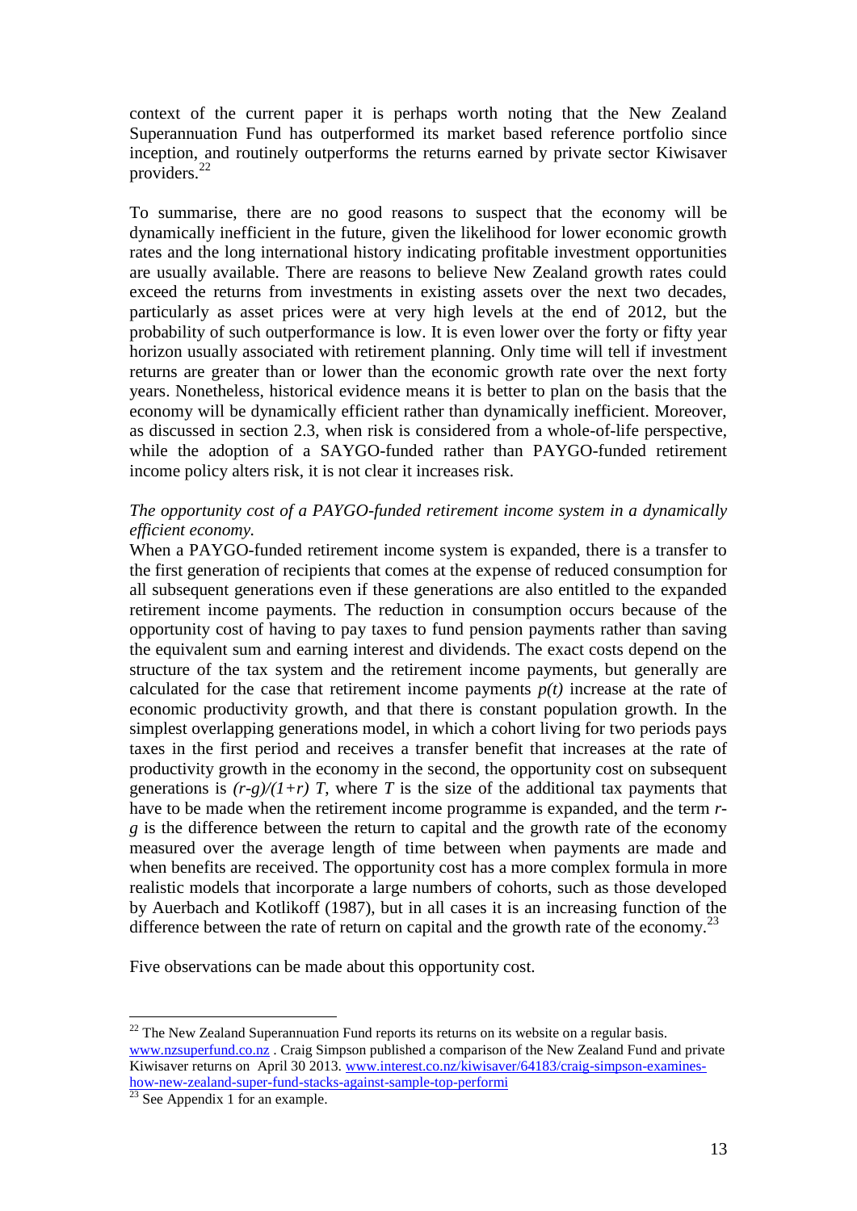context of the current paper it is perhaps worth noting that the New Zealand Superannuation Fund has outperformed its market based reference portfolio since inception, and routinely outperforms the returns earned by private sector Kiwisaver providers.[22]

To summarise, there are no good reasons to suspect that the economy will be dynamically inefficient in the future, given the likelihood for lower economic growth rates and the long international history indicating profitable investment opportunities are usually available. There are reasons to believe New Zealand growth rates could exceed the returns from investments in existing assets over the next two decades, particularly as asset prices were at very high levels at the end of 2012, but the probability of such outperformance is low. It is even lower over the forty or fifty year horizon usually associated with retirement planning. Only time will tell if investment returns are greater than or lower than the economic growth rate over the next forty years. Nonetheless, historical evidence means it is better to plan on the basis that the economy will be dynamically efficient rather than dynamically inefficient. Moreover, as discussed in section 2.3, when risk is considered from a whole-of-life perspective, while the adoption of a SAYGO-funded rather than PAYGO-funded retirement income policy alters risk, it is not clear it increases risk.

*The opportunity cost of a PAYGO-funded retirement income system in a dynamically efficient economy.*

When a PAYGO-funded retirement income system is expanded, there is a transfer to the first generation of recipients that comes at the expense of reduced consumption for all subsequent generations even if these generations are also entitled to the expanded retirement income payments. The reduction in consumption occurs because of the opportunity cost of having to pay taxes to fund pension payments rather than saving the equivalent sum and earning interest and dividends. The exact costs depend on the structure of the tax system and the retirement income payments, but generally are calculated for the case that retirement income payments $p(t)$ increase at the rate of economic productivity growth, and that there is constant population growth. In the simplest overlapping generations model, in which a cohort living for two periods pays taxes in the first period and receives a transfer benefit that increases at the rate of productivity growth in the economy in the second, the opportunity cost on subsequent generations is $(r-g)/(1+r)\ T$, where $T$ is the size of the additional tax payments that have to be made when the retirement income programme is expanded, and the term $r-g$ is the difference between the return to capital and the growth rate of the economy measured over the average length of time between when payments are made and when benefits are received. The opportunity cost has a more complex formula in more realistic models that incorporate a large numbers of cohorts, such as those developed by Auerbach and Kotlikoff (1987), but in all cases it is an increasing function of the difference between the rate of return on capital and the growth rate of the economy.[23]

Five observations can be made about this opportunity cost.

---

[22] The New Zealand Superannuation Fund reports its returns on its website on a regular basis. www.nzsuperfund.co.nz . Craig Simpson published a comparison of the New Zealand Fund and private Kiwisaver returns on April 30 2013. www.interest.co.nz/kiwisaver/64183/craig-simpson-examines-how-new-zealand-super-fund-stacks-against-sample-top-performi

[23] See Appendix 1 for an example.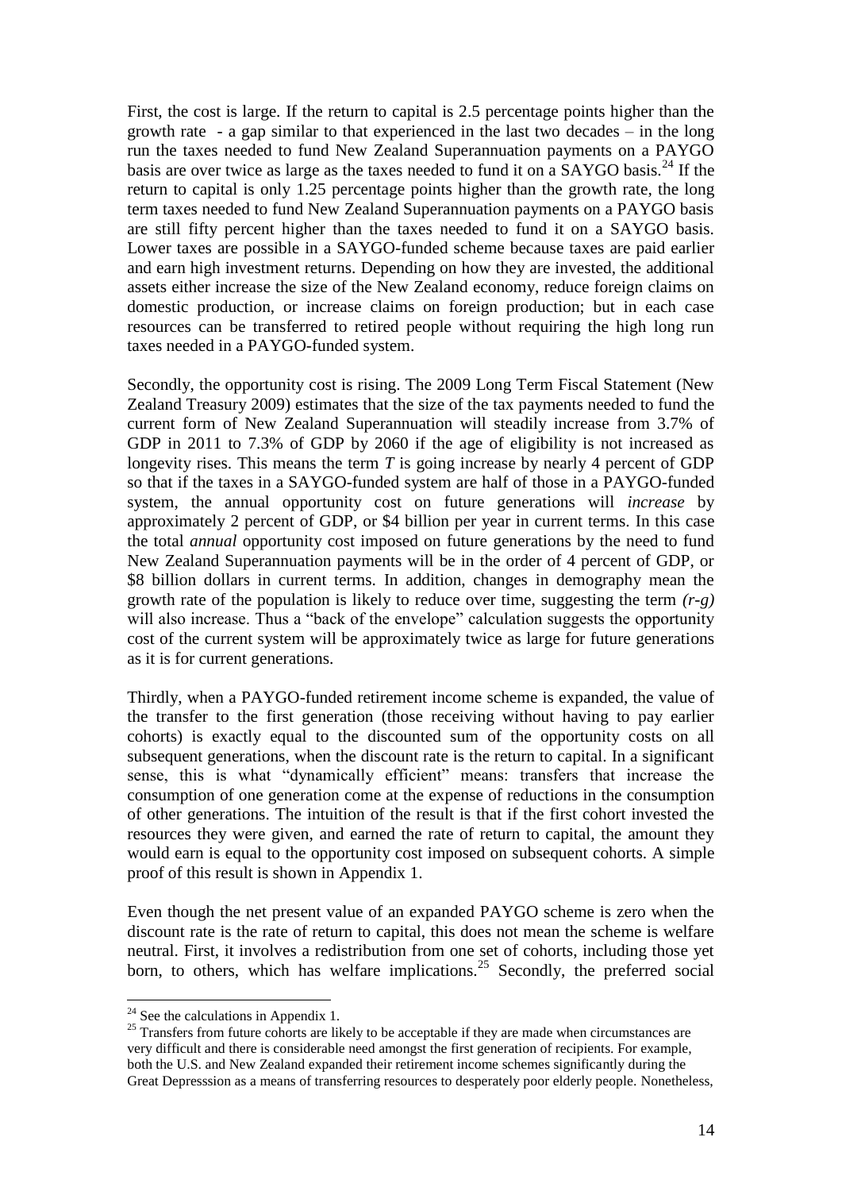First, the cost is large. If the return to capital is 2.5 percentage points higher than the growth rate - a gap similar to that experienced in the last two decades – in the long run the taxes needed to fund New Zealand Superannuation payments on a PAYGO basis are over twice as large as the taxes needed to fund it on a SAYGO basis.[24] If the return to capital is only 1.25 percentage points higher than the growth rate, the long term taxes needed to fund New Zealand Superannuation payments on a PAYGO basis are still fifty percent higher than the taxes needed to fund it on a SAYGO basis. Lower taxes are possible in a SAYGO-funded scheme because taxes are paid earlier and earn high investment returns. Depending on how they are invested, the additional assets either increase the size of the New Zealand economy, reduce foreign claims on domestic production, or increase claims on foreign production; but in each case resources can be transferred to retired people without requiring the high long run taxes needed in a PAYGO-funded system.

Secondly, the opportunity cost is rising. The 2009 Long Term Fiscal Statement (New Zealand Treasury 2009) estimates that the size of the tax payments needed to fund the current form of New Zealand Superannuation will steadily increase from 3.7% of GDP in 2011 to 7.3% of GDP by 2060 if the age of eligibility is not increased as longevity rises. This means the term $T$ is going increase by nearly 4 percent of GDP so that if the taxes in a SAYGO-funded system are half of those in a PAYGO-funded system, the annual opportunity cost on future generations will *increase* by approximately 2 percent of GDP, or \$4 billion per year in current terms. In this case the total *annual* opportunity cost imposed on future generations by the need to fund New Zealand Superannuation payments will be in the order of 4 percent of GDP, or \$8 billion dollars in current terms. In addition, changes in demography mean the growth rate of the population is likely to reduce over time, suggesting the term $(r\text{-}g)$ will also increase. Thus a "back of the envelope" calculation suggests the opportunity cost of the current system will be approximately twice as large for future generations as it is for current generations.

Thirdly, when a PAYGO-funded retirement income scheme is expanded, the value of the transfer to the first generation (those receiving without having to pay earlier cohorts) is exactly equal to the discounted sum of the opportunity costs on all subsequent generations, when the discount rate is the return to capital. In a significant sense, this is what "dynamically efficient" means: transfers that increase the consumption of one generation come at the expense of reductions in the consumption of other generations. The intuition of the result is that if the first cohort invested the resources they were given, and earned the rate of return to capital, the amount they would earn is equal to the opportunity cost imposed on subsequent cohorts. A simple proof of this result is shown in Appendix 1.

Even though the net present value of an expanded PAYGO scheme is zero when the discount rate is the rate of return to capital, this does not mean the scheme is welfare neutral. First, it involves a redistribution from one set of cohorts, including those yet born, to others, which has welfare implications.[25] Secondly, the preferred social

---

[24] See the calculations in Appendix 1.

[25] Transfers from future cohorts are likely to be acceptable if they are made when circumstances are very difficult and there is considerable need amongst the first generation of recipients. For example, both the U.S. and New Zealand expanded their retirement income schemes significantly during the Great Depresssion as a means of transferring resources to desperately poor elderly people. Nonetheless,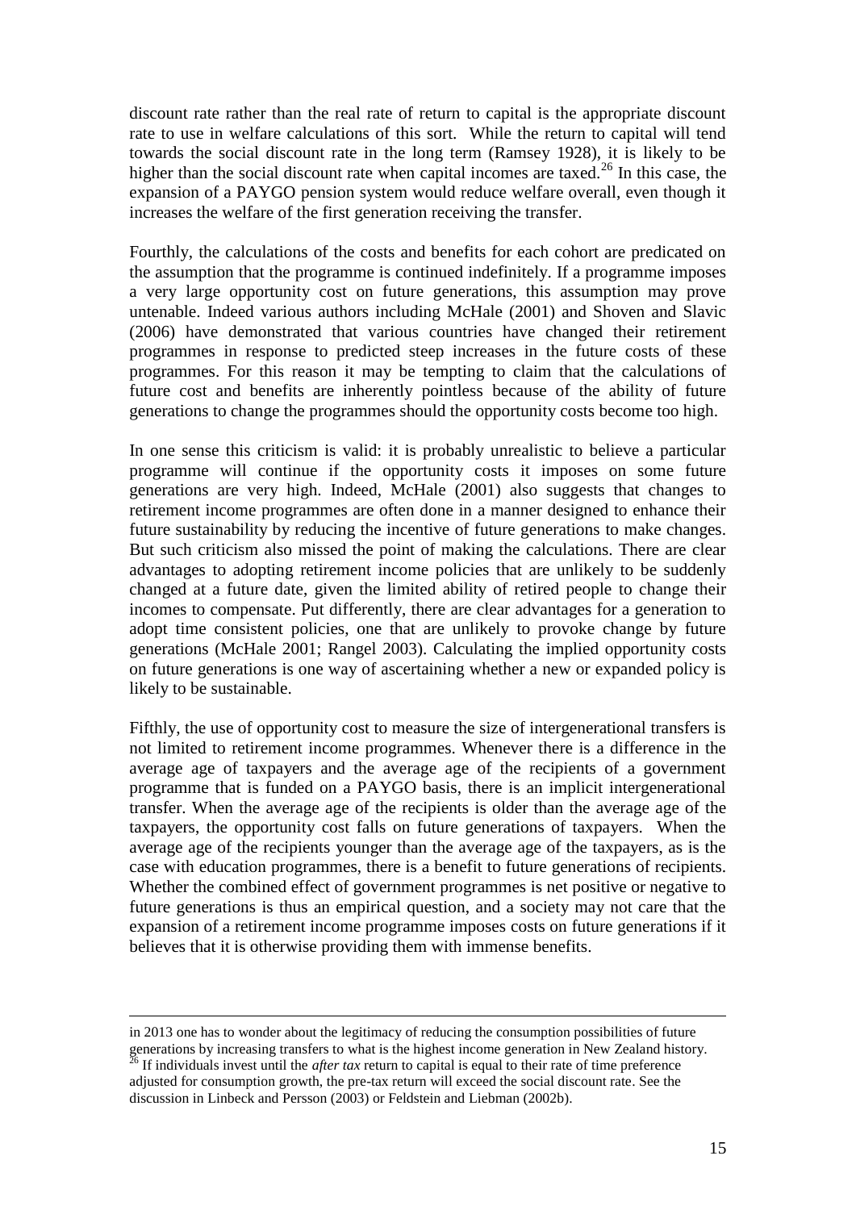discount rate rather than the real rate of return to capital is the appropriate discount rate to use in welfare calculations of this sort. While the return to capital will tend towards the social discount rate in the long term (Ramsey 1928), it is likely to be higher than the social discount rate when capital incomes are taxed.[26] In this case, the expansion of a PAYGO pension system would reduce welfare overall, even though it increases the welfare of the first generation receiving the transfer.

Fourthly, the calculations of the costs and benefits for each cohort are predicated on the assumption that the programme is continued indefinitely. If a programme imposes a very large opportunity cost on future generations, this assumption may prove untenable. Indeed various authors including McHale (2001) and Shoven and Slavic (2006) have demonstrated that various countries have changed their retirement programmes in response to predicted steep increases in the future costs of these programmes. For this reason it may be tempting to claim that the calculations of future cost and benefits are inherently pointless because of the ability of future generations to change the programmes should the opportunity costs become too high.

In one sense this criticism is valid: it is probably unrealistic to believe a particular programme will continue if the opportunity costs it imposes on some future generations are very high. Indeed, McHale (2001) also suggests that changes to retirement income programmes are often done in a manner designed to enhance their future sustainability by reducing the incentive of future generations to make changes. But such criticism also missed the point of making the calculations. There are clear advantages to adopting retirement income policies that are unlikely to be suddenly changed at a future date, given the limited ability of retired people to change their incomes to compensate. Put differently, there are clear advantages for a generation to adopt time consistent policies, one that are unlikely to provoke change by future generations (McHale 2001; Rangel 2003). Calculating the implied opportunity costs on future generations is one way of ascertaining whether a new or expanded policy is likely to be sustainable.

Fifthly, the use of opportunity cost to measure the size of intergenerational transfers is not limited to retirement income programmes. Whenever there is a difference in the average age of taxpayers and the average age of the recipients of a government programme that is funded on a PAYGO basis, there is an implicit intergenerational transfer. When the average age of the recipients is older than the average age of the taxpayers, the opportunity cost falls on future generations of taxpayers. When the average age of the recipients younger than the average age of the taxpayers, as is the case with education programmes, there is a benefit to future generations of recipients. Whether the combined effect of government programmes is net positive or negative to future generations is thus an empirical question, and a society may not care that the expansion of a retirement income programme imposes costs on future generations if it believes that it is otherwise providing them with immense benefits.

---

in 2013 one has to wonder about the legitimacy of reducing the consumption possibilities of future generations by increasing transfers to what is the highest income generation in New Zealand history.

[26] If individuals invest until the *after tax* return to capital is equal to their rate of time preference adjusted for consumption growth, the pre-tax return will exceed the social discount rate. See the discussion in Linbeck and Persson (2003) or Feldstein and Liebman (2002b).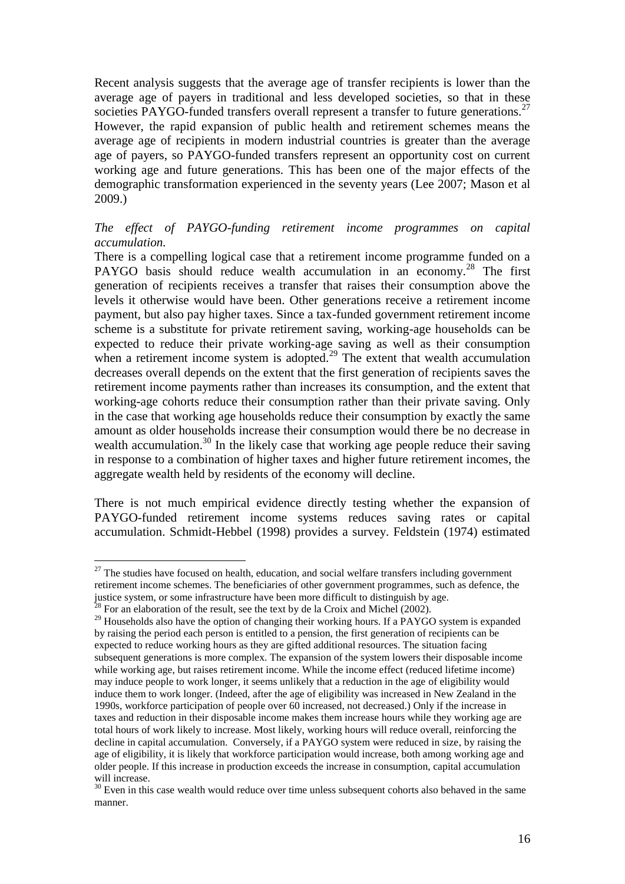Recent analysis suggests that the average age of transfer recipients is lower than the average age of payers in traditional and less developed societies, so that in these societies PAYGO-funded transfers overall represent a transfer to future generations.[27] However, the rapid expansion of public health and retirement schemes means the average age of recipients in modern industrial countries is greater than the average age of payers, so PAYGO-funded transfers represent an opportunity cost on current working age and future generations. This has been one of the major effects of the demographic transformation experienced in the seventy years (Lee 2007; Mason et al 2009.)

*The effect of PAYGO-funding retirement income programmes on capital accumulation.*

There is a compelling logical case that a retirement income programme funded on a PAYGO basis should reduce wealth accumulation in an economy.[28] The first generation of recipients receives a transfer that raises their consumption above the levels it otherwise would have been. Other generations receive a retirement income payment, but also pay higher taxes. Since a tax-funded government retirement income scheme is a substitute for private retirement saving, working-age households can be expected to reduce their private working-age saving as well as their consumption when a retirement income system is adopted.[29] The extent that wealth accumulation decreases overall depends on the extent that the first generation of recipients saves the retirement income payments rather than increases its consumption, and the extent that working-age cohorts reduce their consumption rather than their private saving. Only in the case that working age households reduce their consumption by exactly the same amount as older households increase their consumption would there be no decrease in wealth accumulation.[30] In the likely case that working age people reduce their saving in response to a combination of higher taxes and higher future retirement incomes, the aggregate wealth held by residents of the economy will decline.

There is not much empirical evidence directly testing whether the expansion of PAYGO-funded retirement income systems reduces saving rates or capital accumulation. Schmidt-Hebbel (1998) provides a survey. Feldstein (1974) estimated

---

[27] The studies have focused on health, education, and social welfare transfers including government retirement income schemes. The beneficiaries of other government programmes, such as defence, the justice system, or some infrastructure have been more difficult to distinguish by age.

[28] For an elaboration of the result, see the text by de la Croix and Michel (2002).

[29] Households also have the option of changing their working hours. If a PAYGO system is expanded by raising the period each person is entitled to a pension, the first generation of recipients can be expected to reduce working hours as they are gifted additional resources. The situation facing subsequent generations is more complex. The expansion of the system lowers their disposable income while working age, but raises retirement income. While the income effect (reduced lifetime income) may induce people to work longer, it seems unlikely that a reduction in the age of eligibility would induce them to work longer. (Indeed, after the age of eligibility was increased in New Zealand in the 1990s, workforce participation of people over 60 increased, not decreased.) Only if the increase in taxes and reduction in their disposable income makes them increase hours while they working age are total hours of work likely to increase. Most likely, working hours will reduce overall, reinforcing the decline in capital accumulation. Conversely, if a PAYGO system were reduced in size, by raising the age of eligibility, it is likely that workforce participation would increase, both among working age and older people. If this increase in production exceeds the increase in consumption, capital accumulation will increase.

[30] Even in this case wealth would reduce over time unless subsequent cohorts also behaved in the same manner.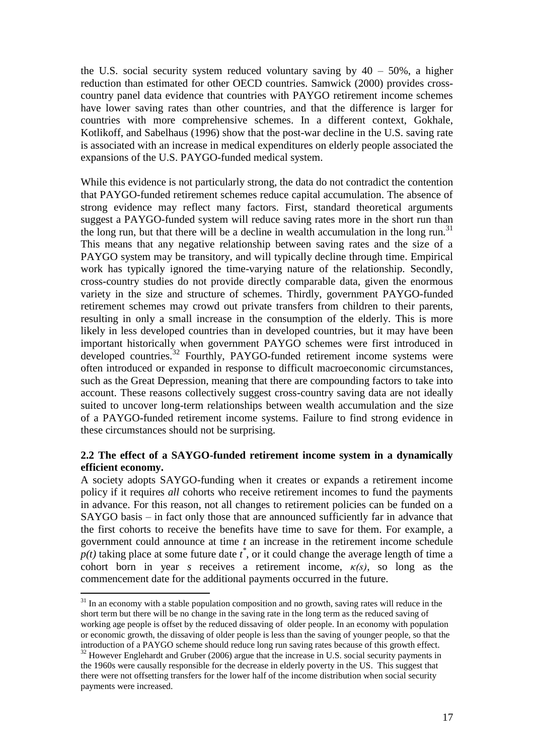the U.S. social security system reduced voluntary saving by 40 – 50%, a higher reduction than estimated for other OECD countries. Samwick (2000) provides cross-country panel data evidence that countries with PAYGO retirement income schemes have lower saving rates than other countries, and that the difference is larger for countries with more comprehensive schemes. In a different context, Gokhale, Kotlikoff, and Sabelhaus (1996) show that the post-war decline in the U.S. saving rate is associated with an increase in medical expenditures on elderly people associated the expansions of the U.S. PAYGO-funded medical system.

While this evidence is not particularly strong, the data do not contradict the contention that PAYGO-funded retirement schemes reduce capital accumulation. The absence of strong evidence may reflect many factors. First, standard theoretical arguments suggest a PAYGO-funded system will reduce saving rates more in the short run than the long run, but that there will be a decline in wealth accumulation in the long run.[31] This means that any negative relationship between saving rates and the size of a PAYGO system may be transitory, and will typically decline through time. Empirical work has typically ignored the time-varying nature of the relationship. Secondly, cross-country studies do not provide directly comparable data, given the enormous variety in the size and structure of schemes. Thirdly, government PAYGO-funded retirement schemes may crowd out private transfers from children to their parents, resulting in only a small increase in the consumption of the elderly. This is more likely in less developed countries than in developed countries, but it may have been important historically when government PAYGO schemes were first introduced in developed countries.[32] Fourthly, PAYGO-funded retirement income systems were often introduced or expanded in response to difficult macroeconomic circumstances, such as the Great Depression, meaning that there are compounding factors to take into account. These reasons collectively suggest cross-country saving data are not ideally suited to uncover long-term relationships between wealth accumulation and the size of a PAYGO-funded retirement income systems. Failure to find strong evidence in these circumstances should not be surprising.

**2.2 The effect of a SAYGO-funded retirement income system in a dynamically efficient economy.**

A society adopts SAYGO-funding when it creates or expands a retirement income policy if it requires *all* cohorts who receive retirement incomes to fund the payments in advance. For this reason, not all changes to retirement policies can be funded on a SAYGO basis – in fact only those that are announced sufficiently far in advance that the first cohorts to receive the benefits have time to save for them. For example, a government could announce at time $t$ an increase in the retirement income schedule $p(t)$ taking place at some future date $t^*$, or it could change the average length of time a cohort born in year $s$ receives a retirement income, $\kappa(s)$, so long as the commencement date for the additional payments occurred in the future.

---

[31] In an economy with a stable population composition and no growth, saving rates will reduce in the short term but there will be no change in the saving rate in the long term as the reduced saving of working age people is offset by the reduced dissaving of older people. In an economy with population or economic growth, the dissaving of older people is less than the saving of younger people, so that the introduction of a PAYGO scheme should reduce long run saving rates because of this growth effect.

[32] However Englehardt and Gruber (2006) argue that the increase in U.S. social security payments in the 1960s were causally responsible for the decrease in elderly poverty in the US. This suggest that there were not offsetting transfers for the lower half of the income distribution when social security payments were increased.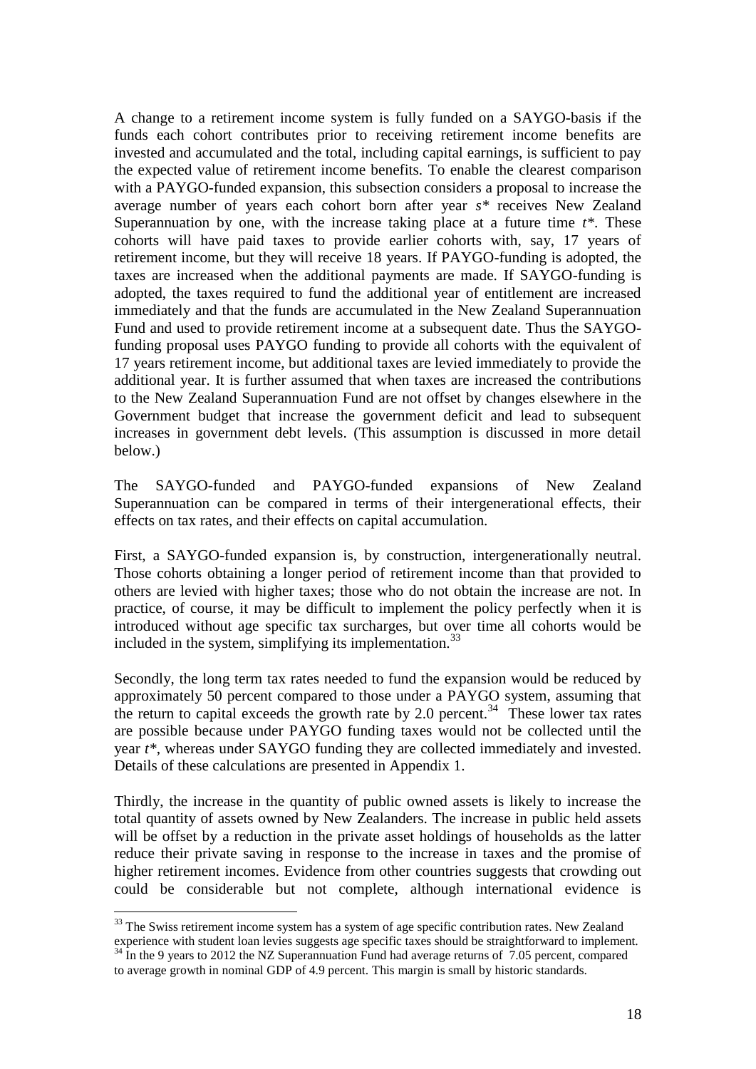A change to a retirement income system is fully funded on a SAYGO-basis if the funds each cohort contributes prior to receiving retirement income benefits are invested and accumulated and the total, including capital earnings, is sufficient to pay the expected value of retirement income benefits. To enable the clearest comparison with a PAYGO-funded expansion, this subsection considers a proposal to increase the average number of years each cohort born after year $s^*$ receives New Zealand Superannuation by one, with the increase taking place at a future time $t^*$. These cohorts will have paid taxes to provide earlier cohorts with, say, 17 years of retirement income, but they will receive 18 years. If PAYGO-funding is adopted, the taxes are increased when the additional payments are made. If SAYGO-funding is adopted, the taxes required to fund the additional year of entitlement are increased immediately and that the funds are accumulated in the New Zealand Superannuation Fund and used to provide retirement income at a subsequent date. Thus the SAYGO-funding proposal uses PAYGO funding to provide all cohorts with the equivalent of 17 years retirement income, but additional taxes are levied immediately to provide the additional year. It is further assumed that when taxes are increased the contributions to the New Zealand Superannuation Fund are not offset by changes elsewhere in the Government budget that increase the government deficit and lead to subsequent increases in government debt levels. (This assumption is discussed in more detail below.)

The SAYGO-funded and PAYGO-funded expansions of New Zealand Superannuation can be compared in terms of their intergenerational effects, their effects on tax rates, and their effects on capital accumulation.

First, a SAYGO-funded expansion is, by construction, intergenerationally neutral. Those cohorts obtaining a longer period of retirement income than that provided to others are levied with higher taxes; those who do not obtain the increase are not. In practice, of course, it may be difficult to implement the policy perfectly when it is introduced without age specific tax surcharges, but over time all cohorts would be included in the system, simplifying its implementation.[33]

Secondly, the long term tax rates needed to fund the expansion would be reduced by approximately 50 percent compared to those under a PAYGO system, assuming that the return to capital exceeds the growth rate by 2.0 percent.[34] These lower tax rates are possible because under PAYGO funding taxes would not be collected until the year $t^*$, whereas under SAYGO funding they are collected immediately and invested. Details of these calculations are presented in Appendix 1.

Thirdly, the increase in the quantity of public owned assets is likely to increase the total quantity of assets owned by New Zealanders. The increase in public held assets will be offset by a reduction in the private asset holdings of households as the latter reduce their private saving in response to the increase in taxes and the promise of higher retirement incomes. Evidence from other countries suggests that crowding out could be considerable but not complete, although international evidence is

[33] The Swiss retirement income system has a system of age specific contribution rates. New Zealand experience with student loan levies suggests age specific taxes should be straightforward to implement.

[34] In the 9 years to 2012 the NZ Superannuation Fund had average returns of 7.05 percent, compared to average growth in nominal GDP of 4.9 percent. This margin is small by historic standards.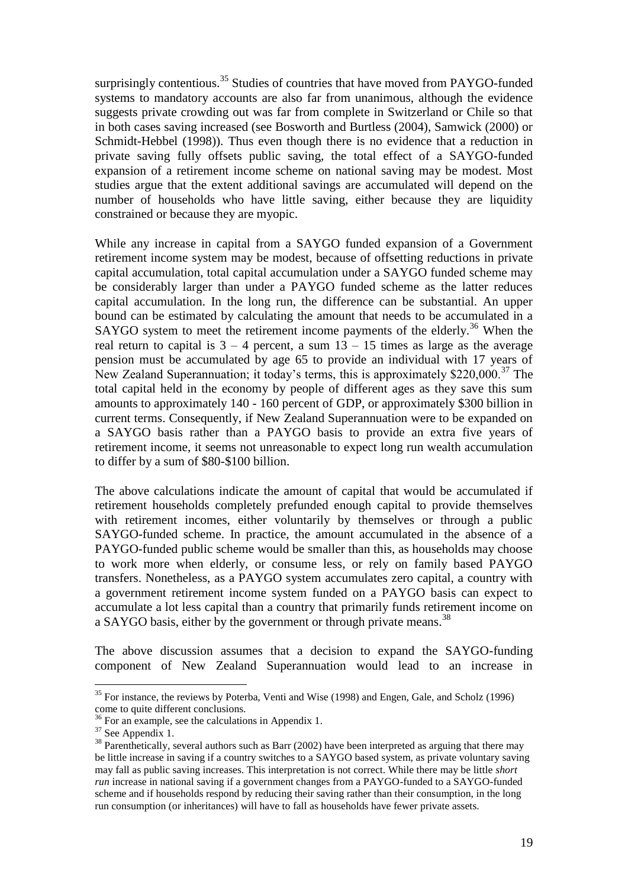surprisingly contentious.[35] Studies of countries that have moved from PAYGO-funded systems to mandatory accounts are also far from unanimous, although the evidence suggests private crowding out was far from complete in Switzerland or Chile so that in both cases saving increased (see Bosworth and Burtless (2004), Samwick (2000) or Schmidt-Hebbel (1998)). Thus even though there is no evidence that a reduction in private saving fully offsets public saving, the total effect of a SAYGO-funded expansion of a retirement income scheme on national saving may be modest. Most studies argue that the extent additional savings are accumulated will depend on the number of households who have little saving, either because they are liquidity constrained or because they are myopic.

While any increase in capital from a SAYGO funded expansion of a Government retirement income system may be modest, because of offsetting reductions in private capital accumulation, total capital accumulation under a SAYGO funded scheme may be considerably larger than under a PAYGO funded scheme as the latter reduces capital accumulation. In the long run, the difference can be substantial. An upper bound can be estimated by calculating the amount that needs to be accumulated in a SAYGO system to meet the retirement income payments of the elderly.[36] When the real return to capital is 3 – 4 percent, a sum 13 – 15 times as large as the average pension must be accumulated by age 65 to provide an individual with 17 years of New Zealand Superannuation; it today's terms, this is approximately $220,000.[37] The total capital held in the economy by people of different ages as they save this sum amounts to approximately 140 - 160 percent of GDP, or approximately $300 billion in current terms. Consequently, if New Zealand Superannuation were to be expanded on a SAYGO basis rather than a PAYGO basis to provide an extra five years of retirement income, it seems not unreasonable to expect long run wealth accumulation to differ by a sum of $80-$100 billion.

The above calculations indicate the amount of capital that would be accumulated if retirement households completely prefunded enough capital to provide themselves with retirement incomes, either voluntarily by themselves or through a public SAYGO-funded scheme. In practice, the amount accumulated in the absence of a PAYGO-funded public scheme would be smaller than this, as households may choose to work more when elderly, or consume less, or rely on family based PAYGO transfers. Nonetheless, as a PAYGO system accumulates zero capital, a country with a government retirement income system funded on a PAYGO basis can expect to accumulate a lot less capital than a country that primarily funds retirement income on a SAYGO basis, either by the government or through private means.[38]

The above discussion assumes that a decision to expand the SAYGO-funding component of New Zealand Superannuation would lead to an increase in

---

[35] For instance, the reviews by Poterba, Venti and Wise (1998) and Engen, Gale, and Scholz (1996) come to quite different conclusions.

[36] For an example, see the calculations in Appendix 1.

[37] See Appendix 1.

[38] Parenthetically, several authors such as Barr (2002) have been interpreted as arguing that there may be little increase in saving if a country switches to a SAYGO based system, as private voluntary saving may fall as public saving increases. This interpretation is not correct. While there may be little *short run* increase in national saving if a government changes from a PAYGO-funded to a SAYGO-funded scheme and if households respond by reducing their saving rather than their consumption, in the long run consumption (or inheritances) will have to fall as households have fewer private assets.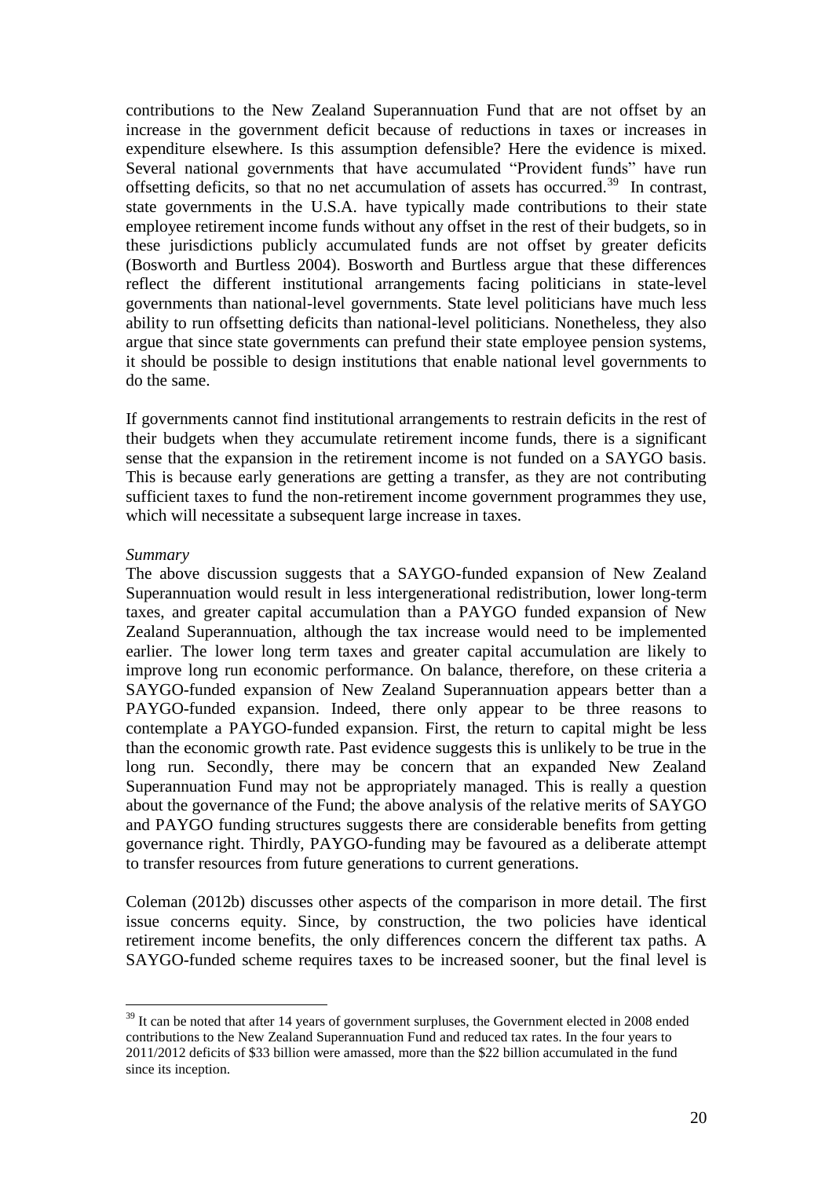contributions to the New Zealand Superannuation Fund that are not offset by an increase in the government deficit because of reductions in taxes or increases in expenditure elsewhere. Is this assumption defensible? Here the evidence is mixed. Several national governments that have accumulated "Provident funds" have run offsetting deficits, so that no net accumulation of assets has occurred.[39] In contrast, state governments in the U.S.A. have typically made contributions to their state employee retirement income funds without any offset in the rest of their budgets, so in these jurisdictions publicly accumulated funds are not offset by greater deficits (Bosworth and Burtless 2004). Bosworth and Burtless argue that these differences reflect the different institutional arrangements facing politicians in state-level governments than national-level governments. State level politicians have much less ability to run offsetting deficits than national-level politicians. Nonetheless, they also argue that since state governments can prefund their state employee pension systems, it should be possible to design institutions that enable national level governments to do the same.

If governments cannot find institutional arrangements to restrain deficits in the rest of their budgets when they accumulate retirement income funds, there is a significant sense that the expansion in the retirement income is not funded on a SAYGO basis. This is because early generations are getting a transfer, as they are not contributing sufficient taxes to fund the non-retirement income government programmes they use, which will necessitate a subsequent large increase in taxes.

*Summary*

The above discussion suggests that a SAYGO-funded expansion of New Zealand Superannuation would result in less intergenerational redistribution, lower long-term taxes, and greater capital accumulation than a PAYGO funded expansion of New Zealand Superannuation, although the tax increase would need to be implemented earlier. The lower long term taxes and greater capital accumulation are likely to improve long run economic performance. On balance, therefore, on these criteria a SAYGO-funded expansion of New Zealand Superannuation appears better than a PAYGO-funded expansion. Indeed, there only appear to be three reasons to contemplate a PAYGO-funded expansion. First, the return to capital might be less than the economic growth rate. Past evidence suggests this is unlikely to be true in the long run. Secondly, there may be concern that an expanded New Zealand Superannuation Fund may not be appropriately managed. This is really a question about the governance of the Fund; the above analysis of the relative merits of SAYGO and PAYGO funding structures suggests there are considerable benefits from getting governance right. Thirdly, PAYGO-funding may be favoured as a deliberate attempt to transfer resources from future generations to current generations.

Coleman (2012b) discusses other aspects of the comparison in more detail. The first issue concerns equity. Since, by construction, the two policies have identical retirement income benefits, the only differences concern the different tax paths. A SAYGO-funded scheme requires taxes to be increased sooner, but the final level is

---

[39] It can be noted that after 14 years of government surpluses, the Government elected in 2008 ended contributions to the New Zealand Superannuation Fund and reduced tax rates. In the four years to 2011/2012 deficits of $33 billion were amassed, more than the $22 billion accumulated in the fund since its inception.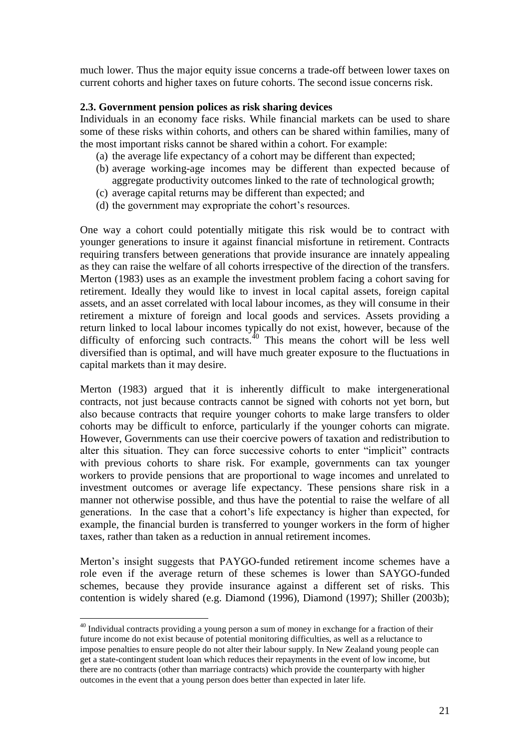much lower. Thus the major equity issue concerns a trade-off between lower taxes on current cohorts and higher taxes on future cohorts. The second issue concerns risk.

### 2.3. Government pension polices as risk sharing devices

Individuals in an economy face risks. While financial markets can be used to share some of these risks within cohorts, and others can be shared within families, many of the most important risks cannot be shared within a cohort. For example:

(a) the average life expectancy of a cohort may be different than expected;
(b) average working-age incomes may be different than expected because of aggregate productivity outcomes linked to the rate of technological growth;
(c) average capital returns may be different than expected; and
(d) the government may expropriate the cohort's resources.

One way a cohort could potentially mitigate this risk would be to contract with younger generations to insure it against financial misfortune in retirement. Contracts requiring transfers between generations that provide insurance are innately appealing as they can raise the welfare of all cohorts irrespective of the direction of the transfers. Merton (1983) uses as an example the investment problem facing a cohort saving for retirement. Ideally they would like to invest in local capital assets, foreign capital assets, and an asset correlated with local labour incomes, as they will consume in their retirement a mixture of foreign and local goods and services. Assets providing a return linked to local labour incomes typically do not exist, however, because of the difficulty of enforcing such contracts.[40] This means the cohort will be less well diversified than is optimal, and will have much greater exposure to the fluctuations in capital markets than it may desire.

Merton (1983) argued that it is inherently difficult to make intergenerational contracts, not just because contracts cannot be signed with cohorts not yet born, but also because contracts that require younger cohorts to make large transfers to older cohorts may be difficult to enforce, particularly if the younger cohorts can migrate. However, Governments can use their coercive powers of taxation and redistribution to alter this situation. They can force successive cohorts to enter "implicit" contracts with previous cohorts to share risk. For example, governments can tax younger workers to provide pensions that are proportional to wage incomes and unrelated to investment outcomes or average life expectancy. These pensions share risk in a manner not otherwise possible, and thus have the potential to raise the welfare of all generations. In the case that a cohort's life expectancy is higher than expected, for example, the financial burden is transferred to younger workers in the form of higher taxes, rather than taken as a reduction in annual retirement incomes.

Merton's insight suggests that PAYGO-funded retirement income schemes have a role even if the average return of these schemes is lower than SAYGO-funded schemes, because they provide insurance against a different set of risks. This contention is widely shared (e.g. Diamond (1996), Diamond (1997); Shiller (2003b);

---

[40] Individual contracts providing a young person a sum of money in exchange for a fraction of their future income do not exist because of potential monitoring difficulties, as well as a reluctance to impose penalties to ensure people do not alter their labour supply. In New Zealand young people can get a state-contingent student loan which reduces their repayments in the event of low income, but there are no contracts (other than marriage contracts) which provide the counterparty with higher outcomes in the event that a young person does better than expected in later life.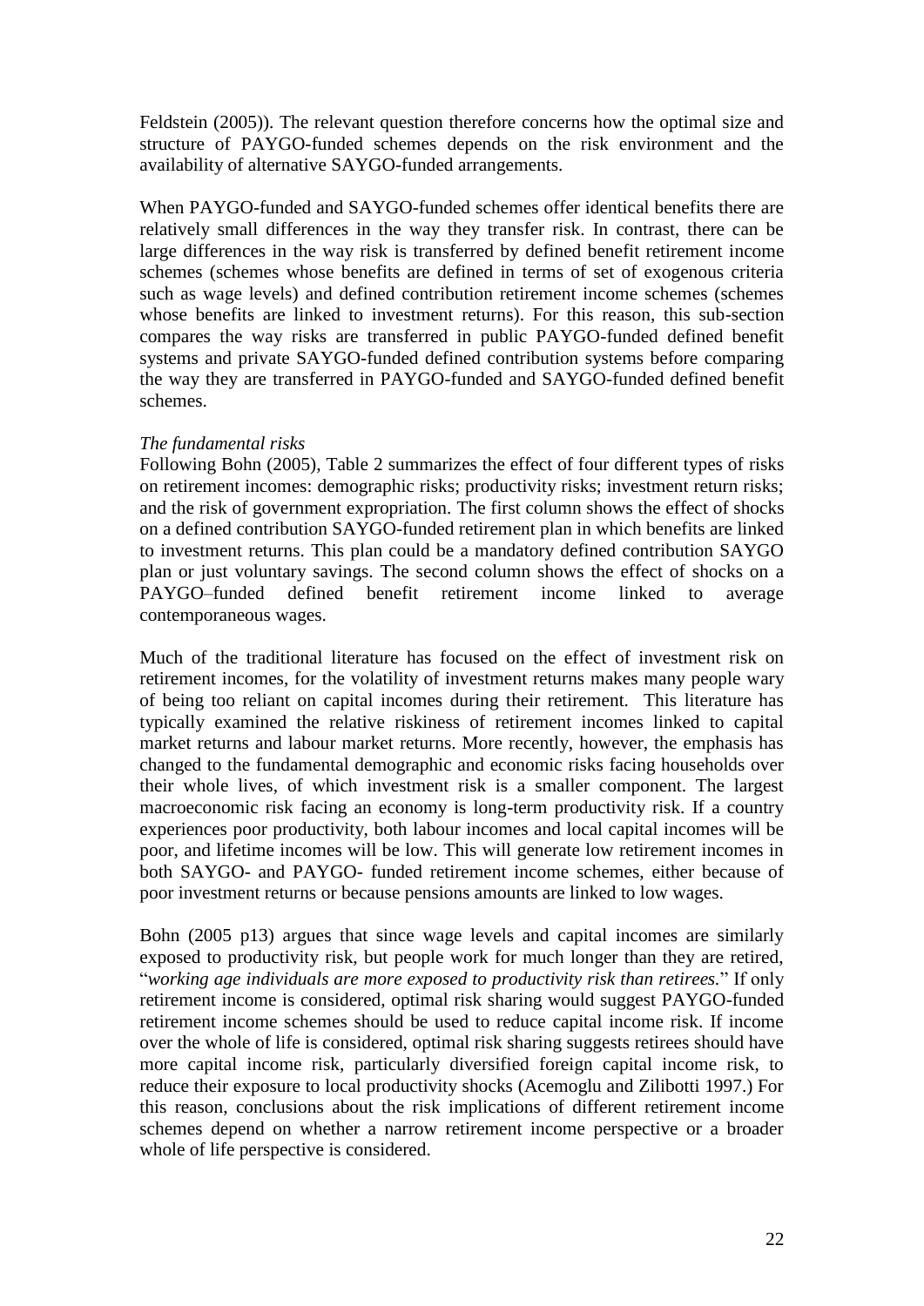Feldstein (2005)). The relevant question therefore concerns how the optimal size and structure of PAYGO-funded schemes depends on the risk environment and the availability of alternative SAYGO-funded arrangements.

When PAYGO-funded and SAYGO-funded schemes offer identical benefits there are relatively small differences in the way they transfer risk. In contrast, there can be large differences in the way risk is transferred by defined benefit retirement income schemes (schemes whose benefits are defined in terms of set of exogenous criteria such as wage levels) and defined contribution retirement income schemes (schemes whose benefits are linked to investment returns). For this reason, this sub-section compares the way risks are transferred in public PAYGO-funded defined benefit systems and private SAYGO-funded defined contribution systems before comparing the way they are transferred in PAYGO-funded and SAYGO-funded defined benefit schemes.

*The fundamental risks*

Following Bohn (2005), Table 2 summarizes the effect of four different types of risks on retirement incomes: demographic risks; productivity risks; investment return risks; and the risk of government expropriation. The first column shows the effect of shocks on a defined contribution SAYGO-funded retirement plan in which benefits are linked to investment returns. This plan could be a mandatory defined contribution SAYGO plan or just voluntary savings. The second column shows the effect of shocks on a PAYGO–funded defined benefit retirement income linked to average contemporaneous wages.

Much of the traditional literature has focused on the effect of investment risk on retirement incomes, for the volatility of investment returns makes many people wary of being too reliant on capital incomes during their retirement. This literature has typically examined the relative riskiness of retirement incomes linked to capital market returns and labour market returns. More recently, however, the emphasis has changed to the fundamental demographic and economic risks facing households over their whole lives, of which investment risk is a smaller component. The largest macroeconomic risk facing an economy is long-term productivity risk. If a country experiences poor productivity, both labour incomes and local capital incomes will be poor, and lifetime incomes will be low. This will generate low retirement incomes in both SAYGO- and PAYGO- funded retirement income schemes, either because of poor investment returns or because pensions amounts are linked to low wages.

Bohn (2005 p13) argues that since wage levels and capital incomes are similarly exposed to productivity risk, but people work for much longer than they are retired, "*working age individuals are more exposed to productivity risk than retirees*." If only retirement income is considered, optimal risk sharing would suggest PAYGO-funded retirement income schemes should be used to reduce capital income risk. If income over the whole of life is considered, optimal risk sharing suggests retirees should have more capital income risk, particularly diversified foreign capital income risk, to reduce their exposure to local productivity shocks (Acemoglu and Zilibotti 1997.) For this reason, conclusions about the risk implications of different retirement income schemes depend on whether a narrow retirement income perspective or a broader whole of life perspective is considered.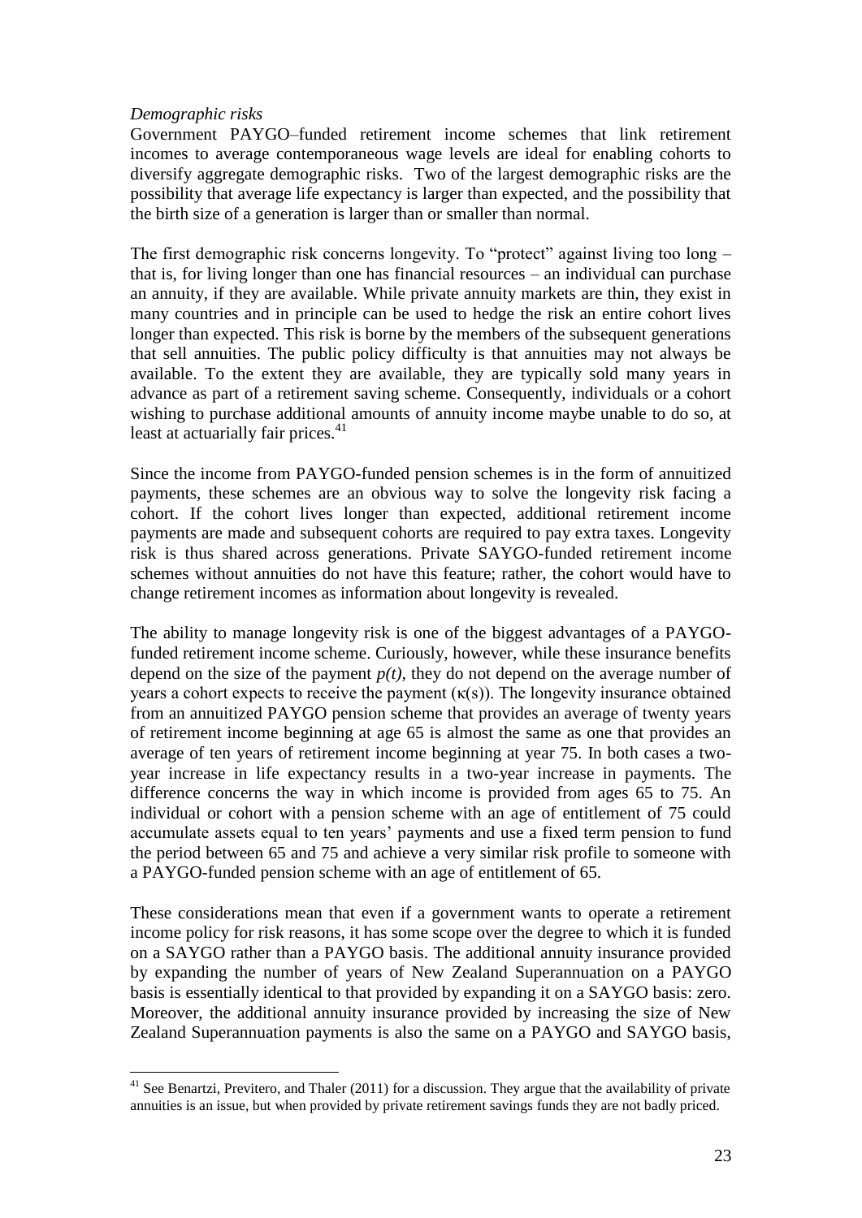*Demographic risks*

Government PAYGO–funded retirement income schemes that link retirement incomes to average contemporaneous wage levels are ideal for enabling cohorts to diversify aggregate demographic risks. Two of the largest demographic risks are the possibility that average life expectancy is larger than expected, and the possibility that the birth size of a generation is larger than or smaller than normal.

The first demographic risk concerns longevity. To "protect" against living too long – that is, for living longer than one has financial resources – an individual can purchase an annuity, if they are available. While private annuity markets are thin, they exist in many countries and in principle can be used to hedge the risk an entire cohort lives longer than expected. This risk is borne by the members of the subsequent generations that sell annuities. The public policy difficulty is that annuities may not always be available. To the extent they are available, they are typically sold many years in advance as part of a retirement saving scheme. Consequently, individuals or a cohort wishing to purchase additional amounts of annuity income maybe unable to do so, at least at actuarially fair prices.[41]

Since the income from PAYGO-funded pension schemes is in the form of annuitized payments, these schemes are an obvious way to solve the longevity risk facing a cohort. If the cohort lives longer than expected, additional retirement income payments are made and subsequent cohorts are required to pay extra taxes. Longevity risk is thus shared across generations. Private SAYGO-funded retirement income schemes without annuities do not have this feature; rather, the cohort would have to change retirement incomes as information about longevity is revealed.

The ability to manage longevity risk is one of the biggest advantages of a PAYGO-funded retirement income scheme. Curiously, however, while these insurance benefits depend on the size of the payment $p(t)$, they do not depend on the average number of years a cohort expects to receive the payment ($\kappa(s)$). The longevity insurance obtained from an annuitized PAYGO pension scheme that provides an average of twenty years of retirement income beginning at age 65 is almost the same as one that provides an average of ten years of retirement income beginning at year 75. In both cases a two-year increase in life expectancy results in a two-year increase in payments. The difference concerns the way in which income is provided from ages 65 to 75. An individual or cohort with a pension scheme with an age of entitlement of 75 could accumulate assets equal to ten years' payments and use a fixed term pension to fund the period between 65 and 75 and achieve a very similar risk profile to someone with a PAYGO-funded pension scheme with an age of entitlement of 65.

These considerations mean that even if a government wants to operate a retirement income policy for risk reasons, it has some scope over the degree to which it is funded on a SAYGO rather than a PAYGO basis. The additional annuity insurance provided by expanding the number of years of New Zealand Superannuation on a PAYGO basis is essentially identical to that provided by expanding it on a SAYGO basis: zero. Moreover, the additional annuity insurance provided by increasing the size of New Zealand Superannuation payments is also the same on a PAYGO and SAYGO basis,

---

[41] See Benartzi, Previtero, and Thaler (2011) for a discussion. They argue that the availability of private annuities is an issue, but when provided by private retirement savings funds they are not badly priced.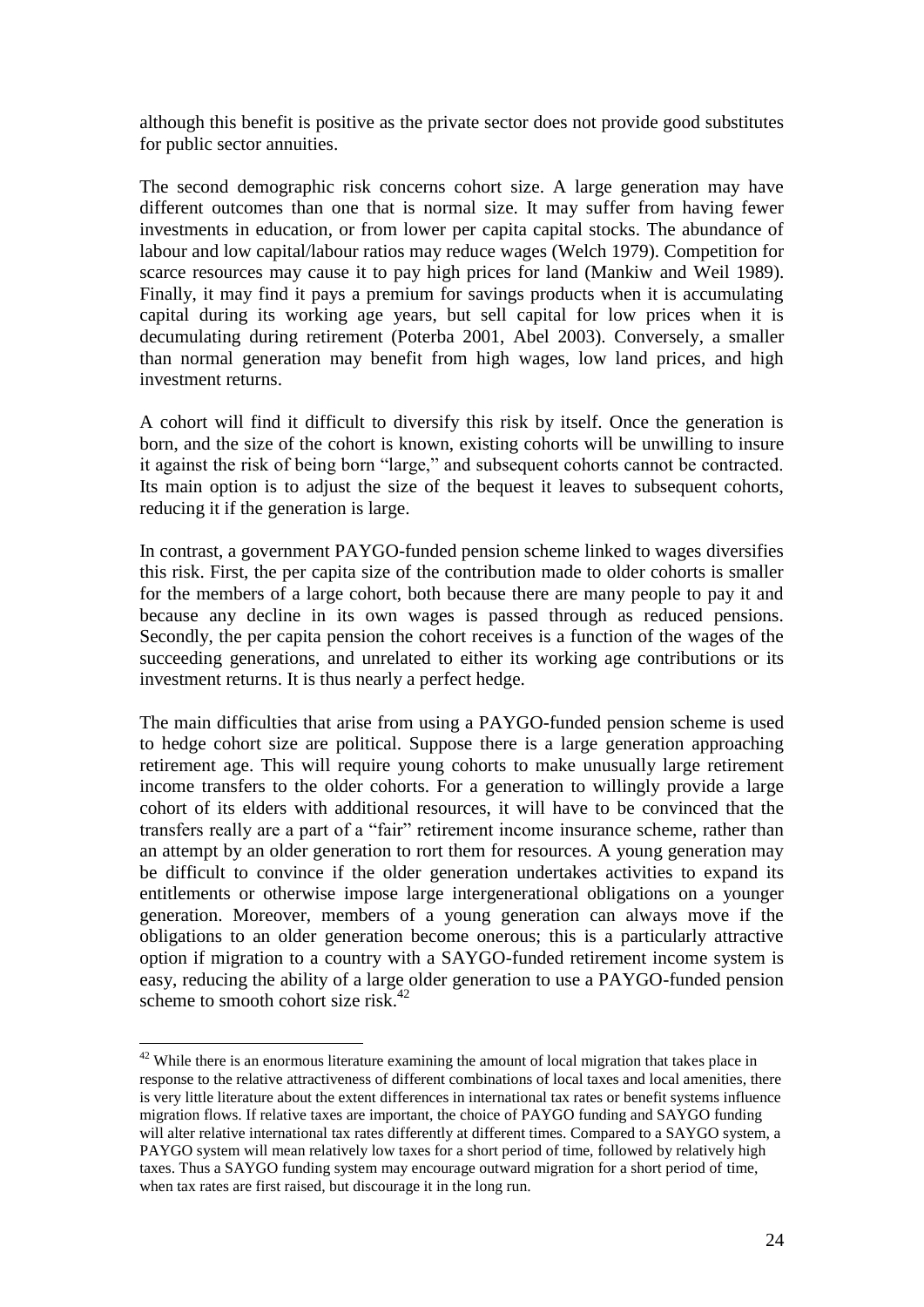although this benefit is positive as the private sector does not provide good substitutes for public sector annuities.

The second demographic risk concerns cohort size. A large generation may have different outcomes than one that is normal size. It may suffer from having fewer investments in education, or from lower per capita capital stocks. The abundance of labour and low capital/labour ratios may reduce wages (Welch 1979). Competition for scarce resources may cause it to pay high prices for land (Mankiw and Weil 1989). Finally, it may find it pays a premium for savings products when it is accumulating capital during its working age years, but sell capital for low prices when it is decumulating during retirement (Poterba 2001, Abel 2003). Conversely, a smaller than normal generation may benefit from high wages, low land prices, and high investment returns.

A cohort will find it difficult to diversify this risk by itself. Once the generation is born, and the size of the cohort is known, existing cohorts will be unwilling to insure it against the risk of being born "large," and subsequent cohorts cannot be contracted. Its main option is to adjust the size of the bequest it leaves to subsequent cohorts, reducing it if the generation is large.

In contrast, a government PAYGO-funded pension scheme linked to wages diversifies this risk. First, the per capita size of the contribution made to older cohorts is smaller for the members of a large cohort, both because there are many people to pay it and because any decline in its own wages is passed through as reduced pensions. Secondly, the per capita pension the cohort receives is a function of the wages of the succeeding generations, and unrelated to either its working age contributions or its investment returns. It is thus nearly a perfect hedge.

The main difficulties that arise from using a PAYGO-funded pension scheme is used to hedge cohort size are political. Suppose there is a large generation approaching retirement age. This will require young cohorts to make unusually large retirement income transfers to the older cohorts. For a generation to willingly provide a large cohort of its elders with additional resources, it will have to be convinced that the transfers really are a part of a "fair" retirement income insurance scheme, rather than an attempt by an older generation to rort them for resources. A young generation may be difficult to convince if the older generation undertakes activities to expand its entitlements or otherwise impose large intergenerational obligations on a younger generation. Moreover, members of a young generation can always move if the obligations to an older generation become onerous; this is a particularly attractive option if migration to a country with a SAYGO-funded retirement income system is easy, reducing the ability of a large older generation to use a PAYGO-funded pension scheme to smooth cohort size risk.[42]

[42] While there is an enormous literature examining the amount of local migration that takes place in response to the relative attractiveness of different combinations of local taxes and local amenities, there is very little literature about the extent differences in international tax rates or benefit systems influence migration flows. If relative taxes are important, the choice of PAYGO funding and SAYGO funding will alter relative international tax rates differently at different times. Compared to a SAYGO system, a PAYGO system will mean relatively low taxes for a short period of time, followed by relatively high taxes. Thus a SAYGO funding system may encourage outward migration for a short period of time, when tax rates are first raised, but discourage it in the long run.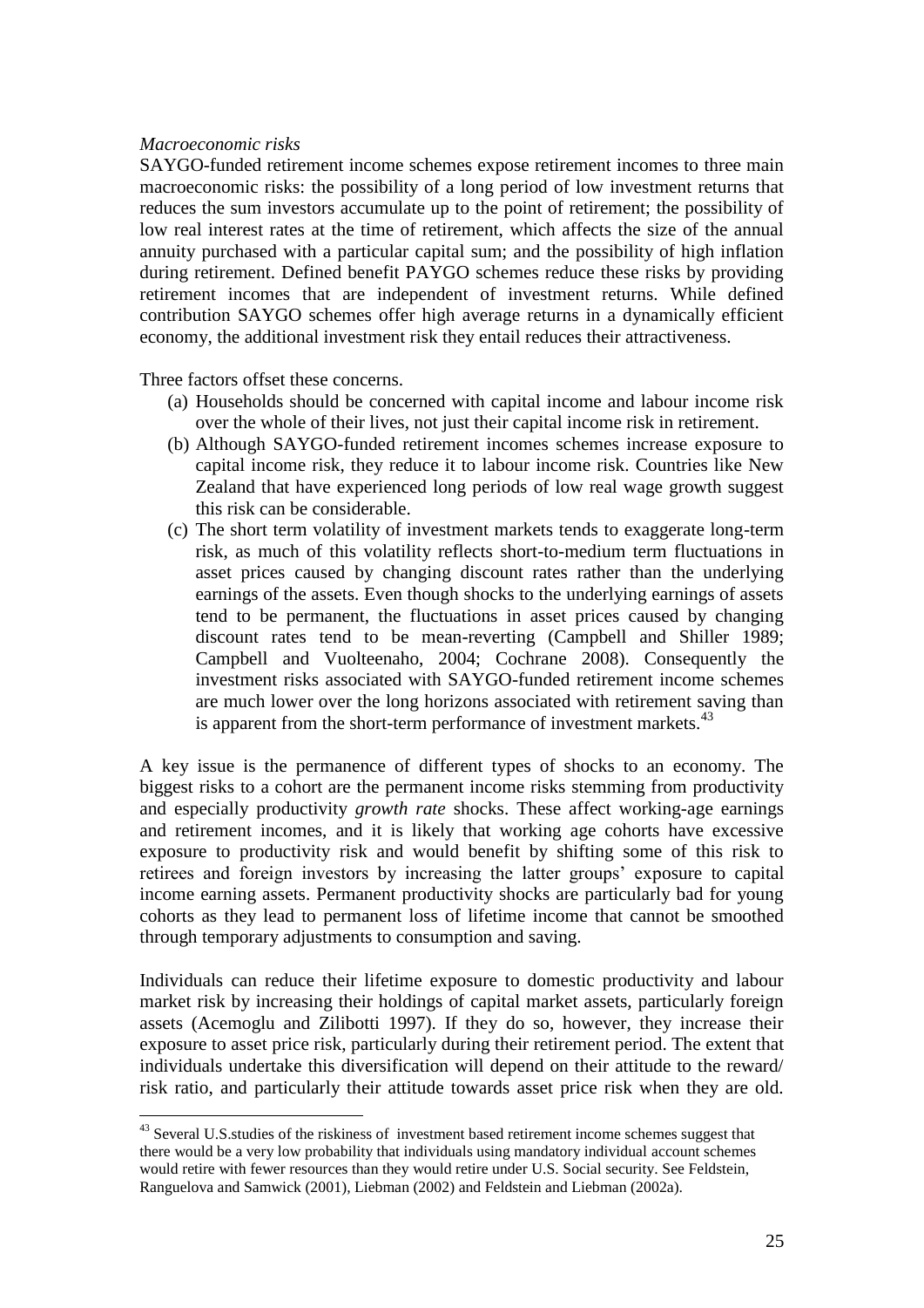*Macroeconomic risks*

SAYGO-funded retirement income schemes expose retirement incomes to three main macroeconomic risks: the possibility of a long period of low investment returns that reduces the sum investors accumulate up to the point of retirement; the possibility of low real interest rates at the time of retirement, which affects the size of the annual annuity purchased with a particular capital sum; and the possibility of high inflation during retirement. Defined benefit PAYGO schemes reduce these risks by providing retirement incomes that are independent of investment returns. While defined contribution SAYGO schemes offer high average returns in a dynamically efficient economy, the additional investment risk they entail reduces their attractiveness.

Three factors offset these concerns.

(a) Households should be concerned with capital income and labour income risk over the whole of their lives, not just their capital income risk in retirement.

(b) Although SAYGO-funded retirement incomes schemes increase exposure to capital income risk, they reduce it to labour income risk. Countries like New Zealand that have experienced long periods of low real wage growth suggest this risk can be considerable.

(c) The short term volatility of investment markets tends to exaggerate long-term risk, as much of this volatility reflects short-to-medium term fluctuations in asset prices caused by changing discount rates rather than the underlying earnings of the assets. Even though shocks to the underlying earnings of assets tend to be permanent, the fluctuations in asset prices caused by changing discount rates tend to be mean-reverting (Campbell and Shiller 1989; Campbell and Vuolteenaho, 2004; Cochrane 2008). Consequently the investment risks associated with SAYGO-funded retirement income schemes are much lower over the long horizons associated with retirement saving than is apparent from the short-term performance of investment markets.[43]

A key issue is the permanence of different types of shocks to an economy. The biggest risks to a cohort are the permanent income risks stemming from productivity and especially productivity *growth rate* shocks. These affect working-age earnings and retirement incomes, and it is likely that working age cohorts have excessive exposure to productivity risk and would benefit by shifting some of this risk to retirees and foreign investors by increasing the latter groups' exposure to capital income earning assets. Permanent productivity shocks are particularly bad for young cohorts as they lead to permanent loss of lifetime income that cannot be smoothed through temporary adjustments to consumption and saving.

Individuals can reduce their lifetime exposure to domestic productivity and labour market risk by increasing their holdings of capital market assets, particularly foreign assets (Acemoglu and Zilibotti 1997). If they do so, however, they increase their exposure to asset price risk, particularly during their retirement period. The extent that individuals undertake this diversification will depend on their attitude to the reward/ risk ratio, and particularly their attitude towards asset price risk when they are old.

[43] Several U.S.studies of the riskiness of investment based retirement income schemes suggest that there would be a very low probability that individuals using mandatory individual account schemes would retire with fewer resources than they would retire under U.S. Social security. See Feldstein, Ranguelova and Samwick (2001), Liebman (2002) and Feldstein and Liebman (2002a).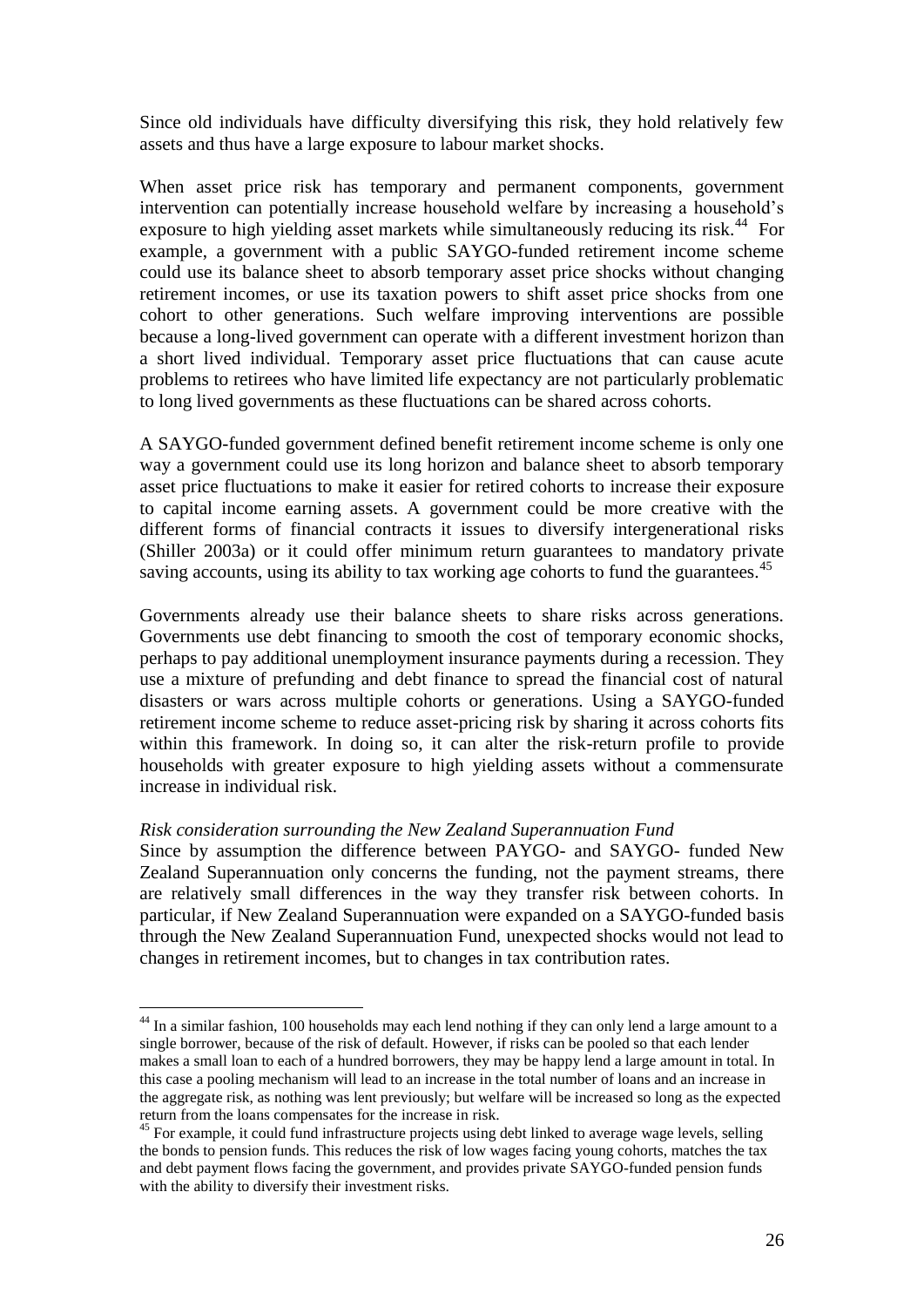Since old individuals have difficulty diversifying this risk, they hold relatively few assets and thus have a large exposure to labour market shocks.

When asset price risk has temporary and permanent components, government intervention can potentially increase household welfare by increasing a household's exposure to high yielding asset markets while simultaneously reducing its risk.[44] For example, a government with a public SAYGO-funded retirement income scheme could use its balance sheet to absorb temporary asset price shocks without changing retirement incomes, or use its taxation powers to shift asset price shocks from one cohort to other generations. Such welfare improving interventions are possible because a long-lived government can operate with a different investment horizon than a short lived individual. Temporary asset price fluctuations that can cause acute problems to retirees who have limited life expectancy are not particularly problematic to long lived governments as these fluctuations can be shared across cohorts.

A SAYGO-funded government defined benefit retirement income scheme is only one way a government could use its long horizon and balance sheet to absorb temporary asset price fluctuations to make it easier for retired cohorts to increase their exposure to capital income earning assets. A government could be more creative with the different forms of financial contracts it issues to diversify intergenerational risks (Shiller 2003a) or it could offer minimum return guarantees to mandatory private saving accounts, using its ability to tax working age cohorts to fund the guarantees.[45]

Governments already use their balance sheets to share risks across generations. Governments use debt financing to smooth the cost of temporary economic shocks, perhaps to pay additional unemployment insurance payments during a recession. They use a mixture of prefunding and debt finance to spread the financial cost of natural disasters or wars across multiple cohorts or generations. Using a SAYGO-funded retirement income scheme to reduce asset-pricing risk by sharing it across cohorts fits within this framework. In doing so, it can alter the risk-return profile to provide households with greater exposure to high yielding assets without a commensurate increase in individual risk.

*Risk consideration surrounding the New Zealand Superannuation Fund*

Since by assumption the difference between PAYGO- and SAYGO- funded New Zealand Superannuation only concerns the funding, not the payment streams, there are relatively small differences in the way they transfer risk between cohorts. In particular, if New Zealand Superannuation were expanded on a SAYGO-funded basis through the New Zealand Superannuation Fund, unexpected shocks would not lead to changes in retirement incomes, but to changes in tax contribution rates.

---

[44] In a similar fashion, 100 households may each lend nothing if they can only lend a large amount to a single borrower, because of the risk of default. However, if risks can be pooled so that each lender makes a small loan to each of a hundred borrowers, they may be happy lend a large amount in total. In this case a pooling mechanism will lead to an increase in the total number of loans and an increase in the aggregate risk, as nothing was lent previously; but welfare will be increased so long as the expected return from the loans compensates for the increase in risk.

[45] For example, it could fund infrastructure projects using debt linked to average wage levels, selling the bonds to pension funds. This reduces the risk of low wages facing young cohorts, matches the tax and debt payment flows facing the government, and provides private SAYGO-funded pension funds with the ability to diversify their investment risks.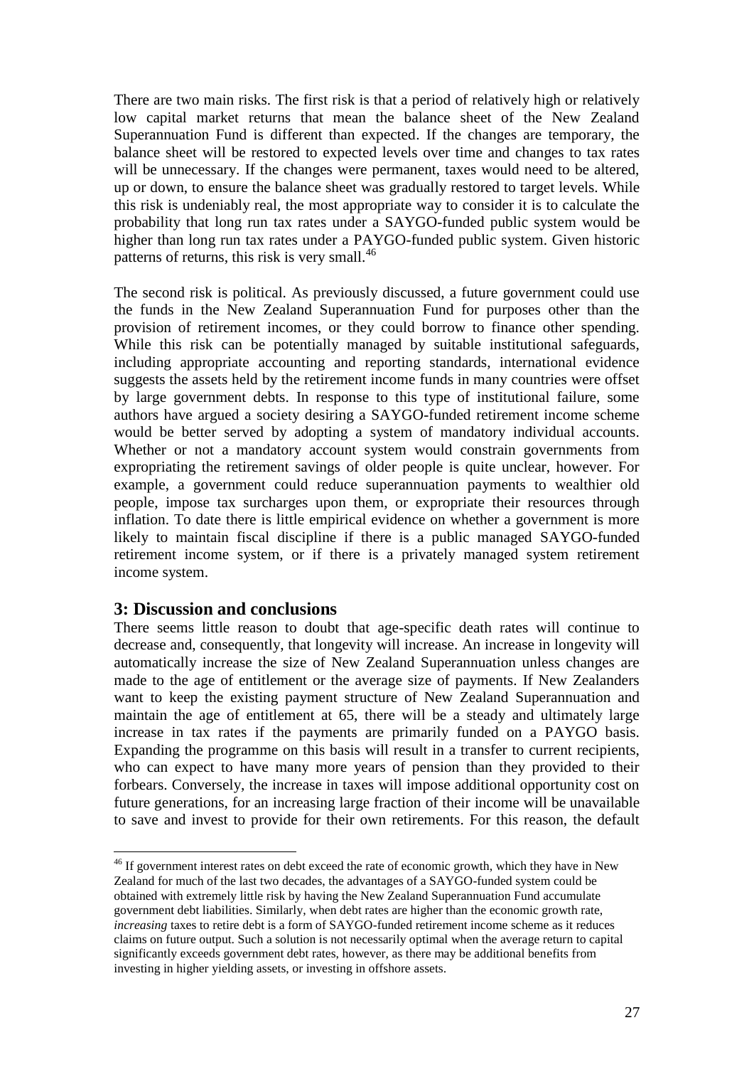There are two main risks. The first risk is that a period of relatively high or relatively low capital market returns that mean the balance sheet of the New Zealand Superannuation Fund is different than expected. If the changes are temporary, the balance sheet will be restored to expected levels over time and changes to tax rates will be unnecessary. If the changes were permanent, taxes would need to be altered, up or down, to ensure the balance sheet was gradually restored to target levels. While this risk is undeniably real, the most appropriate way to consider it is to calculate the probability that long run tax rates under a SAYGO-funded public system would be higher than long run tax rates under a PAYGO-funded public system. Given historic patterns of returns, this risk is very small.[46]

The second risk is political. As previously discussed, a future government could use the funds in the New Zealand Superannuation Fund for purposes other than the provision of retirement incomes, or they could borrow to finance other spending. While this risk can be potentially managed by suitable institutional safeguards, including appropriate accounting and reporting standards, international evidence suggests the assets held by the retirement income funds in many countries were offset by large government debts. In response to this type of institutional failure, some authors have argued a society desiring a SAYGO-funded retirement income scheme would be better served by adopting a system of mandatory individual accounts. Whether or not a mandatory account system would constrain governments from expropriating the retirement savings of older people is quite unclear, however. For example, a government could reduce superannuation payments to wealthier old people, impose tax surcharges upon them, or expropriate their resources through inflation. To date there is little empirical evidence on whether a government is more likely to maintain fiscal discipline if there is a public managed SAYGO-funded retirement income system, or if there is a privately managed system retirement income system.

## 3: Discussion and conclusions

There seems little reason to doubt that age-specific death rates will continue to decrease and, consequently, that longevity will increase. An increase in longevity will automatically increase the size of New Zealand Superannuation unless changes are made to the age of entitlement or the average size of payments. If New Zealanders want to keep the existing payment structure of New Zealand Superannuation and maintain the age of entitlement at 65, there will be a steady and ultimately large increase in tax rates if the payments are primarily funded on a PAYGO basis. Expanding the programme on this basis will result in a transfer to current recipients, who can expect to have many more years of pension than they provided to their forbears. Conversely, the increase in taxes will impose additional opportunity cost on future generations, for an increasing large fraction of their income will be unavailable to save and invest to provide for their own retirements. For this reason, the default

[46] If government interest rates on debt exceed the rate of economic growth, which they have in New Zealand for much of the last two decades, the advantages of a SAYGO-funded system could be obtained with extremely little risk by having the New Zealand Superannuation Fund accumulate government debt liabilities. Similarly, when debt rates are higher than the economic growth rate, *increasing* taxes to retire debt is a form of SAYGO-funded retirement income scheme as it reduces claims on future output. Such a solution is not necessarily optimal when the average return to capital significantly exceeds government debt rates, however, as there may be additional benefits from investing in higher yielding assets, or investing in offshore assets.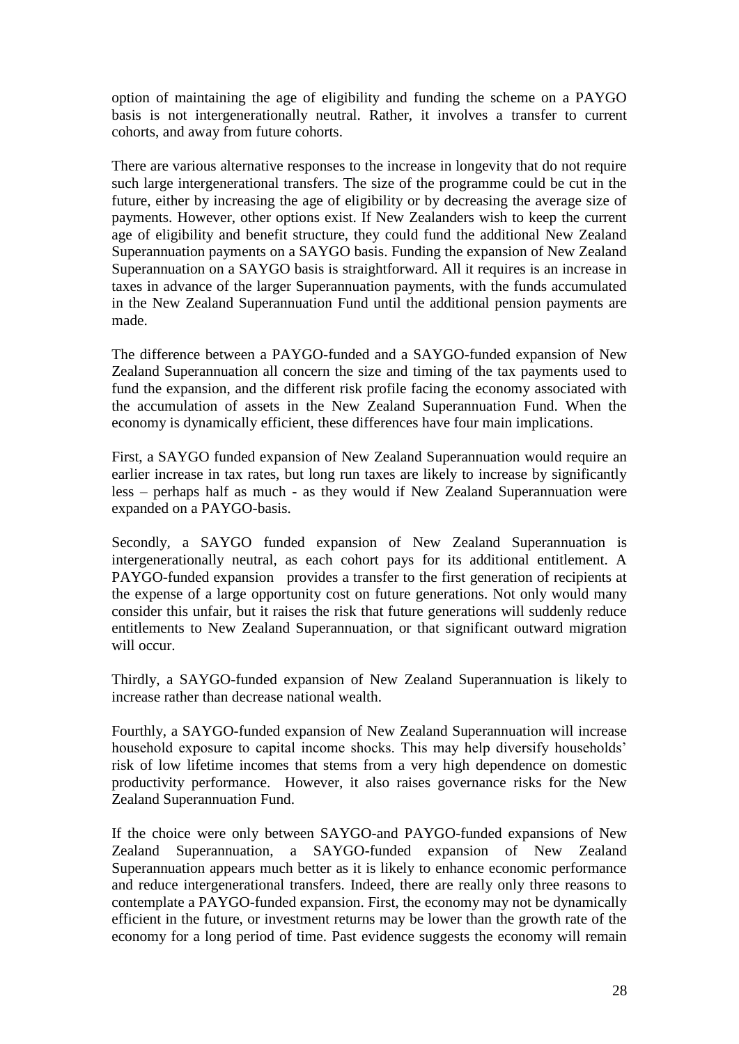option of maintaining the age of eligibility and funding the scheme on a PAYGO basis is not intergenerationally neutral. Rather, it involves a transfer to current cohorts, and away from future cohorts.

There are various alternative responses to the increase in longevity that do not require such large intergenerational transfers. The size of the programme could be cut in the future, either by increasing the age of eligibility or by decreasing the average size of payments. However, other options exist. If New Zealanders wish to keep the current age of eligibility and benefit structure, they could fund the additional New Zealand Superannuation payments on a SAYGO basis. Funding the expansion of New Zealand Superannuation on a SAYGO basis is straightforward. All it requires is an increase in taxes in advance of the larger Superannuation payments, with the funds accumulated in the New Zealand Superannuation Fund until the additional pension payments are made.

The difference between a PAYGO-funded and a SAYGO-funded expansion of New Zealand Superannuation all concern the size and timing of the tax payments used to fund the expansion, and the different risk profile facing the economy associated with the accumulation of assets in the New Zealand Superannuation Fund. When the economy is dynamically efficient, these differences have four main implications.

First, a SAYGO funded expansion of New Zealand Superannuation would require an earlier increase in tax rates, but long run taxes are likely to increase by significantly less – perhaps half as much - as they would if New Zealand Superannuation were expanded on a PAYGO-basis.

Secondly, a SAYGO funded expansion of New Zealand Superannuation is intergenerationally neutral, as each cohort pays for its additional entitlement. A PAYGO-funded expansion provides a transfer to the first generation of recipients at the expense of a large opportunity cost on future generations. Not only would many consider this unfair, but it raises the risk that future generations will suddenly reduce entitlements to New Zealand Superannuation, or that significant outward migration will occur.

Thirdly, a SAYGO-funded expansion of New Zealand Superannuation is likely to increase rather than decrease national wealth.

Fourthly, a SAYGO-funded expansion of New Zealand Superannuation will increase household exposure to capital income shocks. This may help diversify households' risk of low lifetime incomes that stems from a very high dependence on domestic productivity performance. However, it also raises governance risks for the New Zealand Superannuation Fund.

If the choice were only between SAYGO-and PAYGO-funded expansions of New Zealand Superannuation, a SAYGO-funded expansion of New Zealand Superannuation appears much better as it is likely to enhance economic performance and reduce intergenerational transfers. Indeed, there are really only three reasons to contemplate a PAYGO-funded expansion. First, the economy may not be dynamically efficient in the future, or investment returns may be lower than the growth rate of the economy for a long period of time. Past evidence suggests the economy will remain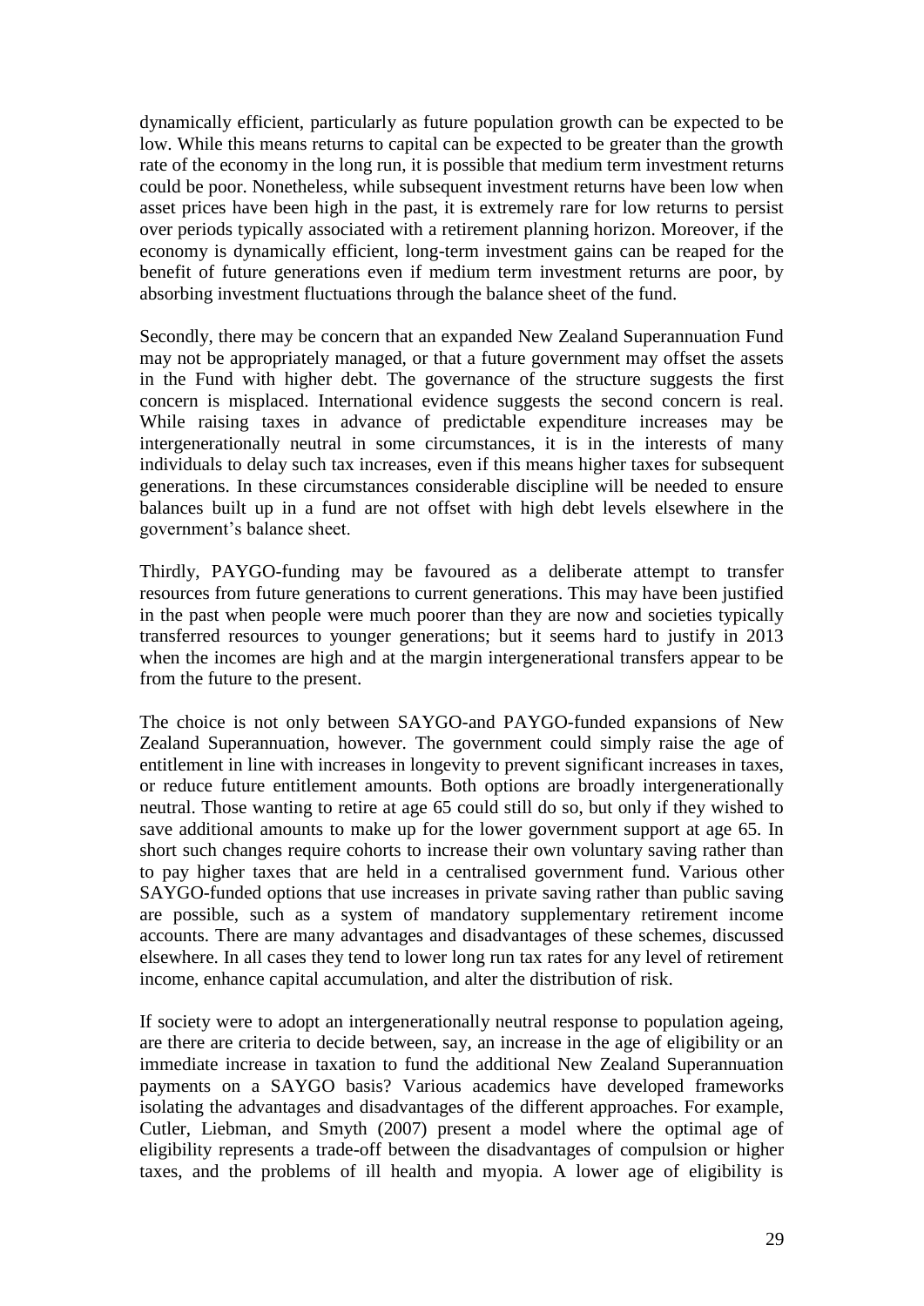dynamically efficient, particularly as future population growth can be expected to be low. While this means returns to capital can be expected to be greater than the growth rate of the economy in the long run, it is possible that medium term investment returns could be poor. Nonetheless, while subsequent investment returns have been low when asset prices have been high in the past, it is extremely rare for low returns to persist over periods typically associated with a retirement planning horizon. Moreover, if the economy is dynamically efficient, long-term investment gains can be reaped for the benefit of future generations even if medium term investment returns are poor, by absorbing investment fluctuations through the balance sheet of the fund.

Secondly, there may be concern that an expanded New Zealand Superannuation Fund may not be appropriately managed, or that a future government may offset the assets in the Fund with higher debt. The governance of the structure suggests the first concern is misplaced. International evidence suggests the second concern is real. While raising taxes in advance of predictable expenditure increases may be intergenerationally neutral in some circumstances, it is in the interests of many individuals to delay such tax increases, even if this means higher taxes for subsequent generations. In these circumstances considerable discipline will be needed to ensure balances built up in a fund are not offset with high debt levels elsewhere in the government's balance sheet.

Thirdly, PAYGO-funding may be favoured as a deliberate attempt to transfer resources from future generations to current generations. This may have been justified in the past when people were much poorer than they are now and societies typically transferred resources to younger generations; but it seems hard to justify in 2013 when the incomes are high and at the margin intergenerational transfers appear to be from the future to the present.

The choice is not only between SAYGO-and PAYGO-funded expansions of New Zealand Superannuation, however. The government could simply raise the age of entitlement in line with increases in longevity to prevent significant increases in taxes, or reduce future entitlement amounts. Both options are broadly intergenerationally neutral. Those wanting to retire at age 65 could still do so, but only if they wished to save additional amounts to make up for the lower government support at age 65. In short such changes require cohorts to increase their own voluntary saving rather than to pay higher taxes that are held in a centralised government fund. Various other SAYGO-funded options that use increases in private saving rather than public saving are possible, such as a system of mandatory supplementary retirement income accounts. There are many advantages and disadvantages of these schemes, discussed elsewhere. In all cases they tend to lower long run tax rates for any level of retirement income, enhance capital accumulation, and alter the distribution of risk.

If society were to adopt an intergenerationally neutral response to population ageing, are there are criteria to decide between, say, an increase in the age of eligibility or an immediate increase in taxation to fund the additional New Zealand Superannuation payments on a SAYGO basis? Various academics have developed frameworks isolating the advantages and disadvantages of the different approaches. For example, Cutler, Liebman, and Smyth (2007) present a model where the optimal age of eligibility represents a trade-off between the disadvantages of compulsion or higher taxes, and the problems of ill health and myopia. A lower age of eligibility is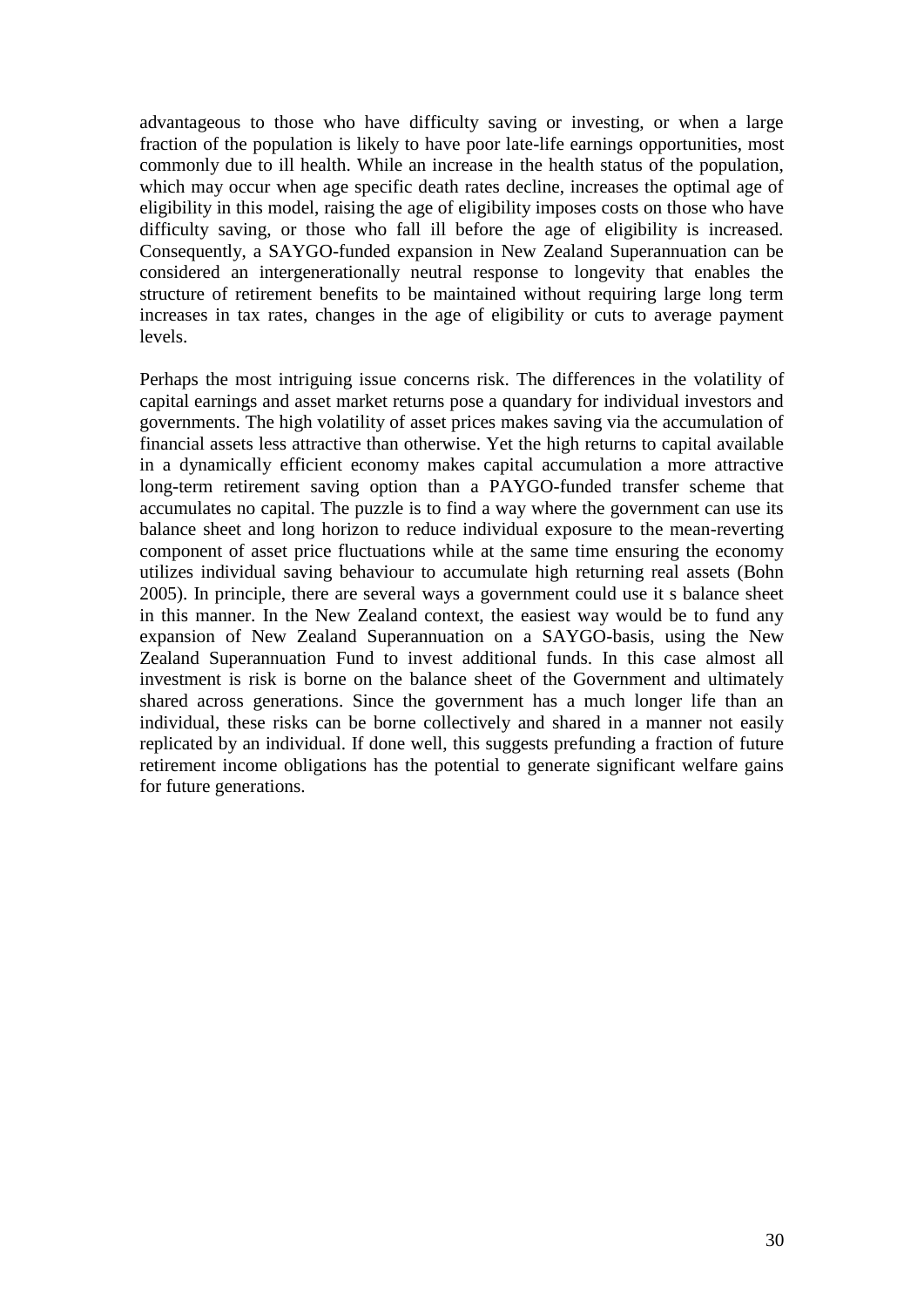advantageous to those who have difficulty saving or investing, or when a large fraction of the population is likely to have poor late-life earnings opportunities, most commonly due to ill health. While an increase in the health status of the population, which may occur when age specific death rates decline, increases the optimal age of eligibility in this model, raising the age of eligibility imposes costs on those who have difficulty saving, or those who fall ill before the age of eligibility is increased. Consequently, a SAYGO-funded expansion in New Zealand Superannuation can be considered an intergenerationally neutral response to longevity that enables the structure of retirement benefits to be maintained without requiring large long term increases in tax rates, changes in the age of eligibility or cuts to average payment levels.

Perhaps the most intriguing issue concerns risk. The differences in the volatility of capital earnings and asset market returns pose a quandary for individual investors and governments. The high volatility of asset prices makes saving via the accumulation of financial assets less attractive than otherwise. Yet the high returns to capital available in a dynamically efficient economy makes capital accumulation a more attractive long-term retirement saving option than a PAYGO-funded transfer scheme that accumulates no capital. The puzzle is to find a way where the government can use its balance sheet and long horizon to reduce individual exposure to the mean-reverting component of asset price fluctuations while at the same time ensuring the economy utilizes individual saving behaviour to accumulate high returning real assets (Bohn 2005). In principle, there are several ways a government could use it s balance sheet in this manner. In the New Zealand context, the easiest way would be to fund any expansion of New Zealand Superannuation on a SAYGO-basis, using the New Zealand Superannuation Fund to invest additional funds. In this case almost all investment is risk is borne on the balance sheet of the Government and ultimately shared across generations. Since the government has a much longer life than an individual, these risks can be borne collectively and shared in a manner not easily replicated by an individual. If done well, this suggests prefunding a fraction of future retirement income obligations has the potential to generate significant welfare gains for future generations.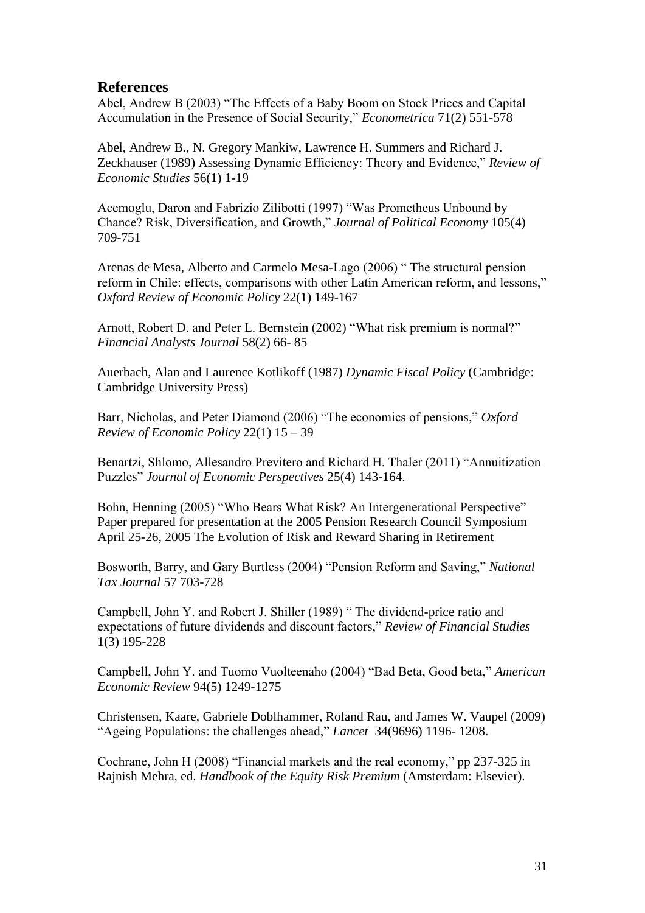## References

Abel, Andrew B (2003) "The Effects of a Baby Boom on Stock Prices and Capital Accumulation in the Presence of Social Security," *Econometrica* 71(2) 551-578

Abel, Andrew B., N. Gregory Mankiw, Lawrence H. Summers and Richard J. Zeckhauser (1989) Assessing Dynamic Efficiency: Theory and Evidence," *Review of Economic Studies* 56(1) 1-19

Acemoglu, Daron and Fabrizio Zilibotti (1997) "Was Prometheus Unbound by Chance? Risk, Diversification, and Growth," *Journal of Political Economy* 105(4) 709-751

Arenas de Mesa, Alberto and Carmelo Mesa-Lago (2006) " The structural pension reform in Chile: effects, comparisons with other Latin American reform, and lessons," *Oxford Review of Economic Policy* 22(1) 149-167

Arnott, Robert D. and Peter L. Bernstein (2002) "What risk premium is normal?" *Financial Analysts Journal* 58(2) 66- 85

Auerbach, Alan and Laurence Kotlikoff (1987) *Dynamic Fiscal Policy* (Cambridge: Cambridge University Press)

Barr, Nicholas, and Peter Diamond (2006) "The economics of pensions," *Oxford Review of Economic Policy* 22(1) 15 – 39

Benartzi, Shlomo, Allesandro Previtero and Richard H. Thaler (2011) "Annuitization Puzzles" *Journal of Economic Perspectives* 25(4) 143-164.

Bohn, Henning (2005) "Who Bears What Risk? An Intergenerational Perspective" Paper prepared for presentation at the 2005 Pension Research Council Symposium April 25-26, 2005 The Evolution of Risk and Reward Sharing in Retirement

Bosworth, Barry, and Gary Burtless (2004) "Pension Reform and Saving," *National Tax Journal* 57 703-728

Campbell, John Y. and Robert J. Shiller (1989) " The dividend-price ratio and expectations of future dividends and discount factors," *Review of Financial Studies* 1(3) 195-228

Campbell, John Y. and Tuomo Vuolteenaho (2004) "Bad Beta, Good beta," *American Economic Review* 94(5) 1249-1275

Christensen, Kaare, Gabriele Doblhammer, Roland Rau, and James W. Vaupel (2009) "Ageing Populations: the challenges ahead," *Lancet* 34(9696) 1196- 1208.

Cochrane, John H (2008) "Financial markets and the real economy," pp 237-325 in Rajnish Mehra, ed. *Handbook of the Equity Risk Premium* (Amsterdam: Elsevier).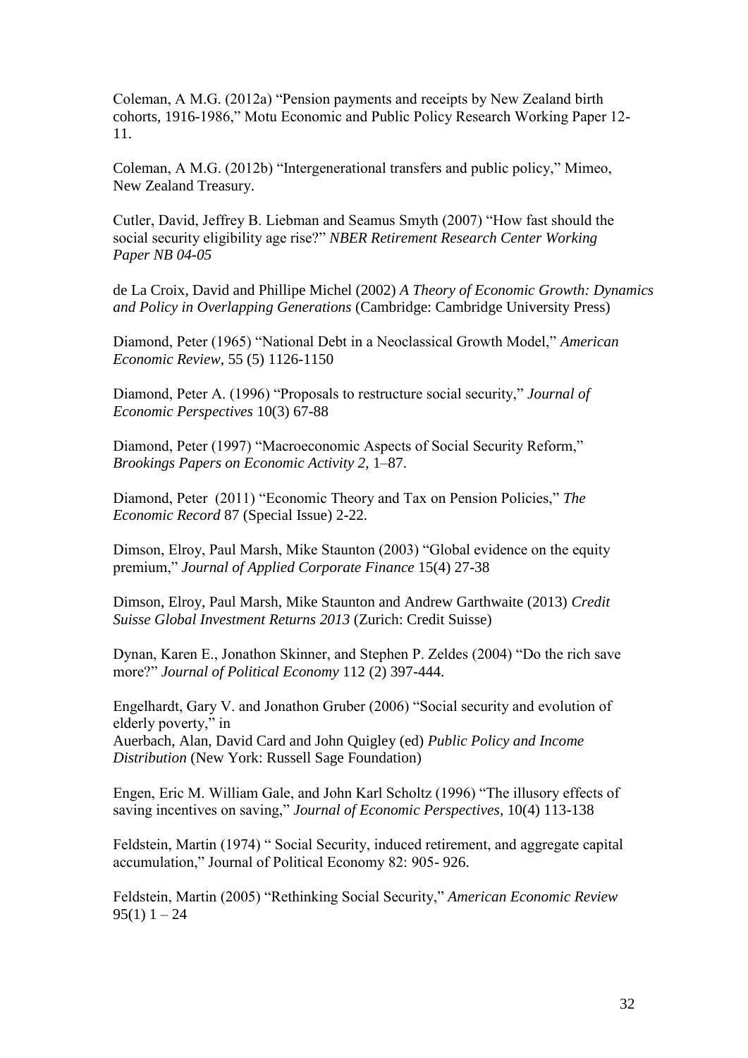Coleman, A M.G. (2012a) "Pension payments and receipts by New Zealand birth cohorts, 1916-1986," Motu Economic and Public Policy Research Working Paper 12-11.

Coleman, A M.G. (2012b) "Intergenerational transfers and public policy," Mimeo, New Zealand Treasury.

Cutler, David, Jeffrey B. Liebman and Seamus Smyth (2007) "How fast should the social security eligibility age rise?" *NBER Retirement Research Center Working Paper NB 04-05*

de La Croix, David and Phillipe Michel (2002) *A Theory of Economic Growth: Dynamics and Policy in Overlapping Generations* (Cambridge: Cambridge University Press)

Diamond, Peter (1965) "National Debt in a Neoclassical Growth Model," *American Economic Review*, 55 (5) 1126-1150

Diamond, Peter A. (1996) "Proposals to restructure social security," *Journal of Economic Perspectives* 10(3) 67-88

Diamond, Peter (1997) "Macroeconomic Aspects of Social Security Reform," *Brookings Papers on Economic Activity 2*, 1–87.

Diamond, Peter (2011) "Economic Theory and Tax on Pension Policies," *The Economic Record* 87 (Special Issue) 2-22.

Dimson, Elroy, Paul Marsh, Mike Staunton (2003) "Global evidence on the equity premium," *Journal of Applied Corporate Finance* 15(4) 27-38

Dimson, Elroy, Paul Marsh, Mike Staunton and Andrew Garthwaite (2013) *Credit Suisse Global Investment Returns 2013* (Zurich: Credit Suisse)

Dynan, Karen E., Jonathon Skinner, and Stephen P. Zeldes (2004) "Do the rich save more?" *Journal of Political Economy* 112 (2) 397-444.

Engelhardt, Gary V. and Jonathon Gruber (2006) "Social security and evolution of elderly poverty," in
Auerbach, Alan, David Card and John Quigley (ed) *Public Policy and Income Distribution* (New York: Russell Sage Foundation)

Engen, Eric M. William Gale, and John Karl Scholtz (1996) "The illusory effects of saving incentives on saving," *Journal of Economic Perspectives*, 10(4) 113-138

Feldstein, Martin (1974) " Social Security, induced retirement, and aggregate capital accumulation," Journal of Political Economy 82: 905- 926.

Feldstein, Martin (2005) "Rethinking Social Security," *American Economic Review* 95(1) 1 – 24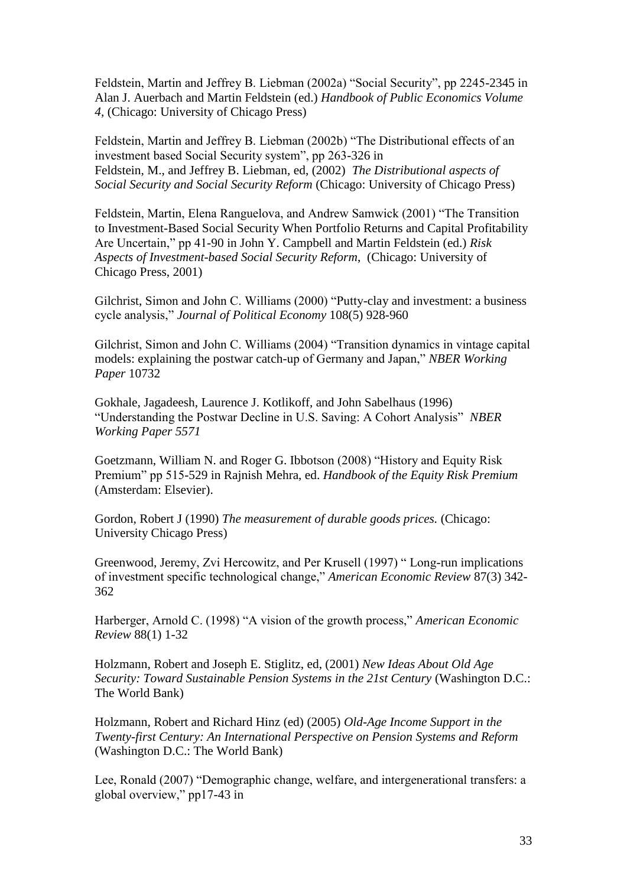Feldstein, Martin and Jeffrey B. Liebman (2002a) "Social Security", pp 2245-2345 in Alan J. Auerbach and Martin Feldstein (ed.) *Handbook of Public Economics Volume 4,* (Chicago: University of Chicago Press)

Feldstein, Martin and Jeffrey B. Liebman (2002b) "The Distributional effects of an investment based Social Security system", pp 263-326 in
Feldstein, M., and Jeffrey B. Liebman, ed, (2002) *The Distributional aspects of Social Security and Social Security Reform* (Chicago: University of Chicago Press)

Feldstein, Martin, Elena Ranguelova, and Andrew Samwick (2001) "The Transition to Investment-Based Social Security When Portfolio Returns and Capital Profitability Are Uncertain," pp 41-90 in John Y. Campbell and Martin Feldstein (ed.) *Risk Aspects of Investment-based Social Security Reform*, (Chicago: University of Chicago Press, 2001)

Gilchrist, Simon and John C. Williams (2000) "Putty-clay and investment: a business cycle analysis," *Journal of Political Economy* 108(5) 928-960

Gilchrist, Simon and John C. Williams (2004) "Transition dynamics in vintage capital models: explaining the postwar catch-up of Germany and Japan," *NBER Working Paper* 10732

Gokhale, Jagadeesh, Laurence J. Kotlikoff, and John Sabelhaus (1996) "Understanding the Postwar Decline in U.S. Saving: A Cohort Analysis" *NBER Working Paper 5571*

Goetzmann, William N. and Roger G. Ibbotson (2008) "History and Equity Risk Premium" pp 515-529 in Rajnish Mehra, ed. *Handbook of the Equity Risk Premium* (Amsterdam: Elsevier).

Gordon, Robert J (1990) *The measurement of durable goods prices.* (Chicago: University Chicago Press)

Greenwood, Jeremy, Zvi Hercowitz, and Per Krusell (1997) " Long-run implications of investment specific technological change," *American Economic Review* 87(3) 342-362

Harberger, Arnold C. (1998) "A vision of the growth process," *American Economic Review* 88(1) 1-32

Holzmann, Robert and Joseph E. Stiglitz, ed, (2001) *New Ideas About Old Age Security: Toward Sustainable Pension Systems in the 21st Century* (Washington D.C.: The World Bank)

Holzmann, Robert and Richard Hinz (ed) (2005) *Old-Age Income Support in the Twenty-first Century: An International Perspective on Pension Systems and Reform* (Washington D.C.: The World Bank)

Lee, Ronald (2007) "Demographic change, welfare, and intergenerational transfers: a global overview," pp17-43 in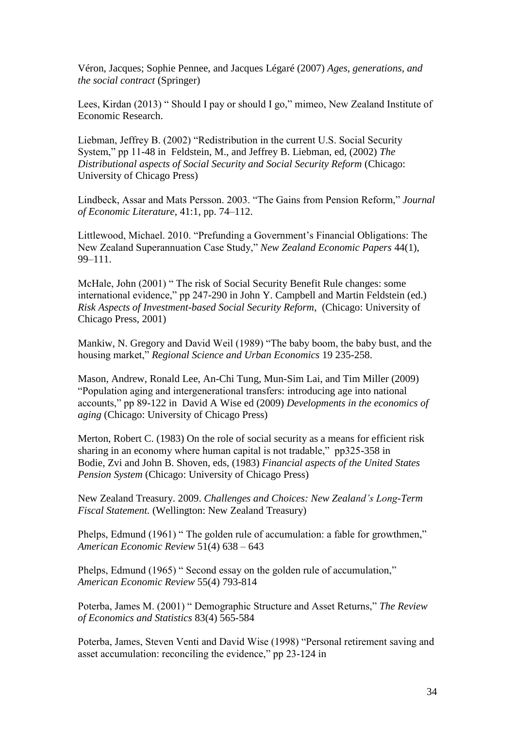Véron, Jacques; Sophie Pennee, and Jacques Légaré (2007) *Ages, generations, and the social contract* (Springer)

Lees, Kirdan (2013) " Should I pay or should I go," mimeo, New Zealand Institute of Economic Research.

Liebman, Jeffrey B. (2002) "Redistribution in the current U.S. Social Security System," pp 11-48 in Feldstein, M., and Jeffrey B. Liebman, ed, (2002) *The Distributional aspects of Social Security and Social Security Reform* (Chicago: University of Chicago Press)

Lindbeck, Assar and Mats Persson. 2003. "The Gains from Pension Reform," *Journal of Economic Literature*, 41:1, pp. 74–112.

Littlewood, Michael. 2010. "Prefunding a Government's Financial Obligations: The New Zealand Superannuation Case Study," *New Zealand Economic Papers* 44(1), 99–111.

McHale, John (2001) " The risk of Social Security Benefit Rule changes: some international evidence," pp 247-290 in John Y. Campbell and Martin Feldstein (ed.) *Risk Aspects of Investment-based Social Security Reform*, (Chicago: University of Chicago Press, 2001)

Mankiw, N. Gregory and David Weil (1989) "The baby boom, the baby bust, and the housing market," *Regional Science and Urban Economics* 19 235-258.

Mason, Andrew, Ronald Lee, An-Chi Tung, Mun-Sim Lai, and Tim Miller (2009) "Population aging and intergenerational transfers: introducing age into national accounts," pp 89-122 in David A Wise ed (2009) *Developments in the economics of aging* (Chicago: University of Chicago Press)

Merton, Robert C. (1983) On the role of social security as a means for efficient risk sharing in an economy where human capital is not tradable," pp325-358 in Bodie, Zvi and John B. Shoven, eds, (1983) *Financial aspects of the United States Pension System* (Chicago: University of Chicago Press)

New Zealand Treasury. 2009. *Challenges and Choices: New Zealand's Long-Term Fiscal Statement.* (Wellington: New Zealand Treasury)

Phelps, Edmund (1961) " The golden rule of accumulation: a fable for growthmen," *American Economic Review* 51(4) 638 – 643

Phelps, Edmund (1965) " Second essay on the golden rule of accumulation," *American Economic Review* 55(4) 793-814

Poterba, James M. (2001) " Demographic Structure and Asset Returns," *The Review of Economics and Statistics* 83(4) 565-584

Poterba, James, Steven Venti and David Wise (1998) "Personal retirement saving and asset accumulation: reconciling the evidence," pp 23-124 in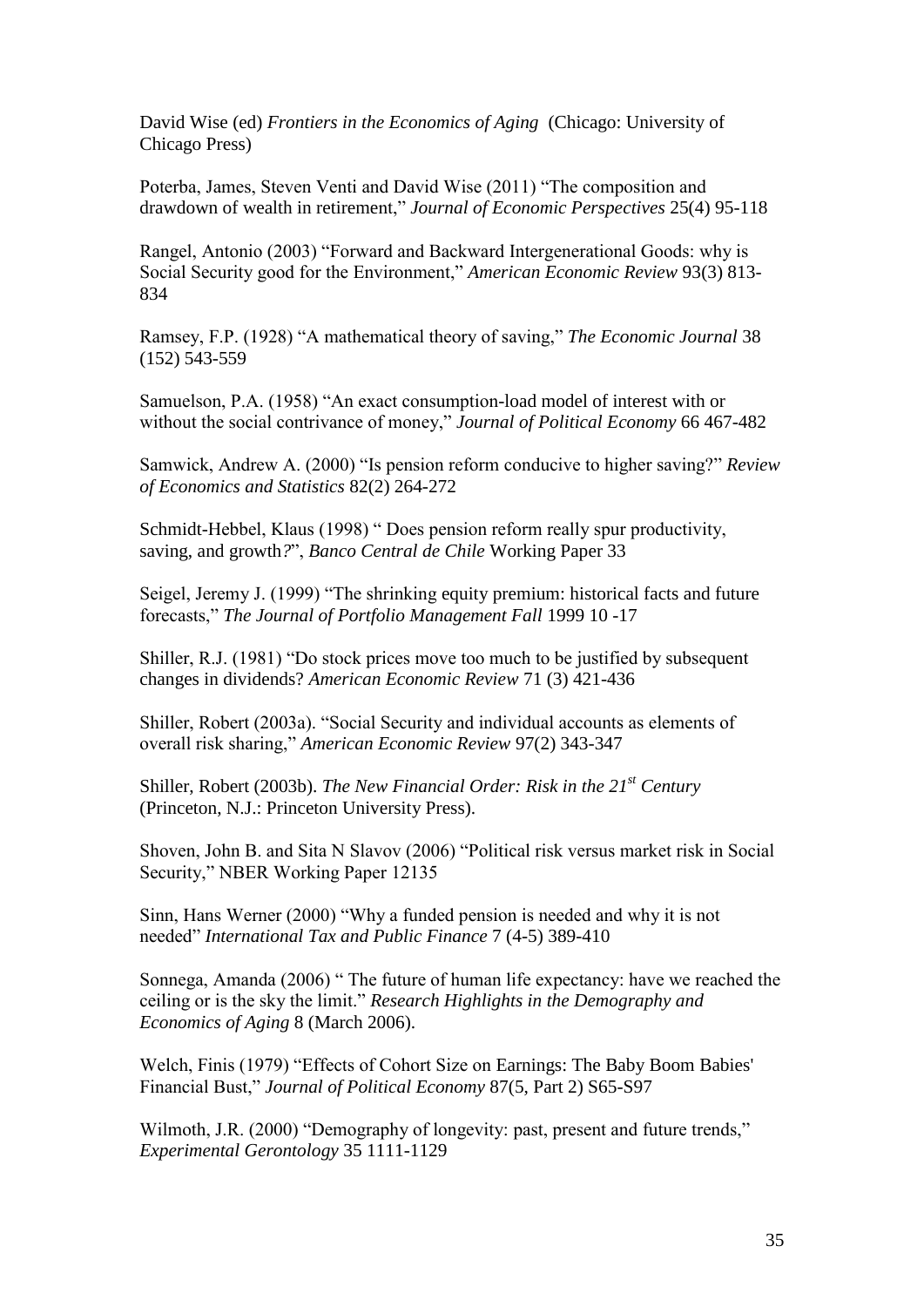David Wise (ed) *Frontiers in the Economics of Aging* (Chicago: University of Chicago Press)

Poterba, James, Steven Venti and David Wise (2011) "The composition and drawdown of wealth in retirement," *Journal of Economic Perspectives* 25(4) 95-118

Rangel, Antonio (2003) "Forward and Backward Intergenerational Goods: why is Social Security good for the Environment," *American Economic Review* 93(3) 813-834

Ramsey, F.P. (1928) "A mathematical theory of saving," *The Economic Journal* 38 (152) 543-559

Samuelson, P.A. (1958) "An exact consumption-load model of interest with or without the social contrivance of money," *Journal of Political Economy* 66 467-482

Samwick, Andrew A. (2000) "Is pension reform conducive to higher saving?" *Review of Economics and Statistics* 82(2) 264-272

Schmidt-Hebbel, Klaus (1998) " Does pension reform really spur productivity, saving, and growth?", *Banco Central de Chile* Working Paper 33

Seigel, Jeremy J. (1999) "The shrinking equity premium: historical facts and future forecasts," *The Journal of Portfolio Management Fall* 1999 10 -17

Shiller, R.J. (1981) "Do stock prices move too much to be justified by subsequent changes in dividends? *American Economic Review* 71 (3) 421-436

Shiller, Robert (2003a). "Social Security and individual accounts as elements of overall risk sharing," *American Economic Review* 97(2) 343-347

Shiller, Robert (2003b). *The New Financial Order: Risk in the 21st Century* (Princeton, N.J.: Princeton University Press).

Shoven, John B. and Sita N Slavov (2006) "Political risk versus market risk in Social Security," NBER Working Paper 12135

Sinn, Hans Werner (2000) "Why a funded pension is needed and why it is not needed" *International Tax and Public Finance* 7 (4-5) 389-410

Sonnega, Amanda (2006) " The future of human life expectancy: have we reached the ceiling or is the sky the limit." *Research Highlights in the Demography and Economics of Aging* 8 (March 2006).

Welch, Finis (1979) "Effects of Cohort Size on Earnings: The Baby Boom Babies' Financial Bust," *Journal of Political Economy* 87(5, Part 2) S65-S97

Wilmoth, J.R. (2000) "Demography of longevity: past, present and future trends," *Experimental Gerontology* 35 1111-1129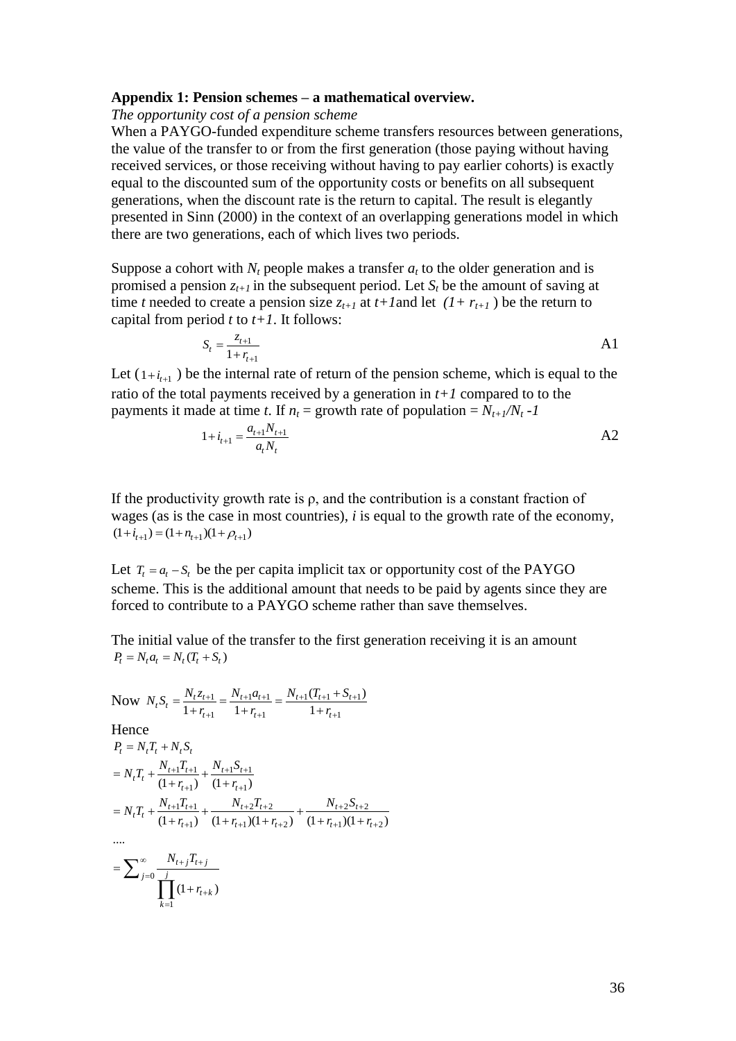**Appendix 1: Pension schemes – a mathematical overview.**

*The opportunity cost of a pension scheme*

When a PAYGO-funded expenditure scheme transfers resources between generations, the value of the transfer to or from the first generation (those paying without having received services, or those receiving without having to pay earlier cohorts) is exactly equal to the discounted sum of the opportunity costs or benefits on all subsequent generations, when the discount rate is the return to capital. The result is elegantly presented in Sinn (2000) in the context of an overlapping generations model in which there are two generations, each of which lives two periods.

Suppose a cohort with $N_t$ people makes a transfer $a_t$ to the older generation and is promised a pension $z_{t+1}$ in the subsequent period. Let $S_t$ be the amount of saving at time $t$ needed to create a pension size $z_{t+1}$ at $t+1$and let $(1+ r_{t+1})$ be the return to capital from period $t$ to $t+1$. It follows:

$$S_t = \frac{z_{t+1}}{1+r_{t+1}} \qquad \text{A1}$$

Let $(1+i_{t+1})$ be the internal rate of return of the pension scheme, which is equal to the ratio of the total payments received by a generation in $t+1$ compared to to the payments it made at time $t$. If $n_t$ = growth rate of population = $N_{t+1}/N_t -1$

$$1+i_{t+1} = \frac{a_{t+1}N_{t+1}}{a_t N_t} \qquad \text{A2}$$

If the productivity growth rate is ρ, and the contribution is a constant fraction of wages (as is the case in most countries), $i$ is equal to the growth rate of the economy, $(1+i_{t+1}) = (1+n_{t+1})(1+\rho_{t+1})$

Let $T_t = a_t - S_t$ be the per capita implicit tax or opportunity cost of the PAYGO scheme. This is the additional amount that needs to be paid by agents since they are forced to contribute to a PAYGO scheme rather than save themselves.

The initial value of the transfer to the first generation receiving it is an amount $P_t = N_t a_t = N_t(T_t + S_t)$

Now $N_t S_t = \dfrac{N_t z_{t+1}}{1+r_{t+1}} = \dfrac{N_{t+1}a_{t+1}}{1+r_{t+1}} = \dfrac{N_{t+1}(T_{t+1}+S_{t+1})}{1+r_{t+1}}$

Hence

$$\begin{aligned}
P_t &= N_t T_t + N_t S_t \\
&= N_t T_t + \frac{N_{t+1}T_{t+1}}{(1+r_{t+1})} + \frac{N_{t+1}S_{t+1}}{(1+r_{t+1})} \\
&= N_t T_t + \frac{N_{t+1}T_{t+1}}{(1+r_{t+1})} + \frac{N_{t+2}T_{t+2}}{(1+r_{t+1})(1+r_{t+2})} + \frac{N_{t+2}S_{t+2}}{(1+r_{t+1})(1+r_{t+2})} \\
&\dots \\
&= \sum_{j=0}^{\infty} \frac{N_{t+j}T_{t+j}}{\prod_{k=1}^{j}(1+r_{t+k})}
\end{aligned}$$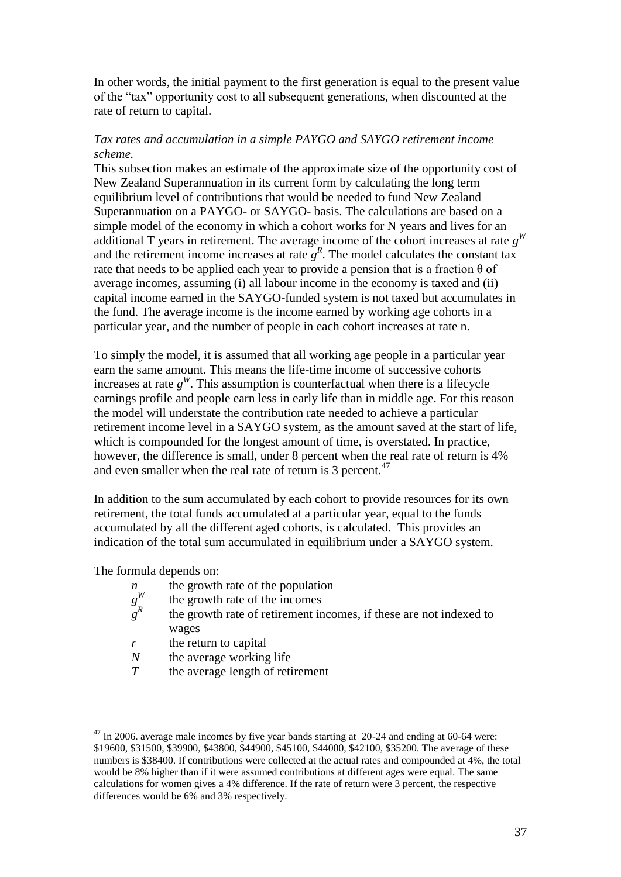In other words, the initial payment to the first generation is equal to the present value of the "tax" opportunity cost to all subsequent generations, when discounted at the rate of return to capital.

*Tax rates and accumulation in a simple PAYGO and SAYGO retirement income scheme.*

This subsection makes an estimate of the approximate size of the opportunity cost of New Zealand Superannuation in its current form by calculating the long term equilibrium level of contributions that would be needed to fund New Zealand Superannuation on a PAYGO- or SAYGO- basis. The calculations are based on a simple model of the economy in which a cohort works for N years and lives for an additional T years in retirement. The average income of the cohort increases at rate $g^W$ and the retirement income increases at rate $g^R$. The model calculates the constant tax rate that needs to be applied each year to provide a pension that is a fraction θ of average incomes, assuming (i) all labour income in the economy is taxed and (ii) capital income earned in the SAYGO-funded system is not taxed but accumulates in the fund. The average income is the income earned by working age cohorts in a particular year, and the number of people in each cohort increases at rate n.

To simply the model, it is assumed that all working age people in a particular year earn the same amount. This means the life-time income of successive cohorts increases at rate $g^W$. This assumption is counterfactual when there is a lifecycle earnings profile and people earn less in early life than in middle age. For this reason the model will understate the contribution rate needed to achieve a particular retirement income level in a SAYGO system, as the amount saved at the start of life, which is compounded for the longest amount of time, is overstated. In practice, however, the difference is small, under 8 percent when the real rate of return is 4% and even smaller when the real rate of return is 3 percent.[47]

In addition to the sum accumulated by each cohort to provide resources for its own retirement, the total funds accumulated at a particular year, equal to the funds accumulated by all the different aged cohorts, is calculated. This provides an indication of the total sum accumulated in equilibrium under a SAYGO system.

The formula depends on:

- $n$ the growth rate of the population
- $g^W$ the growth rate of the incomes
- $g^R$ the growth rate of retirement incomes, if these are not indexed to wages
- $r$ the return to capital
- $N$ the average working life
- $T$ the average length of retirement

[47] In 2006. average male incomes by five year bands starting at 20-24 and ending at 60-64 were: \$19600, \$31500, \$39900, \$43800, \$44900, \$45100, \$44000, \$42100, \$35200. The average of these numbers is \$38400. If contributions were collected at the actual rates and compounded at 4%, the total would be 8% higher than if it were assumed contributions at different ages were equal. The same calculations for women gives a 4% difference. If the rate of return were 3 percent, the respective differences would be 6% and 3% respectively.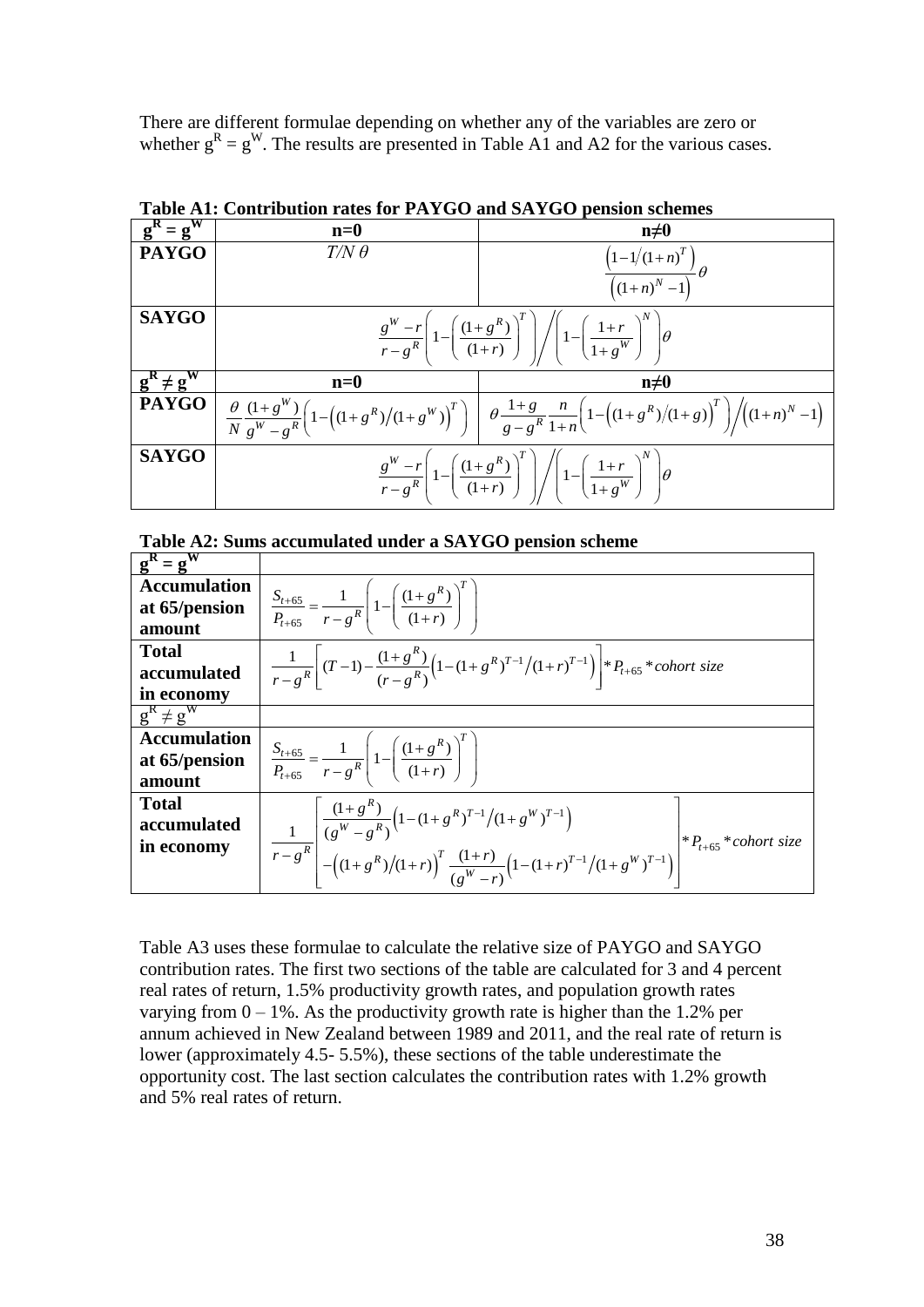There are different formulae depending on whether any of the variables are zero or whether $g^R = g^W$. The results are presented in Table A1 and A2 for the various cases.

**Table A1: Contribution rates for PAYGO and SAYGO pension schemes**

| $g^R = g^W$ | n=0 | n≠0 |
|---|---|---|
| **PAYGO** | $T/N\ \theta$ | $\dfrac{\left(1-1/(1+n)^T\right)}{\left((1+n)^N-1\right)}\theta$ |
| **SAYGO** | $\dfrac{g^W-r}{r-g^R}\left(1-\left(\dfrac{(1+g^R)}{(1+r)}\right)^T\right)\Big/\left(1-\left(\dfrac{1+r}{1+g^W}\right)^N\right)\theta$ | |
| $g^R \neq g^W$ | **n=0** | **n≠0** |
| **PAYGO** | $\dfrac{\theta}{N}\dfrac{(1+g^W)}{g^W-g^R}\left(1-\left((1+g^R)/(1+g^W)\right)^T\right)$ | $\theta\dfrac{1+g}{g-g^R}\dfrac{n}{1+n}\left(1-\left((1+g^R)/(1+g)\right)^T\right)\Big/\left((1+n)^N-1\right)$ |
| **SAYGO** | $\dfrac{g^W-r}{r-g^R}\left(1-\left(\dfrac{(1+g^R)}{(1+r)}\right)^T\right)\Big/\left(1-\left(\dfrac{1+r}{1+g^W}\right)^N\right)\theta$ | |

**Table A2: Sums accumulated under a SAYGO pension scheme**

| $g^R = g^W$ | |
|---|---|
| **Accumulation at 65/pension amount** | $\dfrac{S_{t+65}}{P_{t+65}} = \dfrac{1}{r-g^R}\left(1-\left(\dfrac{(1+g^R)}{(1+r)}\right)^T\right)$ |
| **Total accumulated in economy** | $\dfrac{1}{r-g^R}\left[(T-1)-\dfrac{(1+g^R)}{(r-g^R)}\left(1-(1+g^R)^{T-1}/(1+r)^{T-1}\right)\right]*P_{t+65}*cohort\ size$ |
| $g^R \neq g^W$ | |
| **Accumulation at 65/pension amount** | $\dfrac{S_{t+65}}{P_{t+65}} = \dfrac{1}{r-g^R}\left(1-\left(\dfrac{(1+g^R)}{(1+r)}\right)^T\right)$ |
| **Total accumulated in economy** | $\dfrac{1}{r-g^R}\left[\dfrac{(1+g^R)}{(g^W-g^R)}\left(1-(1+g^R)^{T-1}/(1+g^W)^{T-1}\right) - \left((1+g^R)/(1+r)\right)^T\dfrac{(1+r)}{(g^W-r)}\left(1-(1+r)^{T-1}/(1+g^W)^{T-1}\right)\right]*P_{t+65}*cohort\ size$ |

Table A3 uses these formulae to calculate the relative size of PAYGO and SAYGO contribution rates. The first two sections of the table are calculated for 3 and 4 percent real rates of return, 1.5% productivity growth rates, and population growth rates varying from 0 – 1%. As the productivity growth rate is higher than the 1.2% per annum achieved in New Zealand between 1989 and 2011, and the real rate of return is lower (approximately 4.5- 5.5%), these sections of the table underestimate the opportunity cost. The last section calculates the contribution rates with 1.2% growth and 5% real rates of return.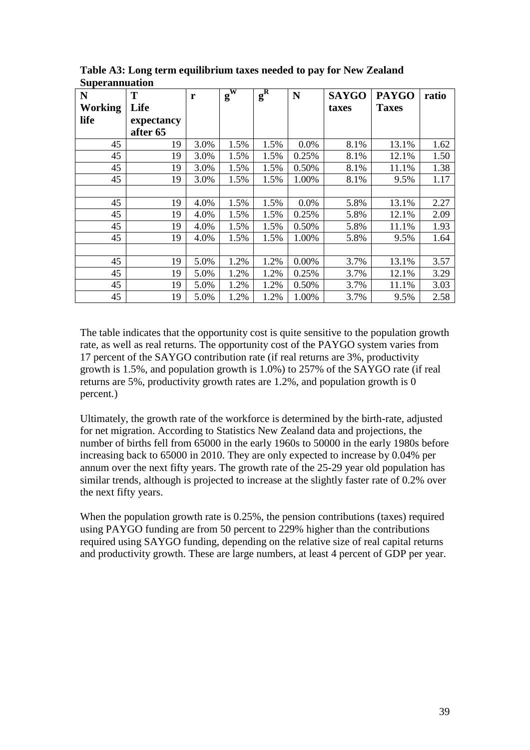**Table A3: Long term equilibrium taxes needed to pay for New Zealand Superannuation**

| N Working life | T Life expectancy after 65 | r | $g^W$ | $g^R$ | N | SAYGO taxes | PAYGO Taxes | ratio |
|---|---|---|---|---|---|---|---|---|
| 45 | 19 | 3.0% | 1.5% | 1.5% | 0.0% | 8.1% | 13.1% | 1.62 |
| 45 | 19 | 3.0% | 1.5% | 1.5% | 0.25% | 8.1% | 12.1% | 1.50 |
| 45 | 19 | 3.0% | 1.5% | 1.5% | 0.50% | 8.1% | 11.1% | 1.38 |
| 45 | 19 | 3.0% | 1.5% | 1.5% | 1.00% | 8.1% | 9.5% | 1.17 |
| | | | | | | | | |
| 45 | 19 | 4.0% | 1.5% | 1.5% | 0.0% | 5.8% | 13.1% | 2.27 |
| 45 | 19 | 4.0% | 1.5% | 1.5% | 0.25% | 5.8% | 12.1% | 2.09 |
| 45 | 19 | 4.0% | 1.5% | 1.5% | 0.50% | 5.8% | 11.1% | 1.93 |
| 45 | 19 | 4.0% | 1.5% | 1.5% | 1.00% | 5.8% | 9.5% | 1.64 |
| | | | | | | | | |
| 45 | 19 | 5.0% | 1.2% | 1.2% | 0.00% | 3.7% | 13.1% | 3.57 |
| 45 | 19 | 5.0% | 1.2% | 1.2% | 0.25% | 3.7% | 12.1% | 3.29 |
| 45 | 19 | 5.0% | 1.2% | 1.2% | 0.50% | 3.7% | 11.1% | 3.03 |
| 45 | 19 | 5.0% | 1.2% | 1.2% | 1.00% | 3.7% | 9.5% | 2.58 |

The table indicates that the opportunity cost is quite sensitive to the population growth rate, as well as real returns. The opportunity cost of the PAYGO system varies from 17 percent of the SAYGO contribution rate (if real returns are 3%, productivity growth is 1.5%, and population growth is 1.0%) to 257% of the SAYGO rate (if real returns are 5%, productivity growth rates are 1.2%, and population growth is 0 percent.)

Ultimately, the growth rate of the workforce is determined by the birth-rate, adjusted for net migration. According to Statistics New Zealand data and projections, the number of births fell from 65000 in the early 1960s to 50000 in the early 1980s before increasing back to 65000 in 2010. They are only expected to increase by 0.04% per annum over the next fifty years. The growth rate of the 25-29 year old population has similar trends, although is projected to increase at the slightly faster rate of 0.2% over the next fifty years.

When the population growth rate is 0.25%, the pension contributions (taxes) required using PAYGO funding are from 50 percent to 229% higher than the contributions required using SAYGO funding, depending on the relative size of real capital returns and productivity growth. These are large numbers, at least 4 percent of GDP per year.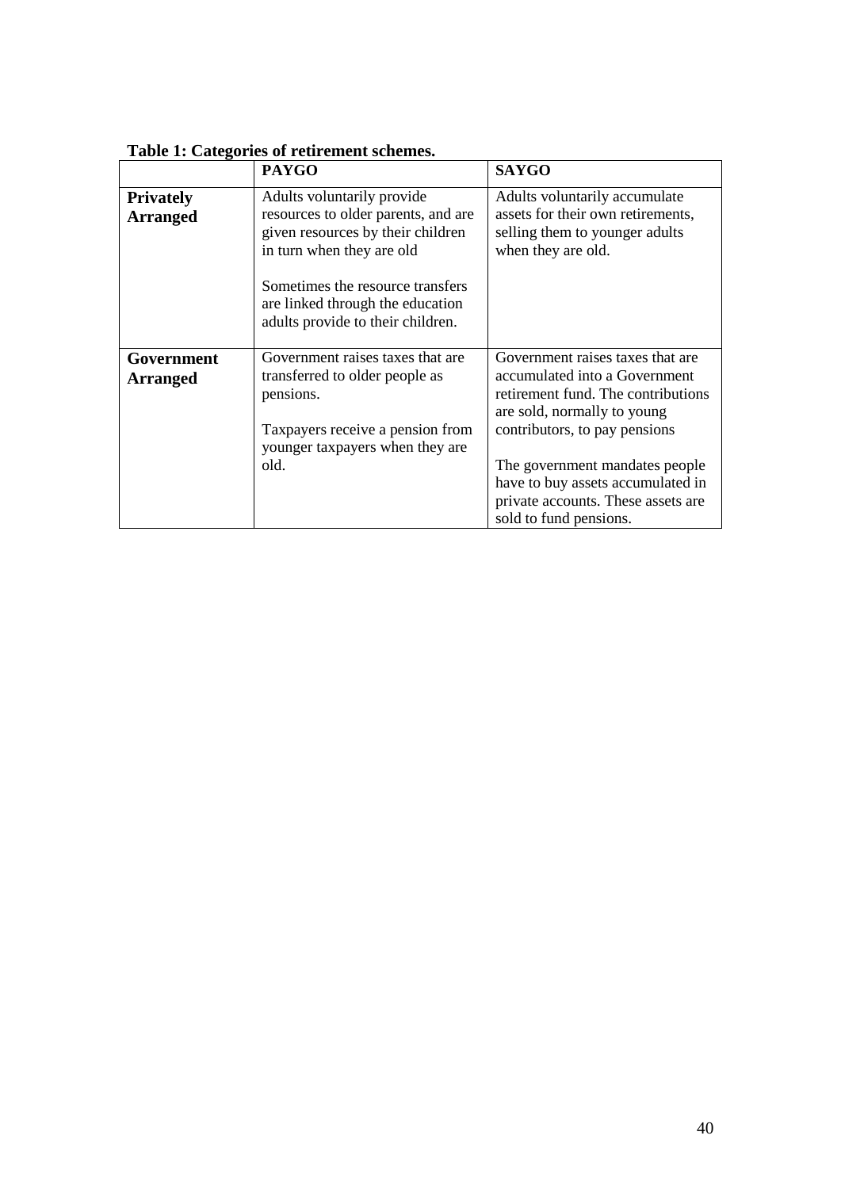**Table 1: Categories of retirement schemes.**

| | **PAYGO** | **SAYGO** |
|---|---|---|
| **Privately Arranged** | Adults voluntarily provide resources to older parents, and are given resources by their children in turn when they are old<br><br>Sometimes the resource transfers are linked through the education adults provide to their children. | Adults voluntarily accumulate assets for their own retirements, selling them to younger adults when they are old. |
| **Government Arranged** | Government raises taxes that are transferred to older people as pensions.<br><br>Taxpayers receive a pension from younger taxpayers when they are old. | Government raises taxes that are accumulated into a Government retirement fund. The contributions are sold, normally to young contributors, to pay pensions<br><br>The government mandates people have to buy assets accumulated in private accounts. These assets are sold to fund pensions. |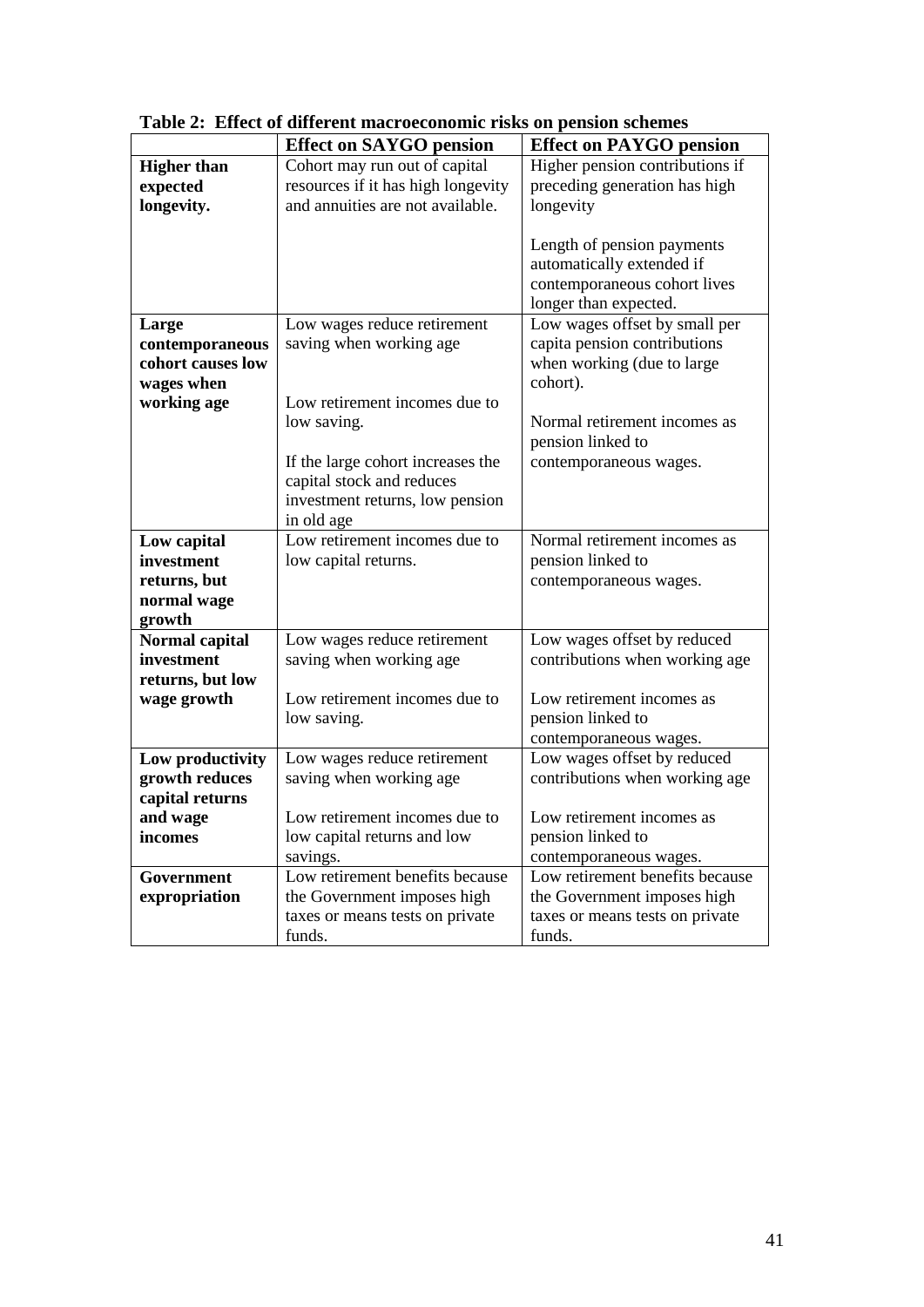**Table 2: Effect of different macroeconomic risks on pension schemes**

| | **Effect on SAYGO pension** | **Effect on PAYGO pension** |
|---|---|---|
| **Higher than expected longevity.** | Cohort may run out of capital resources if it has high longevity and annuities are not available. | Higher pension contributions if preceding generation has high longevity<br><br>Length of pension payments automatically extended if contemporaneous cohort lives longer than expected. |
| **Large contemporaneous cohort causes low wages when working age** | Low wages reduce retirement saving when working age<br><br>Low retirement incomes due to low saving.<br><br>If the large cohort increases the capital stock and reduces investment returns, low pension in old age | Low wages offset by small per capita pension contributions when working (due to large cohort).<br><br>Normal retirement incomes as pension linked to contemporaneous wages. |
| **Low capital investment returns, but normal wage growth** | Low retirement incomes due to low capital returns. | Normal retirement incomes as pension linked to contemporaneous wages. |
| **Normal capital investment returns, but low wage growth** | Low wages reduce retirement saving when working age<br><br>Low retirement incomes due to low saving. | Low wages offset by reduced contributions when working age<br><br>Low retirement incomes as pension linked to contemporaneous wages. |
| **Low productivity growth reduces capital returns and wage incomes** | Low wages reduce retirement saving when working age<br><br>Low retirement incomes due to low capital returns and low savings. | Low wages offset by reduced contributions when working age<br><br>Low retirement incomes as pension linked to contemporaneous wages. |
| **Government expropriation** | Low retirement benefits because the Government imposes high taxes or means tests on private funds. | Low retirement benefits because the Government imposes high taxes or means tests on private funds. |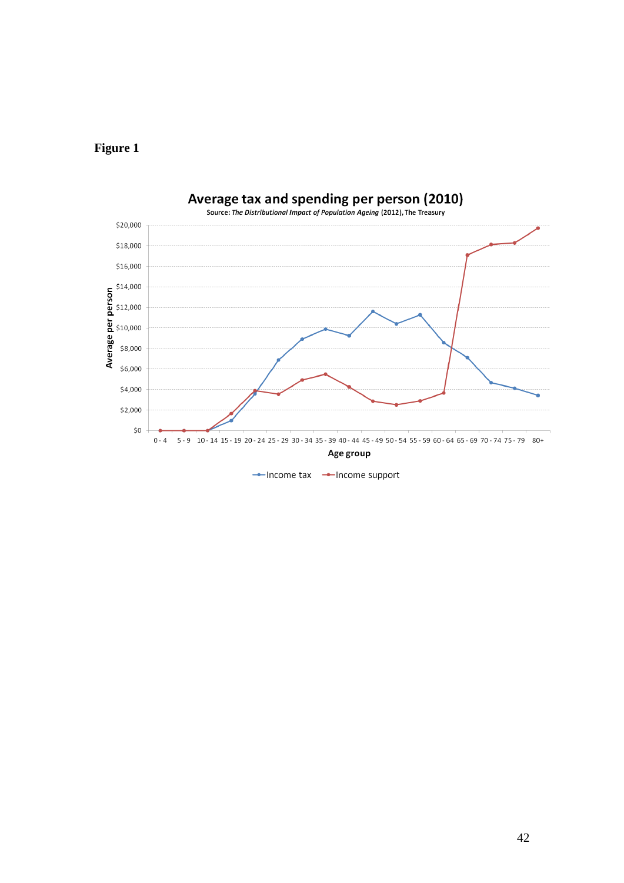**Figure 1**

Average tax and spending per person (2010)

Source: *The Distributional Impact of Population Ageing* (2012), The Treasury

$20,000
$18,000
$16,000
$14,000
$12,000
$10,000
$8,000
$6,000
$4,000
$2,000
$0

Average per person

0 - 4
5 - 9
10 - 14
15 - 19
20 - 24
25 - 29
30 - 34
35 - 39
40 - 44
45 - 49
50 - 54
55 - 59
60 - 64
65 - 69
70 - 74
75 - 79
80+

Age group

Income tax
Income support